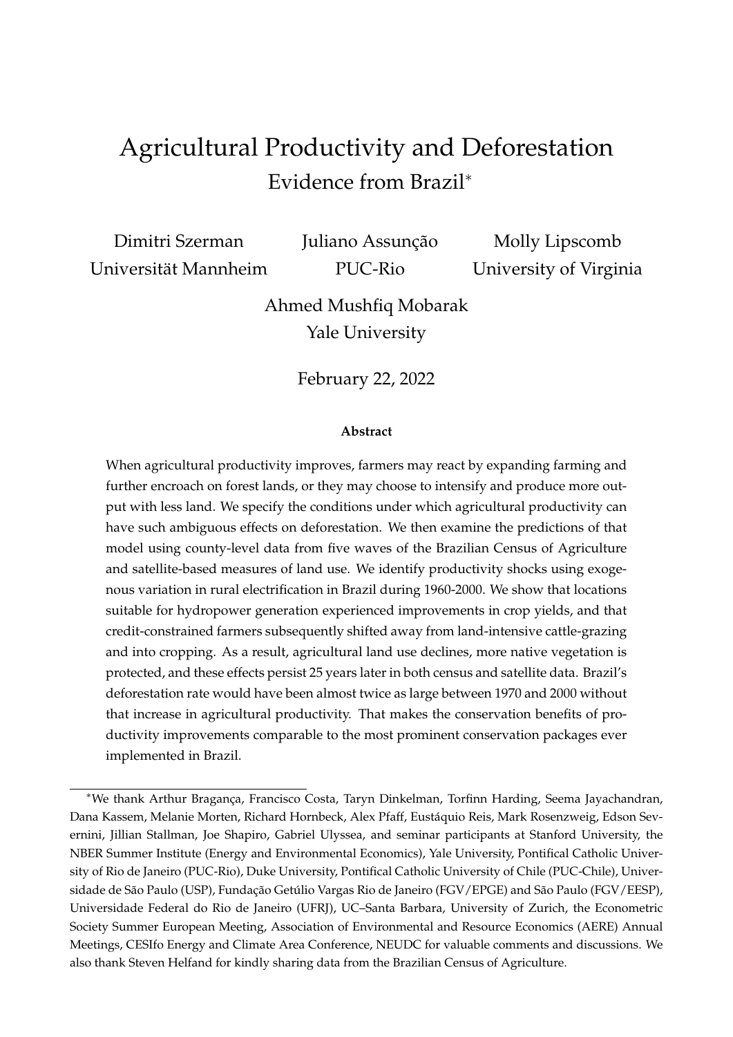# Agricultural Productivity and Deforestation

## Evidence from Brazil[*]

Dimitri Szerman
Universität Mannheim

Juliano Assunção
PUC-Rio

Molly Lipscomb
University of Virginia

Ahmed Mushfiq Mobarak
Yale University

February 22, 2022

**Abstract**

When agricultural productivity improves, farmers may react by expanding farming and further encroach on forest lands, or they may choose to intensify and produce more output with less land. We specify the conditions under which agricultural productivity can have such ambiguous effects on deforestation. We then examine the predictions of that model using county-level data from five waves of the Brazilian Census of Agriculture and satellite-based measures of land use. We identify productivity shocks using exogenous variation in rural electrification in Brazil during 1960-2000. We show that locations suitable for hydropower generation experienced improvements in crop yields, and that credit-constrained farmers subsequently shifted away from land-intensive cattle-grazing and into cropping. As a result, agricultural land use declines, more native vegetation is protected, and these effects persist 25 years later in both census and satellite data. Brazil's deforestation rate would have been almost twice as large between 1970 and 2000 without that increase in agricultural productivity. That makes the conservation benefits of productivity improvements comparable to the most prominent conservation packages ever implemented in Brazil.

[*]We thank Arthur Bragança, Francisco Costa, Taryn Dinkelman, Torfinn Harding, Seema Jayachandran, Dana Kassem, Melanie Morten, Richard Hornbeck, Alex Pfaff, Eustáquio Reis, Mark Rosenzweig, Edson Severnini, Jillian Stallman, Joe Shapiro, Gabriel Ulyssea, and seminar participants at Stanford University, the NBER Summer Institute (Energy and Environmental Economics), Yale University, Pontifical Catholic University of Rio de Janeiro (PUC-Rio), Duke University, Pontifical Catholic University of Chile (PUC-Chile), Universidade de São Paulo (USP), Fundação Getúlio Vargas Rio de Janeiro (FGV/EPGE) and São Paulo (FGV/EESP), Universidade Federal do Rio de Janeiro (UFRJ), UC–Santa Barbara, University of Zurich, the Econometric Society Summer European Meeting, Association of Environmental and Resource Economics (AERE) Annual Meetings, CESIfo Energy and Climate Area Conference, NEUDC for valuable comments and discussions. We also thank Steven Helfand for kindly sharing data from the Brazilian Census of Agriculture.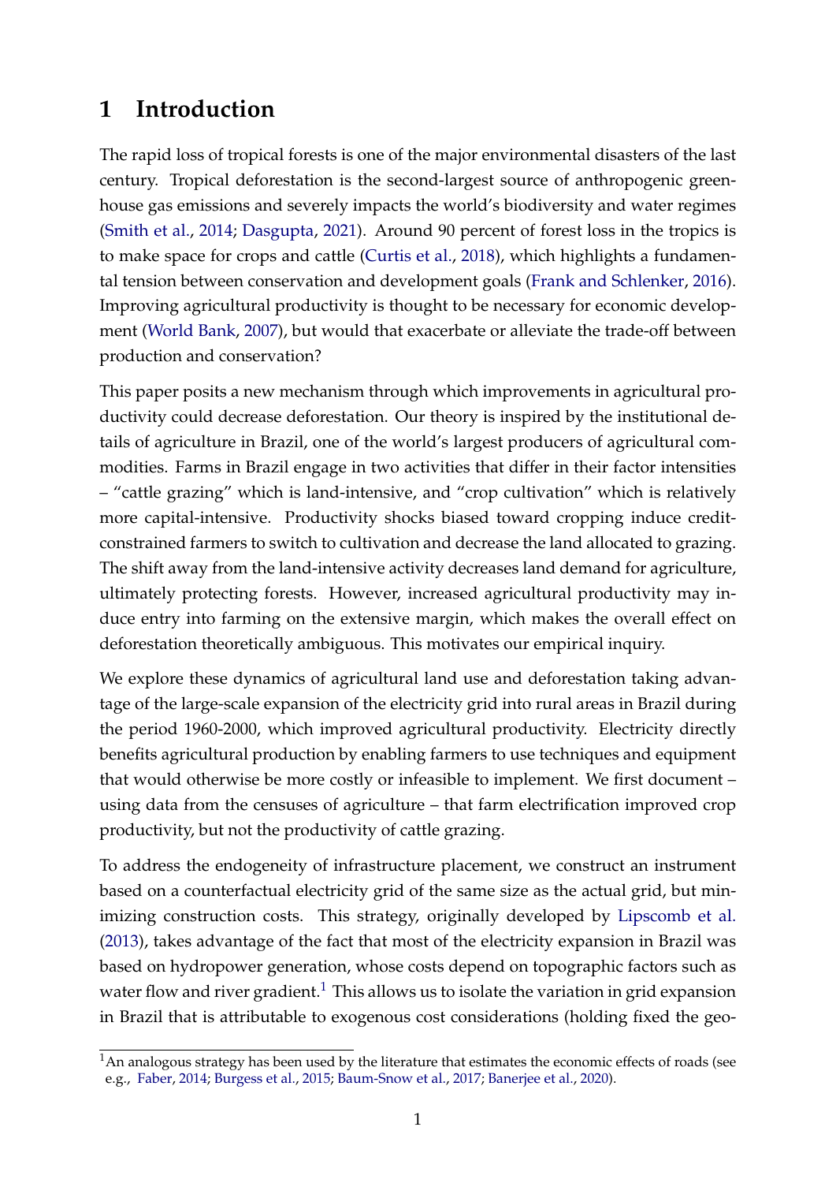# 1 Introduction

The rapid loss of tropical forests is one of the major environmental disasters of the last century. Tropical deforestation is the second-largest source of anthropogenic greenhouse gas emissions and severely impacts the world's biodiversity and water regimes (Smith et al., 2014; Dasgupta, 2021). Around 90 percent of forest loss in the tropics is to make space for crops and cattle (Curtis et al., 2018), which highlights a fundamental tension between conservation and development goals (Frank and Schlenker, 2016). Improving agricultural productivity is thought to be necessary for economic development (World Bank, 2007), but would that exacerbate or alleviate the trade-off between production and conservation?

This paper posits a new mechanism through which improvements in agricultural productivity could decrease deforestation. Our theory is inspired by the institutional details of agriculture in Brazil, one of the world's largest producers of agricultural commodities. Farms in Brazil engage in two activities that differ in their factor intensities – "cattle grazing" which is land-intensive, and "crop cultivation" which is relatively more capital-intensive. Productivity shocks biased toward cropping induce credit-constrained farmers to switch to cultivation and decrease the land allocated to grazing. The shift away from the land-intensive activity decreases land demand for agriculture, ultimately protecting forests. However, increased agricultural productivity may induce entry into farming on the extensive margin, which makes the overall effect on deforestation theoretically ambiguous. This motivates our empirical inquiry.

We explore these dynamics of agricultural land use and deforestation taking advantage of the large-scale expansion of the electricity grid into rural areas in Brazil during the period 1960-2000, which improved agricultural productivity. Electricity directly benefits agricultural production by enabling farmers to use techniques and equipment that would otherwise be more costly or infeasible to implement. We first document – using data from the censuses of agriculture – that farm electrification improved crop productivity, but not the productivity of cattle grazing.

To address the endogeneity of infrastructure placement, we construct an instrument based on a counterfactual electricity grid of the same size as the actual grid, but minimizing construction costs. This strategy, originally developed by Lipscomb et al. (2013), takes advantage of the fact that most of the electricity expansion in Brazil was based on hydropower generation, whose costs depend on topographic factors such as water flow and river gradient.[1] This allows us to isolate the variation in grid expansion in Brazil that is attributable to exogenous cost considerations (holding fixed the geo-

[1] An analogous strategy has been used by the literature that estimates the economic effects of roads (see e.g., Faber, 2014; Burgess et al., 2015; Baum-Snow et al., 2017; Banerjee et al., 2020).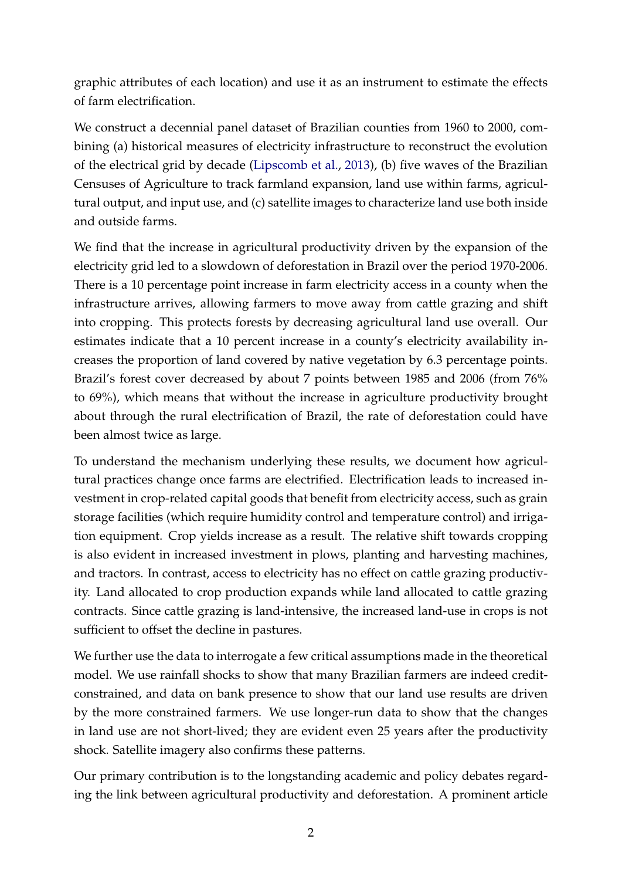graphic attributes of each location) and use it as an instrument to estimate the effects of farm electrification.

We construct a decennial panel dataset of Brazilian counties from 1960 to 2000, combining (a) historical measures of electricity infrastructure to reconstruct the evolution of the electrical grid by decade (Lipscomb et al., 2013), (b) five waves of the Brazilian Censuses of Agriculture to track farmland expansion, land use within farms, agricultural output, and input use, and (c) satellite images to characterize land use both inside and outside farms.

We find that the increase in agricultural productivity driven by the expansion of the electricity grid led to a slowdown of deforestation in Brazil over the period 1970-2006. There is a 10 percentage point increase in farm electricity access in a county when the infrastructure arrives, allowing farmers to move away from cattle grazing and shift into cropping. This protects forests by decreasing agricultural land use overall. Our estimates indicate that a 10 percent increase in a county's electricity availability increases the proportion of land covered by native vegetation by 6.3 percentage points. Brazil's forest cover decreased by about 7 points between 1985 and 2006 (from 76% to 69%), which means that without the increase in agriculture productivity brought about through the rural electrification of Brazil, the rate of deforestation could have been almost twice as large.

To understand the mechanism underlying these results, we document how agricultural practices change once farms are electrified. Electrification leads to increased investment in crop-related capital goods that benefit from electricity access, such as grain storage facilities (which require humidity control and temperature control) and irrigation equipment. Crop yields increase as a result. The relative shift towards cropping is also evident in increased investment in plows, planting and harvesting machines, and tractors. In contrast, access to electricity has no effect on cattle grazing productivity. Land allocated to crop production expands while land allocated to cattle grazing contracts. Since cattle grazing is land-intensive, the increased land-use in crops is not sufficient to offset the decline in pastures.

We further use the data to interrogate a few critical assumptions made in the theoretical model. We use rainfall shocks to show that many Brazilian farmers are indeed credit-constrained, and data on bank presence to show that our land use results are driven by the more constrained farmers. We use longer-run data to show that the changes in land use are not short-lived; they are evident even 25 years after the productivity shock. Satellite imagery also confirms these patterns.

Our primary contribution is to the longstanding academic and policy debates regarding the link between agricultural productivity and deforestation. A prominent article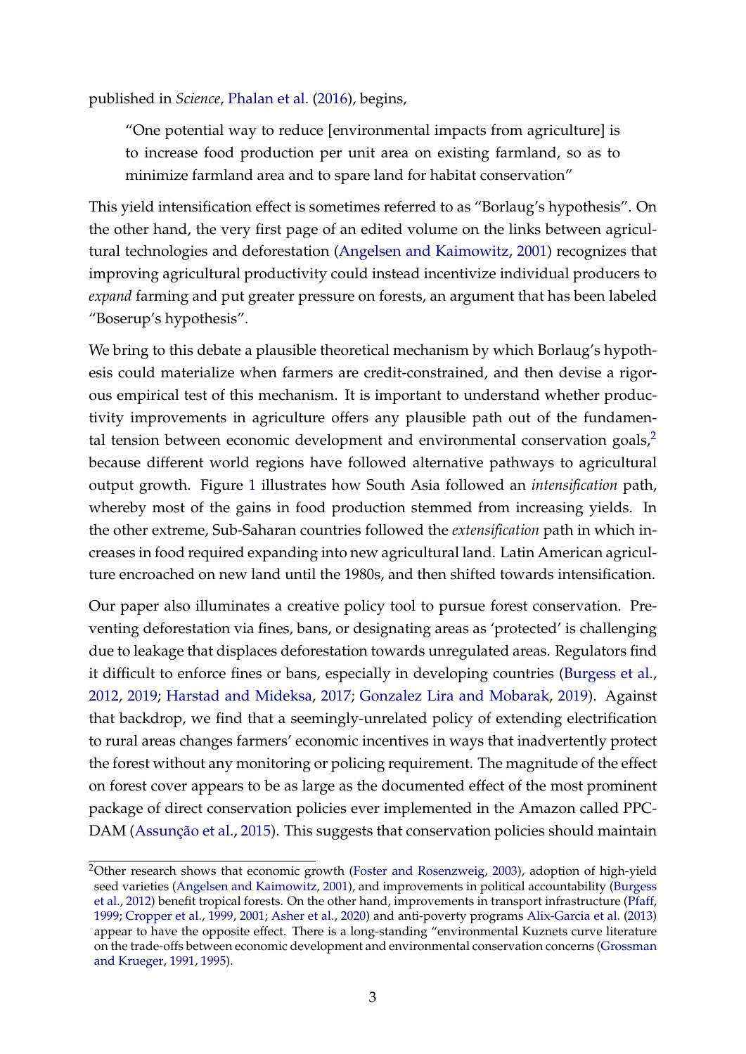published in *Science*, Phalan et al. (2016), begins,

> "One potential way to reduce [environmental impacts from agriculture] is to increase food production per unit area on existing farmland, so as to minimize farmland area and to spare land for habitat conservation"

This yield intensification effect is sometimes referred to as "Borlaug's hypothesis". On the other hand, the very first page of an edited volume on the links between agricultural technologies and deforestation (Angelsen and Kaimowitz, 2001) recognizes that improving agricultural productivity could instead incentivize individual producers to *expand* farming and put greater pressure on forests, an argument that has been labeled "Boserup's hypothesis".

We bring to this debate a plausible theoretical mechanism by which Borlaug's hypothesis could materialize when farmers are credit-constrained, and then devise a rigorous empirical test of this mechanism. It is important to understand whether productivity improvements in agriculture offers any plausible path out of the fundamental tension between economic development and environmental conservation goals,[2] because different world regions have followed alternative pathways to agricultural output growth. Figure 1 illustrates how South Asia followed an *intensification* path, whereby most of the gains in food production stemmed from increasing yields. In the other extreme, Sub-Saharan countries followed the *extensification* path in which increases in food required expanding into new agricultural land. Latin American agriculture encroached on new land until the 1980s, and then shifted towards intensification.

Our paper also illuminates a creative policy tool to pursue forest conservation. Preventing deforestation via fines, bans, or designating areas as 'protected' is challenging due to leakage that displaces deforestation towards unregulated areas. Regulators find it difficult to enforce fines or bans, especially in developing countries (Burgess et al., 2012, 2019; Harstad and Mideksa, 2017; Gonzalez Lira and Mobarak, 2019). Against that backdrop, we find that a seemingly-unrelated policy of extending electrification to rural areas changes farmers' economic incentives in ways that inadvertently protect the forest without any monitoring or policing requirement. The magnitude of the effect on forest cover appears to be as large as the documented effect of the most prominent package of direct conservation policies ever implemented in the Amazon called PPC-DAM (Assunção et al., 2015). This suggests that conservation policies should maintain

[2]Other research shows that economic growth (Foster and Rosenzweig, 2003), adoption of high-yield seed varieties (Angelsen and Kaimowitz, 2001), and improvements in political accountability (Burgess et al., 2012) benefit tropical forests. On the other hand, improvements in transport infrastructure (Pfaff, 1999; Cropper et al., 1999, 2001; Asher et al., 2020) and anti-poverty programs Alix-Garcia et al. (2013) appear to have the opposite effect. There is a long-standing "environmental Kuznets curve literature on the trade-offs between economic development and environmental conservation concerns (Grossman and Krueger, 1991, 1995).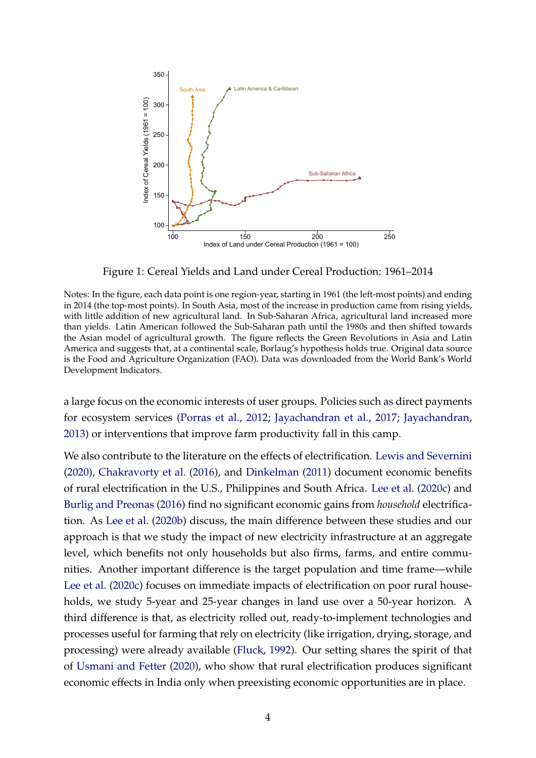Figure 1: Cereal Yields and Land under Cereal Production: 1961–2014

Notes: In the figure, each data point is one region-year, starting in 1961 (the left-most points) and ending in 2014 (the top-most points). In South Asia, most of the increase in production came from rising yields, with little addition of new agricultural land. In Sub-Saharan Africa, agricultural land increased more than yields. Latin American followed the Sub-Saharan path until the 1980s and then shifted towards the Asian model of agricultural growth. The figure reflects the Green Revolutions in Asia and Latin America and suggests that, at a continental scale, Borlaug's hypothesis holds true. Original data source is the Food and Agriculture Organization (FAO). Data was downloaded from the World Bank's World Development Indicators.

a large focus on the economic interests of user groups. Policies such as direct payments for ecosystem services (Porras et al., 2012; Jayachandran et al., 2017; Jayachandran, 2013) or interventions that improve farm productivity fall in this camp.

We also contribute to the literature on the effects of electrification. Lewis and Severnini (2020), Chakravorty et al. (2016), and Dinkelman (2011) document economic benefits of rural electrification in the U.S., Philippines and South Africa. Lee et al. (2020c) and Burlig and Preonas (2016) find no significant economic gains from *household* electrification. As Lee et al. (2020b) discuss, the main difference between these studies and our approach is that we study the impact of new electricity infrastructure at an aggregate level, which benefits not only households but also firms, farms, and entire communities. Another important difference is the target population and time frame—while Lee et al. (2020c) focuses on immediate impacts of electrification on poor rural households, we study 5-year and 25-year changes in land use over a 50-year horizon. A third difference is that, as electricity rolled out, ready-to-implement technologies and processes useful for farming that rely on electricity (like irrigation, drying, storage, and processing) were already available (Fluck, 1992). Our setting shares the spirit of that of Usmani and Fetter (2020), who show that rural electrification produces significant economic effects in India only when preexisting economic opportunities are in place.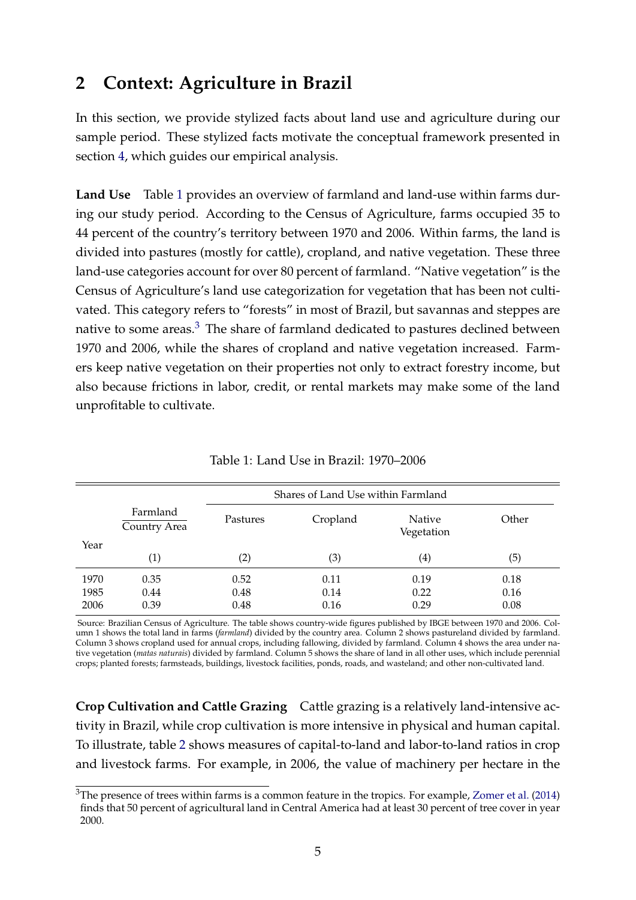## 2 Context: Agriculture in Brazil

In this section, we provide stylized facts about land use and agriculture during our sample period. These stylized facts motivate the conceptual framework presented in section 4, which guides our empirical analysis.

**Land Use** Table 1 provides an overview of farmland and land-use within farms during our study period. According to the Census of Agriculture, farms occupied 35 to 44 percent of the country's territory between 1970 and 2006. Within farms, the land is divided into pastures (mostly for cattle), cropland, and native vegetation. These three land-use categories account for over 80 percent of farmland. "Native vegetation" is the Census of Agriculture's land use categorization for vegetation that has been not cultivated. This category refers to "forests" in most of Brazil, but savannas and steppes are native to some areas.[3] The share of farmland dedicated to pastures declined between 1970 and 2006, while the shares of cropland and native vegetation increased. Farmers keep native vegetation on their properties not only to extract forestry income, but also because frictions in labor, credit, or rental markets may make some of the land unprofitable to cultivate.

Table 1: Land Use in Brazil: 1970–2006

| Year | Farmland / Country Area | Shares of Land Use within Farmland | | | |
|---|---|---|---|---|---|
| | | Pastures | Cropland | Native Vegetation | Other |
| | (1) | (2) | (3) | (4) | (5) |
| 1970 | 0.35 | 0.52 | 0.11 | 0.19 | 0.18 |
| 1985 | 0.44 | 0.48 | 0.14 | 0.22 | 0.16 |
| 2006 | 0.39 | 0.48 | 0.16 | 0.29 | 0.08 |

Source: Brazilian Census of Agriculture. The table shows country-wide figures published by IBGE between 1970 and 2006. Column 1 shows the total land in farms (*farmland*) divided by the country area. Column 2 shows pastureland divided by farmland. Column 3 shows cropland used for annual crops, including fallowing, divided by farmland. Column 4 shows the area under native vegetation (*matas naturais*) divided by farmland. Column 5 shows the share of land in all other uses, which include perennial crops; planted forests; farmsteads, buildings, livestock facilities, ponds, roads, and wasteland; and other non-cultivated land.

**Crop Cultivation and Cattle Grazing** Cattle grazing is a relatively land-intensive activity in Brazil, while crop cultivation is more intensive in physical and human capital. To illustrate, table 2 shows measures of capital-to-land and labor-to-land ratios in crop and livestock farms. For example, in 2006, the value of machinery per hectare in the

[3] The presence of trees within farms is a common feature in the tropics. For example, Zomer et al. (2014) finds that 50 percent of agricultural land in Central America had at least 30 percent of tree cover in year 2000.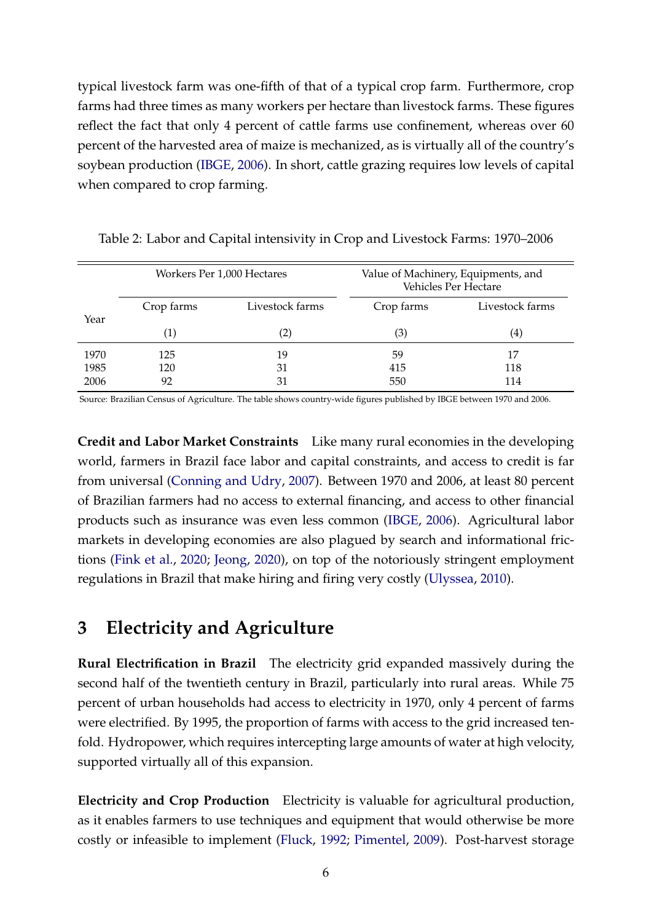typical livestock farm was one-fifth of that of a typical crop farm. Furthermore, crop farms had three times as many workers per hectare than livestock farms. These figures reflect the fact that only 4 percent of cattle farms use confinement, whereas over 60 percent of the harvested area of maize is mechanized, as is virtually all of the country's soybean production (IBGE, 2006). In short, cattle grazing requires low levels of capital when compared to crop farming.

Table 2: Labor and Capital intensity in Crop and Livestock Farms: 1970–2006

| Year | Workers Per 1,000 Hectares | | Value of Machinery, Equipments, and Vehicles Per Hectare | |
|---|---|---|---|---|
| | Crop farms | Livestock farms | Crop farms | Livestock farms |
| | (1) | (2) | (3) | (4) |
| 1970 | 125 | 19 | 59 | 17 |
| 1985 | 120 | 31 | 415 | 118 |
| 2006 | 92 | 31 | 550 | 114 |

Source: Brazilian Census of Agriculture. The table shows country-wide figures published by IBGE between 1970 and 2006.

**Credit and Labor Market Constraints** Like many rural economies in the developing world, farmers in Brazil face labor and capital constraints, and access to credit is far from universal (Conning and Udry, 2007). Between 1970 and 2006, at least 80 percent of Brazilian farmers had no access to external financing, and access to other financial products such as insurance was even less common (IBGE, 2006). Agricultural labor markets in developing economies are also plagued by search and informational frictions (Fink et al., 2020; Jeong, 2020), on top of the notoriously stringent employment regulations in Brazil that make hiring and firing very costly (Ulyssea, 2010).

# 3 Electricity and Agriculture

**Rural Electrification in Brazil** The electricity grid expanded massively during the second half of the twentieth century in Brazil, particularly into rural areas. While 75 percent of urban households had access to electricity in 1970, only 4 percent of farms were electrified. By 1995, the proportion of farms with access to the grid increased tenfold. Hydropower, which requires intercepting large amounts of water at high velocity, supported virtually all of this expansion.

**Electricity and Crop Production** Electricity is valuable for agricultural production, as it enables farmers to use techniques and equipment that would otherwise be more costly or infeasible to implement (Fluck, 1992; Pimentel, 2009). Post-harvest storage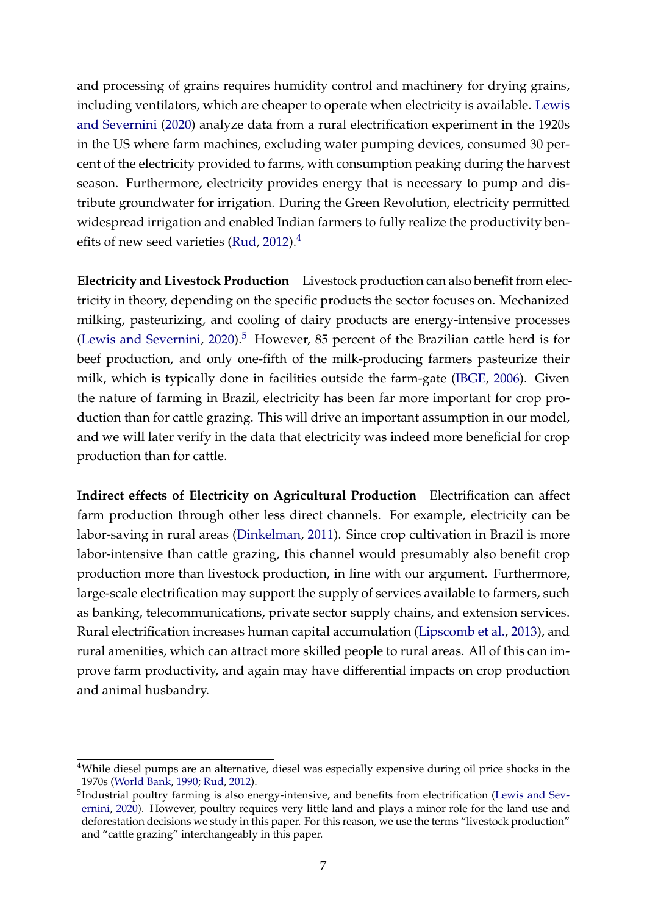and processing of grains requires humidity control and machinery for drying grains, including ventilators, which are cheaper to operate when electricity is available. Lewis and Severnini (2020) analyze data from a rural electrification experiment in the 1920s in the US where farm machines, excluding water pumping devices, consumed 30 percent of the electricity provided to farms, with consumption peaking during the harvest season. Furthermore, electricity provides energy that is necessary to pump and distribute groundwater for irrigation. During the Green Revolution, electricity permitted widespread irrigation and enabled Indian farmers to fully realize the productivity benefits of new seed varieties (Rud, 2012).[4]

**Electricity and Livestock Production** Livestock production can also benefit from electricity in theory, depending on the specific products the sector focuses on. Mechanized milking, pasteurizing, and cooling of dairy products are energy-intensive processes (Lewis and Severnini, 2020).[5] However, 85 percent of the Brazilian cattle herd is for beef production, and only one-fifth of the milk-producing farmers pasteurize their milk, which is typically done in facilities outside the farm-gate (IBGE, 2006). Given the nature of farming in Brazil, electricity has been far more important for crop production than for cattle grazing. This will drive an important assumption in our model, and we will later verify in the data that electricity was indeed more beneficial for crop production than for cattle.

**Indirect effects of Electricity on Agricultural Production** Electrification can affect farm production through other less direct channels. For example, electricity can be labor-saving in rural areas (Dinkelman, 2011). Since crop cultivation in Brazil is more labor-intensive than cattle grazing, this channel would presumably also benefit crop production more than livestock production, in line with our argument. Furthermore, large-scale electrification may support the supply of services available to farmers, such as banking, telecommunications, private sector supply chains, and extension services. Rural electrification increases human capital accumulation (Lipscomb et al., 2013), and rural amenities, which can attract more skilled people to rural areas. All of this can improve farm productivity, and again may have differential impacts on crop production and animal husbandry.

[4] While diesel pumps are an alternative, diesel was especially expensive during oil price shocks in the 1970s (World Bank, 1990; Rud, 2012).

[5] Industrial poultry farming is also energy-intensive, and benefits from electrification (Lewis and Severnini, 2020). However, poultry requires very little land and plays a minor role for the land use and deforestation decisions we study in this paper. For this reason, we use the terms "livestock production" and "cattle grazing" interchangeably in this paper.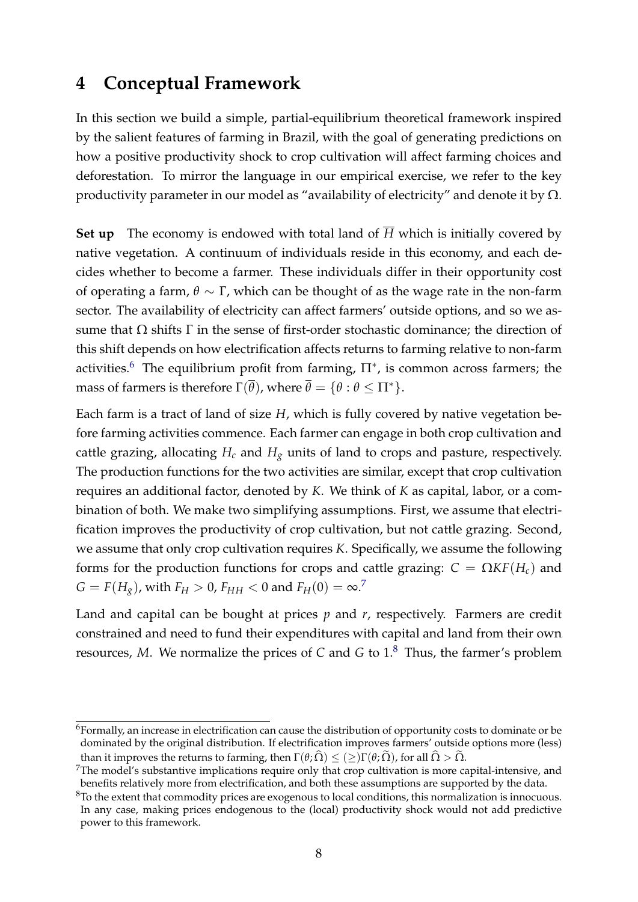# 4 Conceptual Framework

In this section we build a simple, partial-equilibrium theoretical framework inspired by the salient features of farming in Brazil, with the goal of generating predictions on how a positive productivity shock to crop cultivation will affect farming choices and deforestation. To mirror the language in our empirical exercise, we refer to the key productivity parameter in our model as "availability of electricity" and denote it by $\Omega$.

**Set up** The economy is endowed with total land of $\overline{H}$ which is initially covered by native vegetation. A continuum of individuals reside in this economy, and each decides whether to become a farmer. These individuals differ in their opportunity cost of operating a farm, $\theta \sim \Gamma$, which can be thought of as the wage rate in the non-farm sector. The availability of electricity can affect farmers' outside options, and so we assume that $\Omega$ shifts $\Gamma$ in the sense of first-order stochastic dominance; the direction of this shift depends on how electrification affects returns to farming relative to non-farm activities.[6] The equilibrium profit from farming, $\Pi^*$, is common across farmers; the mass of farmers is therefore $\Gamma(\overline{\theta})$, where $\overline{\theta} = \{\theta : \theta \leq \Pi^*\}$.

Each farm is a tract of land of size $H$, which is fully covered by native vegetation before farming activities commence. Each farmer can engage in both crop cultivation and cattle grazing, allocating $H_c$ and $H_g$ units of land to crops and pasture, respectively. The production functions for the two activities are similar, except that crop cultivation requires an additional factor, denoted by $K$. We think of $K$ as capital, labor, or a combination of both. We make two simplifying assumptions. First, we assume that electrification improves the productivity of crop cultivation, but not cattle grazing. Second, we assume that only crop cultivation requires $K$. Specifically, we assume the following forms for the production functions for crops and cattle grazing: $C = \Omega K F(H_c)$ and $G = F(H_g)$, with $F_H > 0$, $F_{HH} < 0$ and $F_H(0) = \infty$.[7]

Land and capital can be bought at prices $p$ and $r$, respectively. Farmers are credit constrained and need to fund their expenditures with capital and land from their own resources, $M$. We normalize the prices of $C$ and $G$ to 1.[8] Thus, the farmer's problem

[6] Formally, an increase in electrification can cause the distribution of opportunity costs to dominate or be dominated by the original distribution. If electrification improves farmers' outside options more (less) than it improves the returns to farming, then $\Gamma(\theta; \widehat{\Omega}) \leq (\geq) \Gamma(\theta; \widetilde{\Omega})$, for all $\widehat{\Omega} > \widetilde{\Omega}$.

[7] The model's substantive implications require only that crop cultivation is more capital-intensive, and benefits relatively more from electrification, and both these assumptions are supported by the data.

[8] To the extent that commodity prices are exogenous to local conditions, this normalization is innocuous. In any case, making prices endogenous to the (local) productivity shock would not add predictive power to this framework.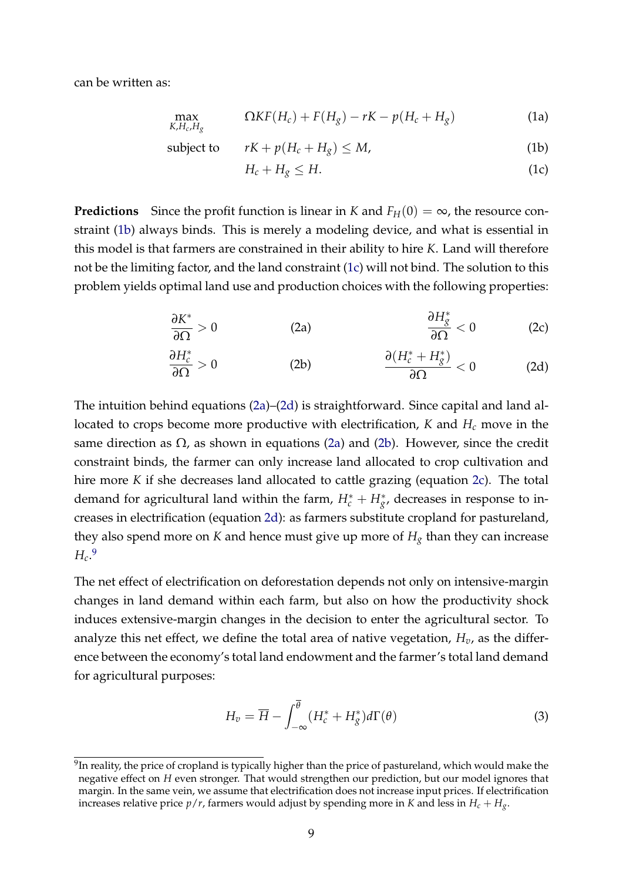can be written as:

$$\max_{K,H_c,H_g} \quad \Omega K F(H_c) + F(H_g) - rK - p(H_c + H_g) \tag{1a}$$

$$\text{subject to} \quad rK + p(H_c + H_g) \leq M, \tag{1b}$$

$$H_c + H_g \leq H. \tag{1c}$$

**Predictions** Since the profit function is linear in $K$ and $F_H(0) = \infty$, the resource constraint (1b) always binds. This is merely a modeling device, and what is essential in this model is that farmers are constrained in their ability to hire $K$. Land will therefore not be the limiting factor, and the land constraint (1c) will not bind. The solution to this problem yields optimal land use and production choices with the following properties:

$$\frac{\partial K^*}{\partial \Omega} > 0 \tag{2a}$$

$$\frac{\partial H_c^*}{\partial \Omega} > 0 \tag{2b}$$

$$\frac{\partial H_g^*}{\partial \Omega} < 0 \tag{2c}$$

$$\frac{\partial (H_c^* + H_g^*)}{\partial \Omega} < 0 \tag{2d}$$

The intuition behind equations (2a)–(2d) is straightforward. Since capital and land allocated to crops become more productive with electrification, $K$ and $H_c$ move in the same direction as $\Omega$, as shown in equations (2a) and (2b). However, since the credit constraint binds, the farmer can only increase land allocated to crop cultivation and hire more $K$ if she decreases land allocated to cattle grazing (equation 2c). The total demand for agricultural land within the farm, $H_c^* + H_g^*$, decreases in response to increases in electrification (equation 2d): as farmers substitute cropland for pastureland, they also spend more on $K$ and hence must give up more of $H_g$ than they can increase $H_c$.[9]

The net effect of electrification on deforestation depends not only on intensive-margin changes in land demand within each farm, but also on how the productivity shock induces extensive-margin changes in the decision to enter the agricultural sector. To analyze this net effect, we define the total area of native vegetation, $H_v$, as the difference between the economy's total land endowment and the farmer's total land demand for agricultural purposes:

$$H_v = \overline{H} - \int_{-\infty}^{\overline{\theta}} (H_c^* + H_g^*) d\Gamma(\theta) \tag{3}$$

[9] In reality, the price of cropland is typically higher than the price of pastureland, which would make the negative effect on $H$ even stronger. That would strengthen our prediction, but our model ignores that margin. In the same vein, we assume that electrification does not increase input prices. If electrification increases relative price $p/r$, farmers would adjust by spending more in $K$ and less in $H_c + H_g$.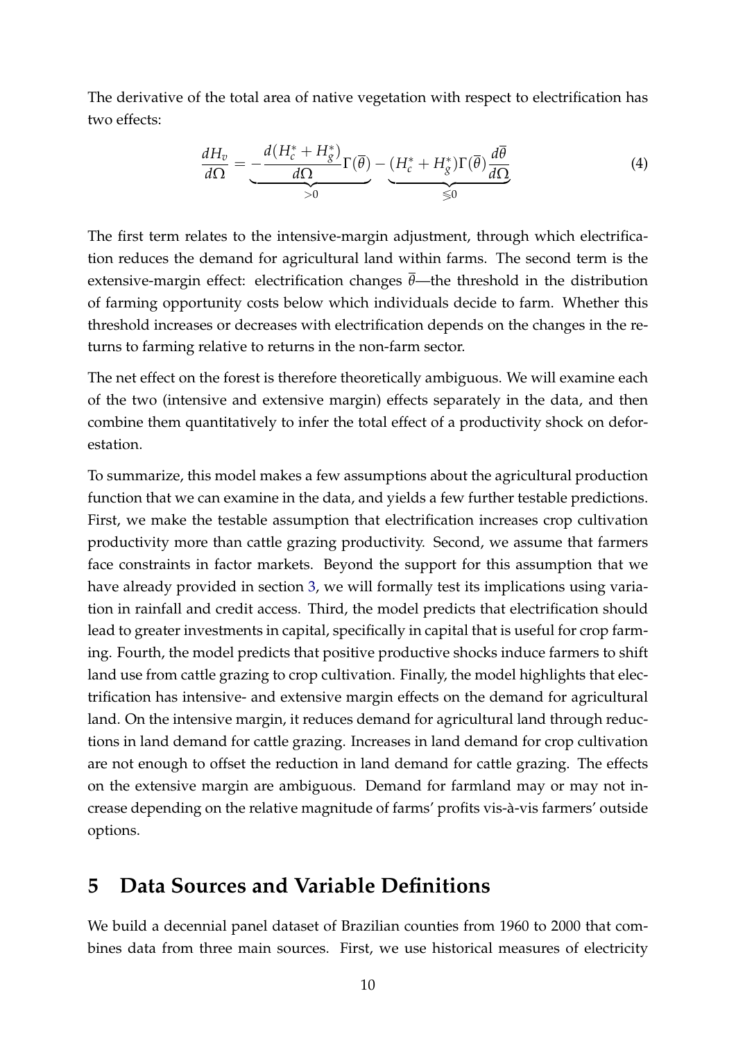The derivative of the total area of native vegetation with respect to electrification has two effects:

$$\frac{dH_v}{d\Omega} = \underbrace{-\frac{d(H_c^* + H_g^*)}{d\Omega}\Gamma(\overline{\theta})}_{>0} - \underbrace{(H_c^* + H_g^*)\Gamma(\overline{\theta})\frac{d\overline{\theta}}{d\Omega}}_{\lesseqgtr 0} \tag{4}$$

The first term relates to the intensive-margin adjustment, through which electrification reduces the demand for agricultural land within farms. The second term is the extensive-margin effect: electrification changes $\overline{\theta}$—the threshold in the distribution of farming opportunity costs below which individuals decide to farm. Whether this threshold increases or decreases with electrification depends on the changes in the returns to farming relative to returns in the non-farm sector.

The net effect on the forest is therefore theoretically ambiguous. We will examine each of the two (intensive and extensive margin) effects separately in the data, and then combine them quantitatively to infer the total effect of a productivity shock on deforestation.

To summarize, this model makes a few assumptions about the agricultural production function that we can examine in the data, and yields a few further testable predictions. First, we make the testable assumption that electrification increases crop cultivation productivity more than cattle grazing productivity. Second, we assume that farmers face constraints in factor markets. Beyond the support for this assumption that we have already provided in section 3, we will formally test its implications using variation in rainfall and credit access. Third, the model predicts that electrification should lead to greater investments in capital, specifically in capital that is useful for crop farming. Fourth, the model predicts that positive productive shocks induce farmers to shift land use from cattle grazing to crop cultivation. Finally, the model highlights that electrification has intensive- and extensive margin effects on the demand for agricultural land. On the intensive margin, it reduces demand for agricultural land through reductions in land demand for cattle grazing. Increases in land demand for crop cultivation are not enough to offset the reduction in land demand for cattle grazing. The effects on the extensive margin are ambiguous. Demand for farmland may or may not increase depending on the relative magnitude of farms' profits vis-à-vis farmers' outside options.

# 5 Data Sources and Variable Definitions

We build a decennial panel dataset of Brazilian counties from 1960 to 2000 that combines data from three main sources. First, we use historical measures of electricity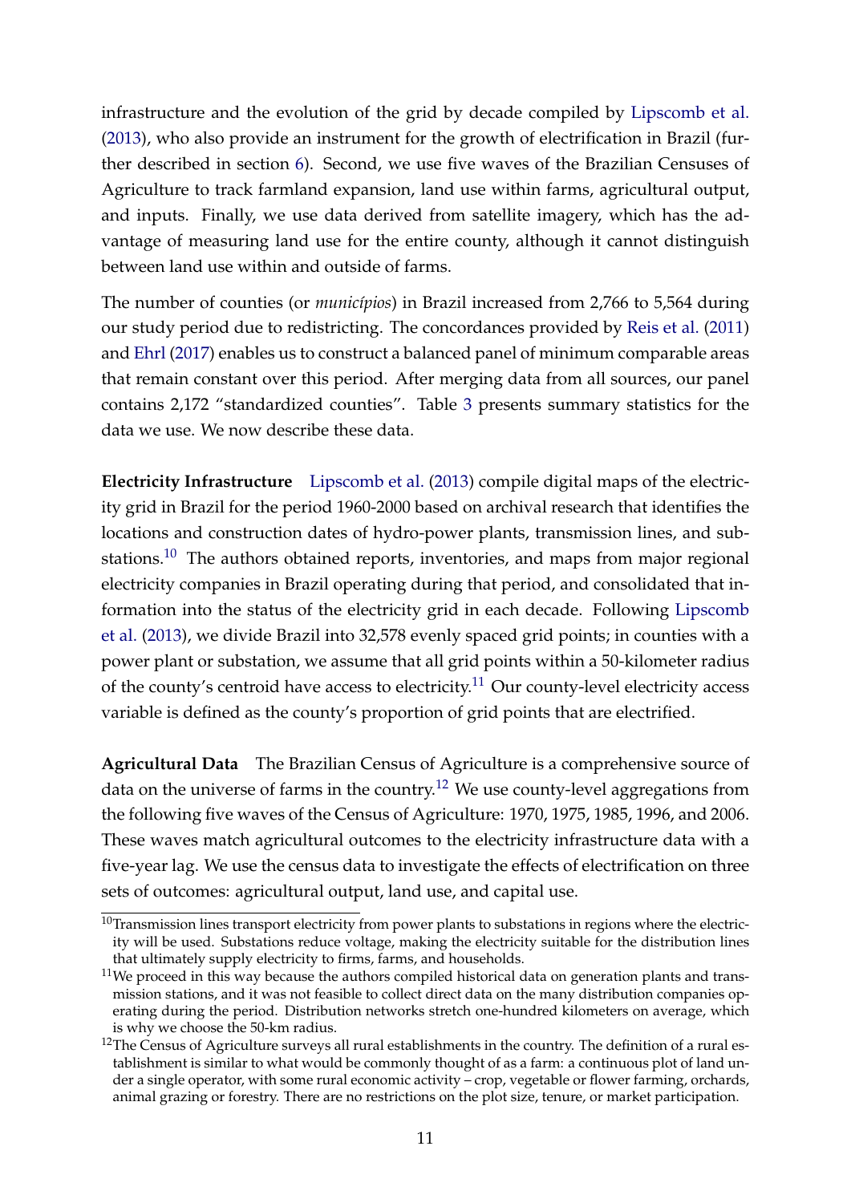infrastructure and the evolution of the grid by decade compiled by Lipscomb et al. (2013), who also provide an instrument for the growth of electrification in Brazil (further described in section 6). Second, we use five waves of the Brazilian Censuses of Agriculture to track farmland expansion, land use within farms, agricultural output, and inputs. Finally, we use data derived from satellite imagery, which has the advantage of measuring land use for the entire county, although it cannot distinguish between land use within and outside of farms.

The number of counties (or *municípios*) in Brazil increased from 2,766 to 5,564 during our study period due to redistricting. The concordances provided by Reis et al. (2011) and Ehrl (2017) enables us to construct a balanced panel of minimum comparable areas that remain constant over this period. After merging data from all sources, our panel contains 2,172 "standardized counties". Table 3 presents summary statistics for the data we use. We now describe these data.

**Electricity Infrastructure** Lipscomb et al. (2013) compile digital maps of the electricity grid in Brazil for the period 1960-2000 based on archival research that identifies the locations and construction dates of hydro-power plants, transmission lines, and substations.[10] The authors obtained reports, inventories, and maps from major regional electricity companies in Brazil operating during that period, and consolidated that information into the status of the electricity grid in each decade. Following Lipscomb et al. (2013), we divide Brazil into 32,578 evenly spaced grid points; in counties with a power plant or substation, we assume that all grid points within a 50-kilometer radius of the county's centroid have access to electricity.[11] Our county-level electricity access variable is defined as the county's proportion of grid points that are electrified.

**Agricultural Data** The Brazilian Census of Agriculture is a comprehensive source of data on the universe of farms in the country.[12] We use county-level aggregations from the following five waves of the Census of Agriculture: 1970, 1975, 1985, 1996, and 2006. These waves match agricultural outcomes to the electricity infrastructure data with a five-year lag. We use the census data to investigate the effects of electrification on three sets of outcomes: agricultural output, land use, and capital use.

[10] Transmission lines transport electricity from power plants to substations in regions where the electricity will be used. Substations reduce voltage, making the electricity suitable for the distribution lines that ultimately supply electricity to firms, farms, and households.

[11] We proceed in this way because the authors compiled historical data on generation plants and transmission stations, and it was not feasible to collect direct data on the many distribution companies operating during the period. Distribution networks stretch one-hundred kilometers on average, which is why we choose the 50-km radius.

[12] The Census of Agriculture surveys all rural establishments in the country. The definition of a rural establishment is similar to what would be commonly thought of as a farm: a continuous plot of land under a single operator, with some rural economic activity – crop, vegetable or flower farming, orchards, animal grazing or forestry. There are no restrictions on the plot size, tenure, or market participation.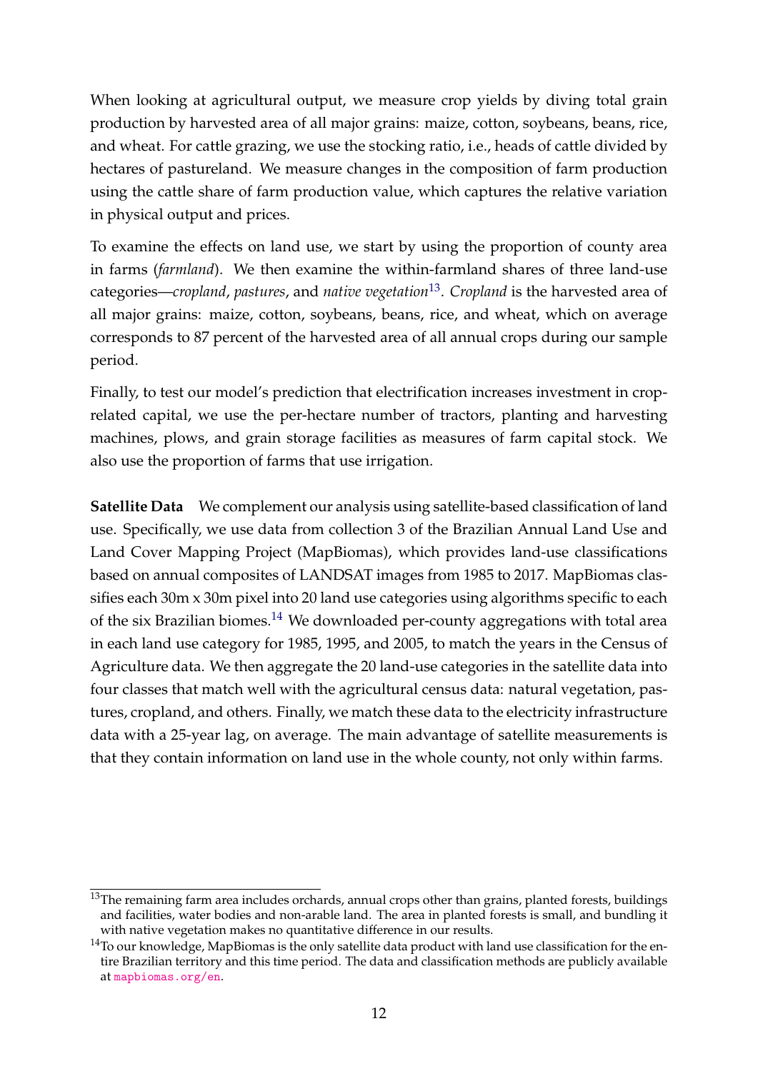When looking at agricultural output, we measure crop yields by diving total grain production by harvested area of all major grains: maize, cotton, soybeans, beans, rice, and wheat. For cattle grazing, we use the stocking ratio, i.e., heads of cattle divided by hectares of pastureland. We measure changes in the composition of farm production using the cattle share of farm production value, which captures the relative variation in physical output and prices.

To examine the effects on land use, we start by using the proportion of county area in farms (*farmland*). We then examine the within-farmland shares of three land-use categories—*cropland*, *pastures*, and *native vegetation*[13]. *Cropland* is the harvested area of all major grains: maize, cotton, soybeans, beans, rice, and wheat, which on average corresponds to 87 percent of the harvested area of all annual crops during our sample period.

Finally, to test our model's prediction that electrification increases investment in crop-related capital, we use the per-hectare number of tractors, planting and harvesting machines, plows, and grain storage facilities as measures of farm capital stock. We also use the proportion of farms that use irrigation.

**Satellite Data** We complement our analysis using satellite-based classification of land use. Specifically, we use data from collection 3 of the Brazilian Annual Land Use and Land Cover Mapping Project (MapBiomas), which provides land-use classifications based on annual composites of LANDSAT images from 1985 to 2017. MapBiomas classifies each 30m x 30m pixel into 20 land use categories using algorithms specific to each of the six Brazilian biomes.[14] We downloaded per-county aggregations with total area in each land use category for 1985, 1995, and 2005, to match the years in the Census of Agriculture data. We then aggregate the 20 land-use categories in the satellite data into four classes that match well with the agricultural census data: natural vegetation, pastures, cropland, and others. Finally, we match these data to the electricity infrastructure data with a 25-year lag, on average. The main advantage of satellite measurements is that they contain information on land use in the whole county, not only within farms.

---

[13] The remaining farm area includes orchards, annual crops other than grains, planted forests, buildings and facilities, water bodies and non-arable land. The area in planted forests is small, and bundling it with native vegetation makes no quantitative difference in our results.

[14] To our knowledge, MapBiomas is the only satellite data product with land use classification for the entire Brazilian territory and this time period. The data and classification methods are publicly available at mapbiomas.org/en.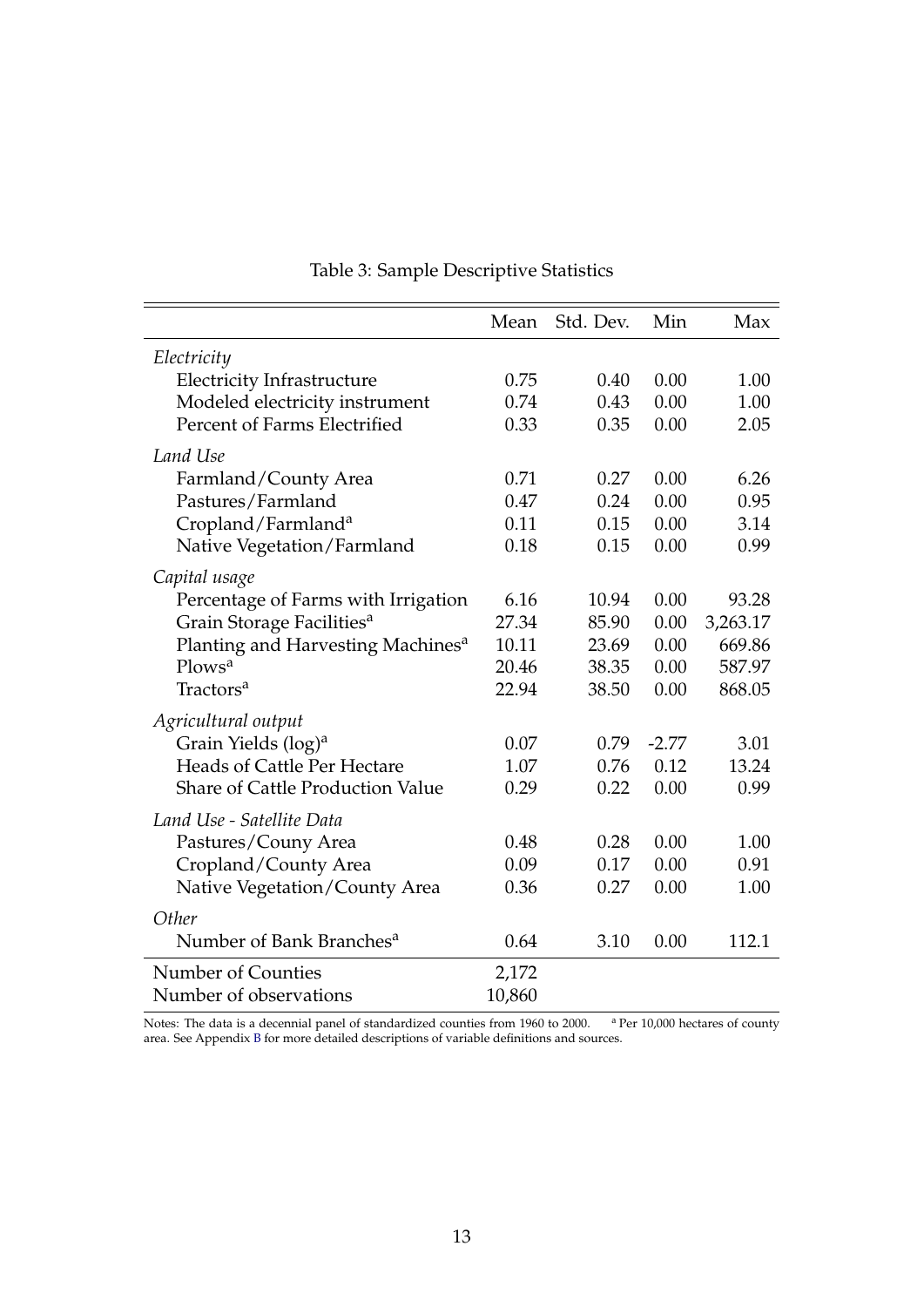Table 3: Sample Descriptive Statistics

| | Mean | Std. Dev. | Min | Max |
|---|---|---|---|---|
| *Electricity* | | | | |
| Electricity Infrastructure | 0.75 | 0.40 | 0.00 | 1.00 |
| Modeled electricity instrument | 0.74 | 0.43 | 0.00 | 1.00 |
| Percent of Farms Electrified | 0.33 | 0.35 | 0.00 | 2.05 |
| *Land Use* | | | | |
| Farmland/County Area | 0.71 | 0.27 | 0.00 | 6.26 |
| Pastures/Farmland | 0.47 | 0.24 | 0.00 | 0.95 |
| Cropland/Farmland[a] | 0.11 | 0.15 | 0.00 | 3.14 |
| Native Vegetation/Farmland | 0.18 | 0.15 | 0.00 | 0.99 |
| *Capital usage* | | | | |
| Percentage of Farms with Irrigation | 6.16 | 10.94 | 0.00 | 93.28 |
| Grain Storage Facilities[a] | 27.34 | 85.90 | 0.00 | 3,263.17 |
| Planting and Harvesting Machines[a] | 10.11 | 23.69 | 0.00 | 669.86 |
| Plows[a] | 20.46 | 38.35 | 0.00 | 587.97 |
| Tractors[a] | 22.94 | 38.50 | 0.00 | 868.05 |
| *Agricultural output* | | | | |
| Grain Yields (log)[a] | 0.07 | 0.79 | -2.77 | 3.01 |
| Heads of Cattle Per Hectare | 1.07 | 0.76 | 0.12 | 13.24 |
| Share of Cattle Production Value | 0.29 | 0.22 | 0.00 | 0.99 |
| *Land Use - Satellite Data* | | | | |
| Pastures/Couny Area | 0.48 | 0.28 | 0.00 | 1.00 |
| Cropland/County Area | 0.09 | 0.17 | 0.00 | 0.91 |
| Native Vegetation/County Area | 0.36 | 0.27 | 0.00 | 1.00 |
| *Other* | | | | |
| Number of Bank Branches[a] | 0.64 | 3.10 | 0.00 | 112.1 |
| Number of Counties | 2,172 | | | |
| Number of observations | 10,860 | | | |

Notes: The data is a decennial panel of standardized counties from 1960 to 2000. [a] Per 10,000 hectares of county area. See Appendix B for more detailed descriptions of variable definitions and sources.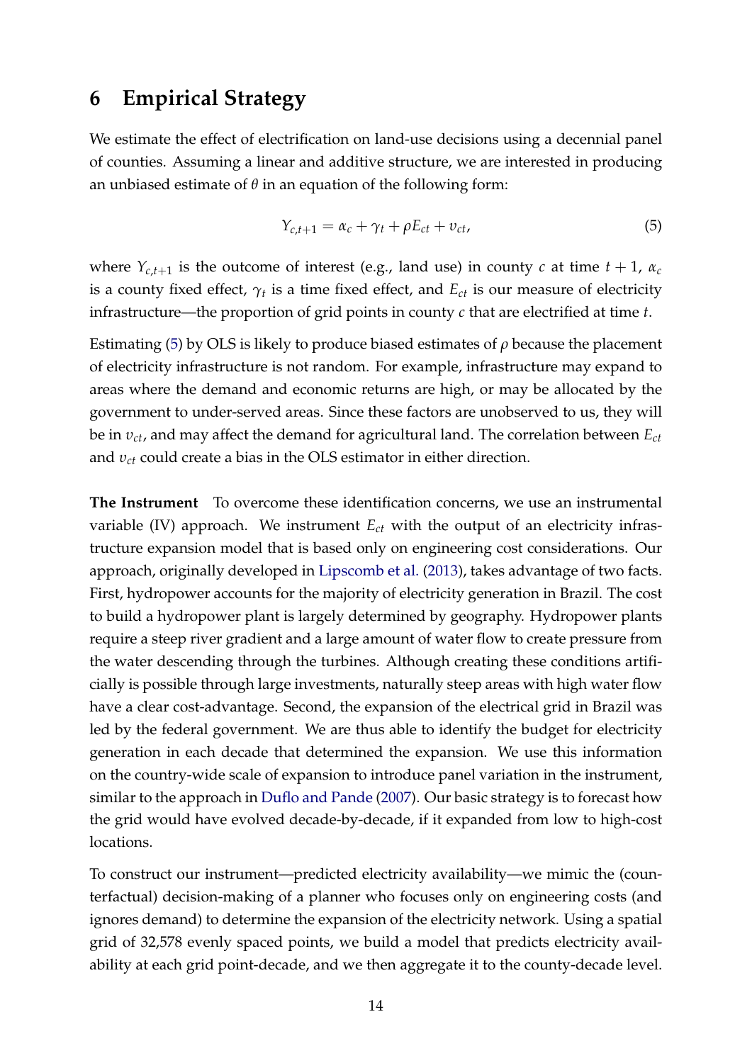# 6 Empirical Strategy

We estimate the effect of electrification on land-use decisions using a decennial panel of counties. Assuming a linear and additive structure, we are interested in producing an unbiased estimate of $\theta$ in an equation of the following form:

$$Y_{c,t+1} = \alpha_c + \gamma_t + \rho E_{ct} + v_{ct}, \tag{5}$$

where $Y_{c,t+1}$ is the outcome of interest (e.g., land use) in county $c$ at time $t+1$, $\alpha_c$ is a county fixed effect, $\gamma_t$ is a time fixed effect, and $E_{ct}$ is our measure of electricity infrastructure—the proportion of grid points in county $c$ that are electrified at time $t$.

Estimating (5) by OLS is likely to produce biased estimates of $\rho$ because the placement of electricity infrastructure is not random. For example, infrastructure may expand to areas where the demand and economic returns are high, or may be allocated by the government to under-served areas. Since these factors are unobserved to us, they will be in $v_{ct}$, and may affect the demand for agricultural land. The correlation between $E_{ct}$ and $v_{ct}$ could create a bias in the OLS estimator in either direction.

**The Instrument** To overcome these identification concerns, we use an instrumental variable (IV) approach. We instrument $E_{ct}$ with the output of an electricity infrastructure expansion model that is based only on engineering cost considerations. Our approach, originally developed in Lipscomb et al. (2013), takes advantage of two facts. First, hydropower accounts for the majority of electricity generation in Brazil. The cost to build a hydropower plant is largely determined by geography. Hydropower plants require a steep river gradient and a large amount of water flow to create pressure from the water descending through the turbines. Although creating these conditions artificially is possible through large investments, naturally steep areas with high water flow have a clear cost-advantage. Second, the expansion of the electrical grid in Brazil was led by the federal government. We are thus able to identify the budget for electricity generation in each decade that determined the expansion. We use this information on the country-wide scale of expansion to introduce panel variation in the instrument, similar to the approach in Duflo and Pande (2007). Our basic strategy is to forecast how the grid would have evolved decade-by-decade, if it expanded from low to high-cost locations.

To construct our instrument—predicted electricity availability—we mimic the (counterfactual) decision-making of a planner who focuses only on engineering costs (and ignores demand) to determine the expansion of the electricity network. Using a spatial grid of 32,578 evenly spaced points, we build a model that predicts electricity availability at each grid point-decade, and we then aggregate it to the county-decade level.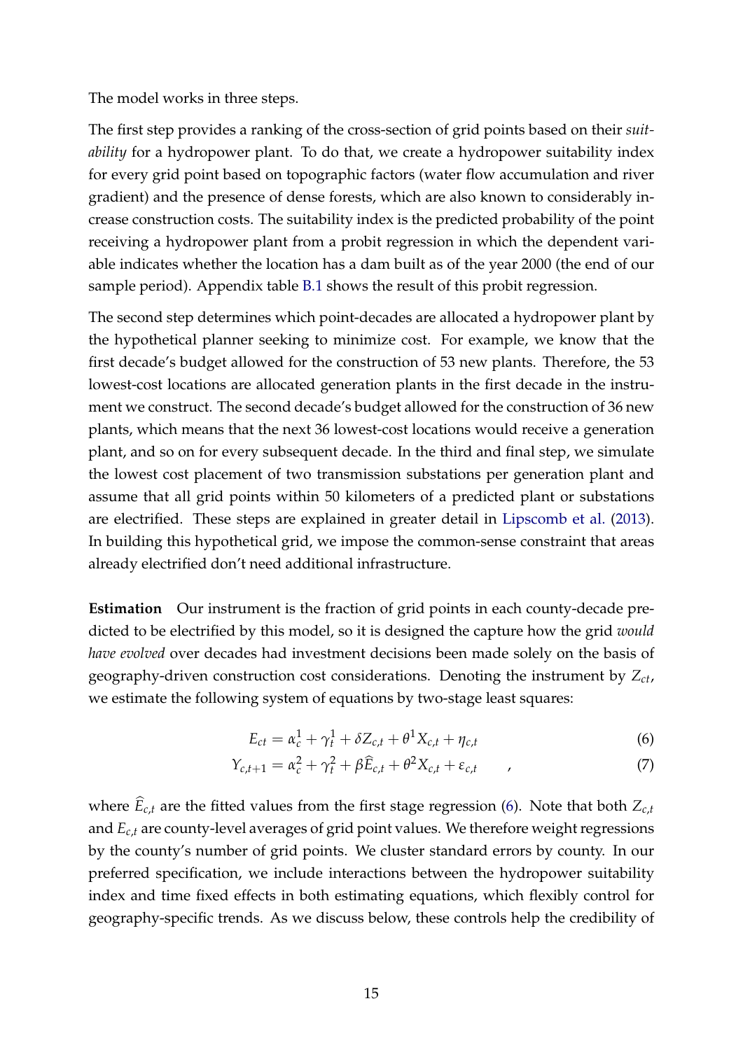The model works in three steps.

The first step provides a ranking of the cross-section of grid points based on their *suitability* for a hydropower plant. To do that, we create a hydropower suitability index for every grid point based on topographic factors (water flow accumulation and river gradient) and the presence of dense forests, which are also known to considerably increase construction costs. The suitability index is the predicted probability of the point receiving a hydropower plant from a probit regression in which the dependent variable indicates whether the location has a dam built as of the year 2000 (the end of our sample period). Appendix table B.1 shows the result of this probit regression.

The second step determines which point-decades are allocated a hydropower plant by the hypothetical planner seeking to minimize cost. For example, we know that the first decade's budget allowed for the construction of 53 new plants. Therefore, the 53 lowest-cost locations are allocated generation plants in the first decade in the instrument we construct. The second decade's budget allowed for the construction of 36 new plants, which means that the next 36 lowest-cost locations would receive a generation plant, and so on for every subsequent decade. In the third and final step, we simulate the lowest cost placement of two transmission substations per generation plant and assume that all grid points within 50 kilometers of a predicted plant or substations are electrified. These steps are explained in greater detail in Lipscomb et al. (2013). In building this hypothetical grid, we impose the common-sense constraint that areas already electrified don't need additional infrastructure.

**Estimation** Our instrument is the fraction of grid points in each county-decade predicted to be electrified by this model, so it is designed the capture how the grid *would have evolved* over decades had investment decisions been made solely on the basis of geography-driven construction cost considerations. Denoting the instrument by $Z_{ct}$, we estimate the following system of equations by two-stage least squares:

$$E_{ct} = \alpha_c^1 + \gamma_t^1 + \delta Z_{c,t} + \theta^1 X_{c,t} + \eta_{c,t} \tag{6}$$

$$Y_{c,t+1} = \alpha_c^2 + \gamma_t^2 + \beta \widehat{E}_{c,t} + \theta^2 X_{c,t} + \varepsilon_{c,t} \quad , \tag{7}$$

where $\widehat{E}_{c,t}$ are the fitted values from the first stage regression (6). Note that both $Z_{c,t}$ and $E_{c,t}$ are county-level averages of grid point values. We therefore weight regressions by the county's number of grid points. We cluster standard errors by county. In our preferred specification, we include interactions between the hydropower suitability index and time fixed effects in both estimating equations, which flexibly control for geography-specific trends. As we discuss below, these controls help the credibility of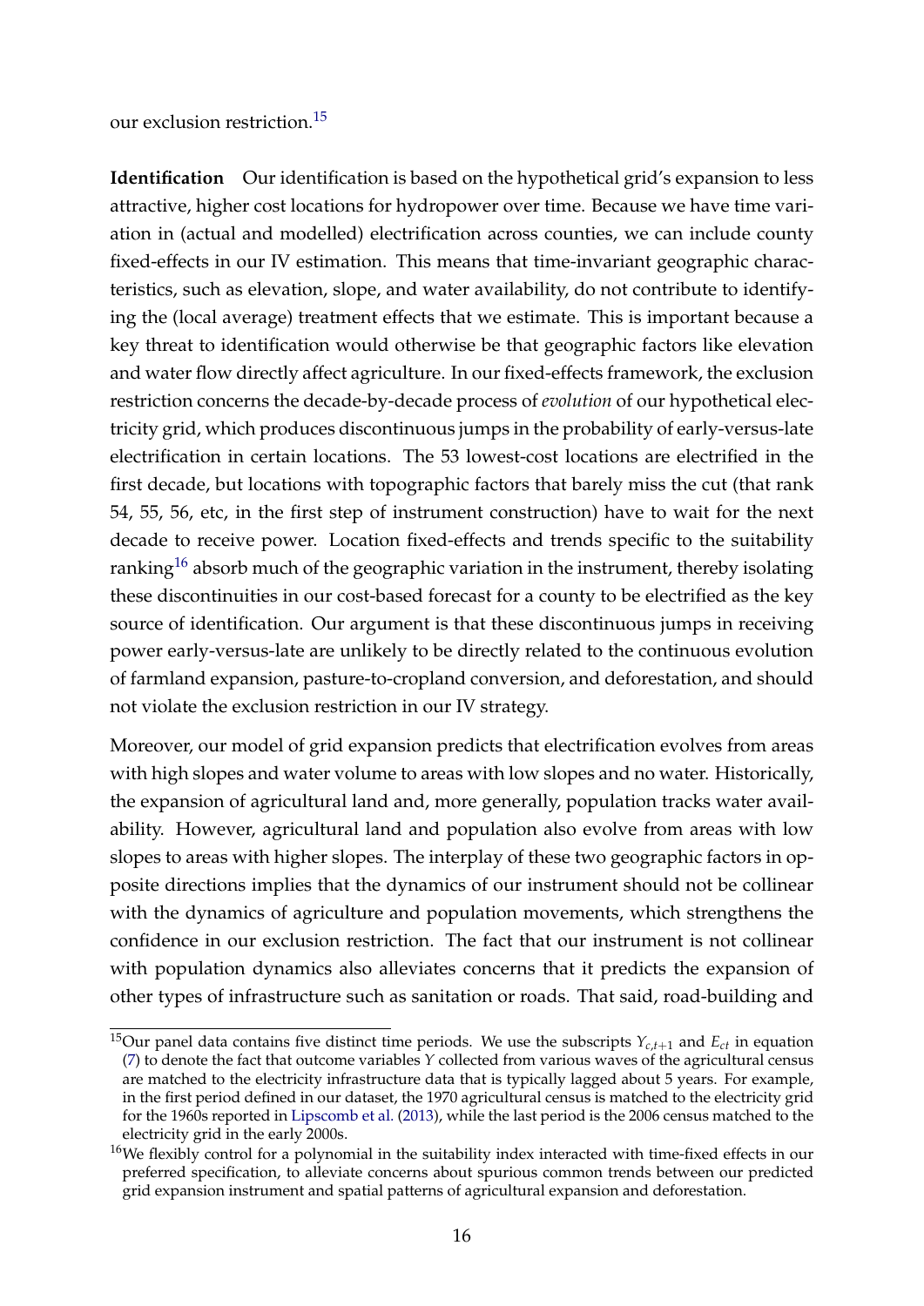our exclusion restriction.[15]

**Identification** Our identification is based on the hypothetical grid's expansion to less attractive, higher cost locations for hydropower over time. Because we have time variation in (actual and modelled) electrification across counties, we can include county fixed-effects in our IV estimation. This means that time-invariant geographic characteristics, such as elevation, slope, and water availability, do not contribute to identifying the (local average) treatment effects that we estimate. This is important because a key threat to identification would otherwise be that geographic factors like elevation and water flow directly affect agriculture. In our fixed-effects framework, the exclusion restriction concerns the decade-by-decade process of *evolution* of our hypothetical electricity grid, which produces discontinuous jumps in the probability of early-versus-late electrification in certain locations. The 53 lowest-cost locations are electrified in the first decade, but locations with topographic factors that barely miss the cut (that rank 54, 55, 56, etc, in the first step of instrument construction) have to wait for the next decade to receive power. Location fixed-effects and trends specific to the suitability ranking[16] absorb much of the geographic variation in the instrument, thereby isolating these discontinuities in our cost-based forecast for a county to be electrified as the key source of identification. Our argument is that these discontinuous jumps in receiving power early-versus-late are unlikely to be directly related to the continuous evolution of farmland expansion, pasture-to-cropland conversion, and deforestation, and should not violate the exclusion restriction in our IV strategy.

Moreover, our model of grid expansion predicts that electrification evolves from areas with high slopes and water volume to areas with low slopes and no water. Historically, the expansion of agricultural land and, more generally, population tracks water availability. However, agricultural land and population also evolve from areas with low slopes to areas with higher slopes. The interplay of these two geographic factors in opposite directions implies that the dynamics of our instrument should not be collinear with the dynamics of agriculture and population movements, which strengthens the confidence in our exclusion restriction. The fact that our instrument is not collinear with population dynamics also alleviates concerns that it predicts the expansion of other types of infrastructure such as sanitation or roads. That said, road-building and

[15] Our panel data contains five distinct time periods. We use the subscripts $Y_{c,t+1}$ and $E_{ct}$ in equation (7) to denote the fact that outcome variables $Y$ collected from various waves of the agricultural census are matched to the electricity infrastructure data that is typically lagged about 5 years. For example, in the first period defined in our dataset, the 1970 agricultural census is matched to the electricity grid for the 1960s reported in Lipscomb et al. (2013), while the last period is the 2006 census matched to the electricity grid in the early 2000s.

[16] We flexibly control for a polynomial in the suitability index interacted with time-fixed effects in our preferred specification, to alleviate concerns about spurious common trends between our predicted grid expansion instrument and spatial patterns of agricultural expansion and deforestation.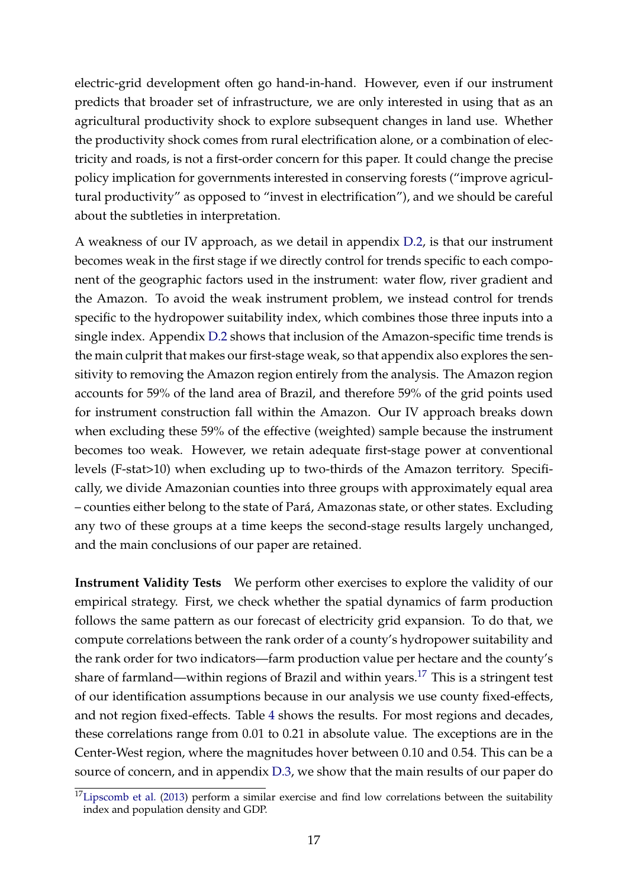electric-grid development often go hand-in-hand. However, even if our instrument predicts that broader set of infrastructure, we are only interested in using that as an agricultural productivity shock to explore subsequent changes in land use. Whether the productivity shock comes from rural electrification alone, or a combination of electricity and roads, is not a first-order concern for this paper. It could change the precise policy implication for governments interested in conserving forests ("improve agricultural productivity" as opposed to "invest in electrification"), and we should be careful about the subtleties in interpretation.

A weakness of our IV approach, as we detail in appendix D.2, is that our instrument becomes weak in the first stage if we directly control for trends specific to each component of the geographic factors used in the instrument: water flow, river gradient and the Amazon. To avoid the weak instrument problem, we instead control for trends specific to the hydropower suitability index, which combines those three inputs into a single index. Appendix D.2 shows that inclusion of the Amazon-specific time trends is the main culprit that makes our first-stage weak, so that appendix also explores the sensitivity to removing the Amazon region entirely from the analysis. The Amazon region accounts for 59% of the land area of Brazil, and therefore 59% of the grid points used for instrument construction fall within the Amazon. Our IV approach breaks down when excluding these 59% of the effective (weighted) sample because the instrument becomes too weak. However, we retain adequate first-stage power at conventional levels (F-stat>10) when excluding up to two-thirds of the Amazon territory. Specifically, we divide Amazonian counties into three groups with approximately equal area – counties either belong to the state of Pará, Amazonas state, or other states. Excluding any two of these groups at a time keeps the second-stage results largely unchanged, and the main conclusions of our paper are retained.

**Instrument Validity Tests** We perform other exercises to explore the validity of our empirical strategy. First, we check whether the spatial dynamics of farm production follows the same pattern as our forecast of electricity grid expansion. To do that, we compute correlations between the rank order of a county's hydropower suitability and the rank order for two indicators—farm production value per hectare and the county's share of farmland—within regions of Brazil and within years.[17] This is a stringent test of our identification assumptions because in our analysis we use county fixed-effects, and not region fixed-effects. Table 4 shows the results. For most regions and decades, these correlations range from 0.01 to 0.21 in absolute value. The exceptions are in the Center-West region, where the magnitudes hover between 0.10 and 0.54. This can be a source of concern, and in appendix D.3, we show that the main results of our paper do

[17] Lipscomb et al. (2013) perform a similar exercise and find low correlations between the suitability index and population density and GDP.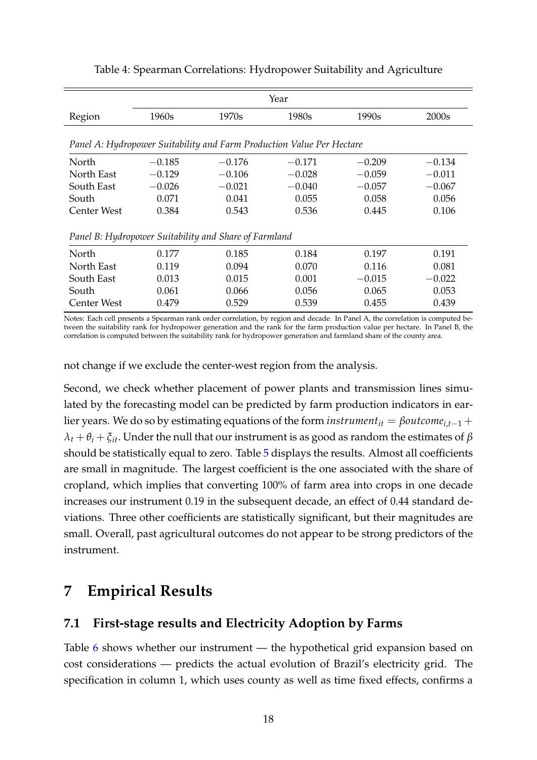Table 4: Spearman Correlations: Hydropower Suitability and Agriculture

| | Year | | | | |
|---|---|---|---|---|---|
| Region | 1960s | 1970s | 1980s | 1990s | 2000s |
| *Panel A: Hydropower Suitability and Farm Production Value Per Hectare* | | | | | |
| North | −0.185 | −0.176 | −0.171 | −0.209 | −0.134 |
| North East | −0.129 | −0.106 | −0.028 | −0.059 | −0.011 |
| South East | −0.026 | −0.021 | −0.040 | −0.057 | −0.067 |
| South | 0.071 | 0.041 | 0.055 | 0.058 | 0.056 |
| Center West | 0.384 | 0.543 | 0.536 | 0.445 | 0.106 |
| *Panel B: Hydropower Suitability and Share of Farmland* | | | | | |
| North | 0.177 | 0.185 | 0.184 | 0.197 | 0.191 |
| North East | 0.119 | 0.094 | 0.070 | 0.116 | 0.081 |
| South East | 0.013 | 0.015 | 0.001 | −0.015 | −0.022 |
| South | 0.061 | 0.066 | 0.056 | 0.065 | 0.053 |
| Center West | 0.479 | 0.529 | 0.539 | 0.455 | 0.439 |

Notes: Each cell presents a Spearman rank order correlation, by region and decade. In Panel A, the correlation is computed between the suitability rank for hydropower generation and the rank for the farm production value per hectare. In Panel B, the correlation is computed between the suitability rank for hydropower generation and farmland share of the county area.

not change if we exclude the center-west region from the analysis.

Second, we check whether placement of power plants and transmission lines simulated by the forecasting model can be predicted by farm production indicators in earlier years. We do so by estimating equations of the form $instrument_{it} = \beta outcome_{i,t-1} + \lambda_t + \theta_i + \xi_{it}$. Under the null that our instrument is as good as random the estimates of $\beta$ should be statistically equal to zero. Table 5 displays the results. Almost all coefficients are small in magnitude. The largest coefficient is the one associated with the share of cropland, which implies that converting 100% of farm area into crops in one decade increases our instrument 0.19 in the subsequent decade, an effect of 0.44 standard deviations. Three other coefficients are statistically significant, but their magnitudes are small. Overall, past agricultural outcomes do not appear to be strong predictors of the instrument.

# 7 Empirical Results

## 7.1 First-stage results and Electricity Adoption by Farms

Table 6 shows whether our instrument — the hypothetical grid expansion based on cost considerations — predicts the actual evolution of Brazil's electricity grid. The specification in column 1, which uses county as well as time fixed effects, confirms a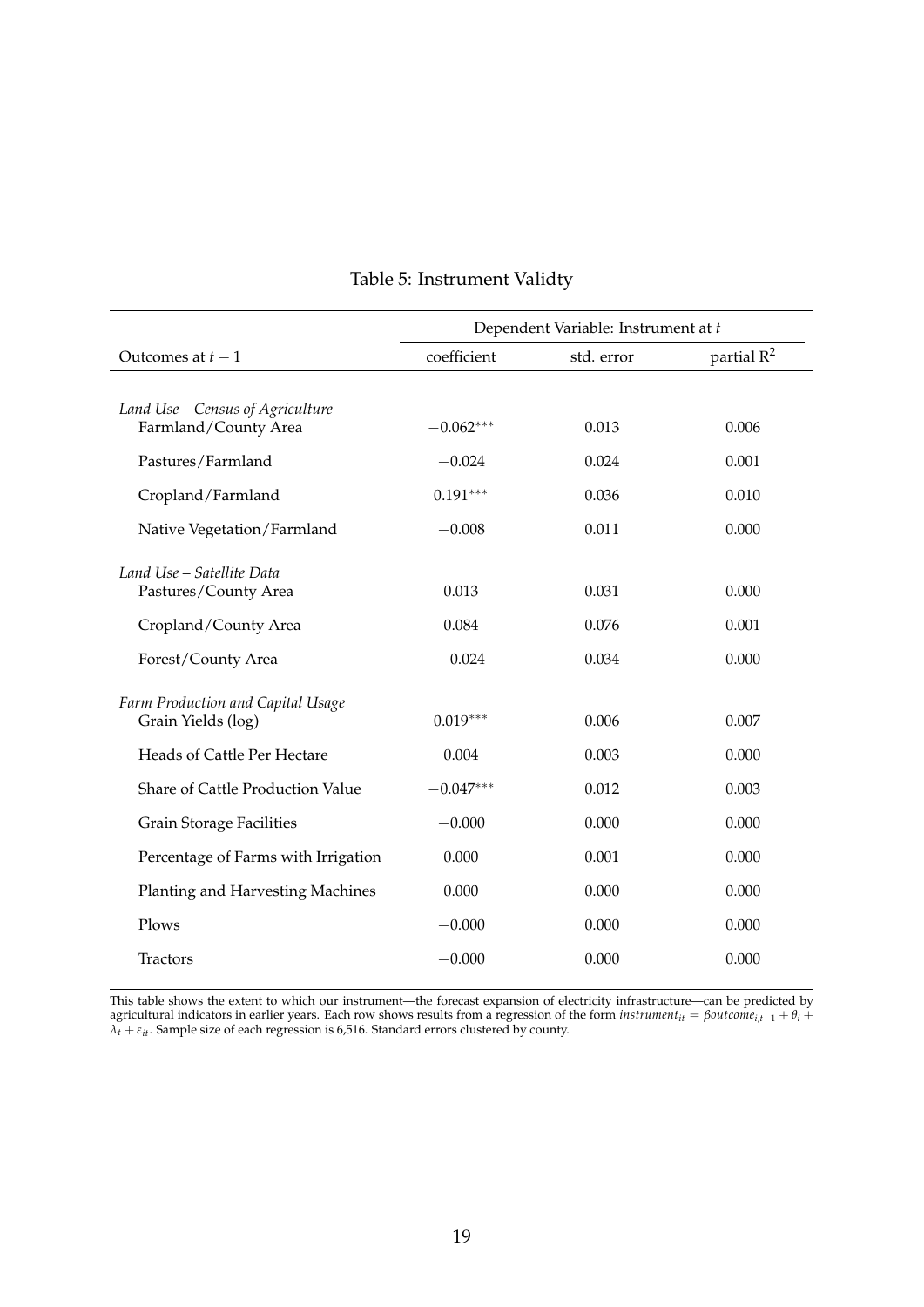Table 5: Instrument Validty

| Outcomes at $t-1$ | Dependent Variable: Instrument at $t$ | | |
|---|---|---|---|
| | coefficient | std. error | partial $R^2$ |
| *Land Use – Census of Agriculture* | | | |
| Farmland/County Area | $-0.062^{***}$ | 0.013 | 0.006 |
| Pastures/Farmland | $-0.024$ | 0.024 | 0.001 |
| Cropland/Farmland | $0.191^{***}$ | 0.036 | 0.010 |
| Native Vegetation/Farmland | $-0.008$ | 0.011 | 0.000 |
| *Land Use – Satellite Data* | | | |
| Pastures/County Area | 0.013 | 0.031 | 0.000 |
| Cropland/County Area | 0.084 | 0.076 | 0.001 |
| Forest/County Area | $-0.024$ | 0.034 | 0.000 |
| *Farm Production and Capital Usage* | | | |
| Grain Yields (log) | $0.019^{***}$ | 0.006 | 0.007 |
| Heads of Cattle Per Hectare | 0.004 | 0.003 | 0.000 |
| Share of Cattle Production Value | $-0.047^{***}$ | 0.012 | 0.003 |
| Grain Storage Facilities | $-0.000$ | 0.000 | 0.000 |
| Percentage of Farms with Irrigation | 0.000 | 0.001 | 0.000 |
| Planting and Harvesting Machines | 0.000 | 0.000 | 0.000 |
| Plows | $-0.000$ | 0.000 | 0.000 |
| Tractors | $-0.000$ | 0.000 | 0.000 |

This table shows the extent to which our instrument—the forecast expansion of electricity infrastructure—can be predicted by agricultural indicators in earlier years. Each row shows results from a regression of the form $instrument_{it} = \beta outcome_{i,t-1} + \theta_i + \lambda_t + \varepsilon_{it}$. Sample size of each regression is 6,516. Standard errors clustered by county.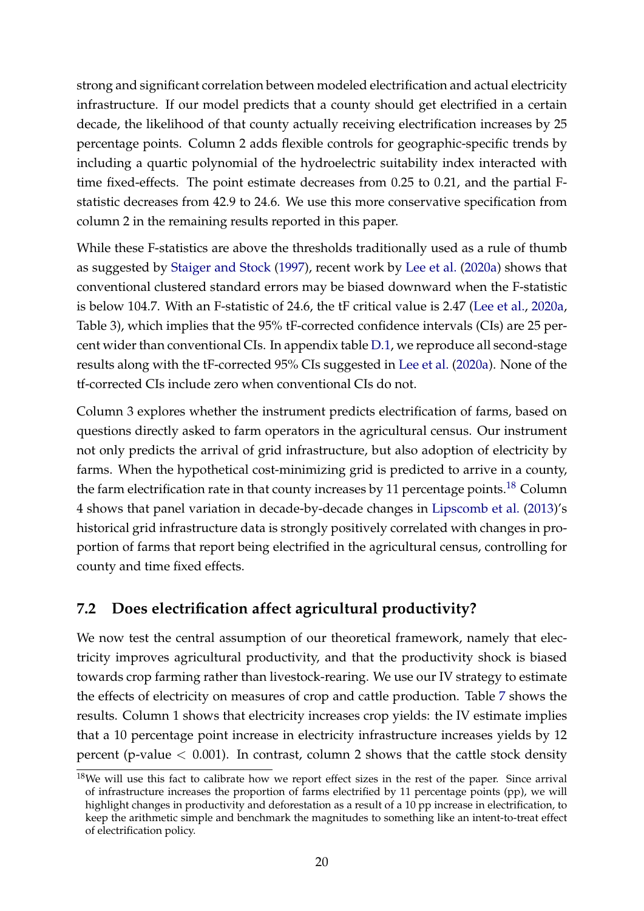strong and significant correlation between modeled electrification and actual electricity infrastructure. If our model predicts that a county should get electrified in a certain decade, the likelihood of that county actually receiving electrification increases by 25 percentage points. Column 2 adds flexible controls for geographic-specific trends by including a quartic polynomial of the hydroelectric suitability index interacted with time fixed-effects. The point estimate decreases from 0.25 to 0.21, and the partial F-statistic decreases from 42.9 to 24.6. We use this more conservative specification from column 2 in the remaining results reported in this paper.

While these F-statistics are above the thresholds traditionally used as a rule of thumb as suggested by Staiger and Stock (1997), recent work by Lee et al. (2020a) shows that conventional clustered standard errors may be biased downward when the F-statistic is below 104.7. With an F-statistic of 24.6, the tF critical value is 2.47 (Lee et al., 2020a, Table 3), which implies that the 95% tF-corrected confidence intervals (CIs) are 25 percent wider than conventional CIs. In appendix table D.1, we reproduce all second-stage results along with the tF-corrected 95% CIs suggested in Lee et al. (2020a). None of the tf-corrected CIs include zero when conventional CIs do not.

Column 3 explores whether the instrument predicts electrification of farms, based on questions directly asked to farm operators in the agricultural census. Our instrument not only predicts the arrival of grid infrastructure, but also adoption of electricity by farms. When the hypothetical cost-minimizing grid is predicted to arrive in a county, the farm electrification rate in that county increases by 11 percentage points.[18] Column 4 shows that panel variation in decade-by-decade changes in Lipscomb et al. (2013)'s historical grid infrastructure data is strongly positively correlated with changes in proportion of farms that report being electrified in the agricultural census, controlling for county and time fixed effects.

## 7.2 Does electrification affect agricultural productivity?

We now test the central assumption of our theoretical framework, namely that electricity improves agricultural productivity, and that the productivity shock is biased towards crop farming rather than livestock-rearing. We use our IV strategy to estimate the effects of electricity on measures of crop and cattle production. Table 7 shows the results. Column 1 shows that electricity increases crop yields: the IV estimate implies that a 10 percentage point increase in electricity infrastructure increases yields by 12 percent (p-value $< 0.001$). In contrast, column 2 shows that the cattle stock density

[18] We will use this fact to calibrate how we report effect sizes in the rest of the paper. Since arrival of infrastructure increases the proportion of farms electrified by 11 percentage points (pp), we will highlight changes in productivity and deforestation as a result of a 10 pp increase in electrification, to keep the arithmetic simple and benchmark the magnitudes to something like an intent-to-treat effect of electrification policy.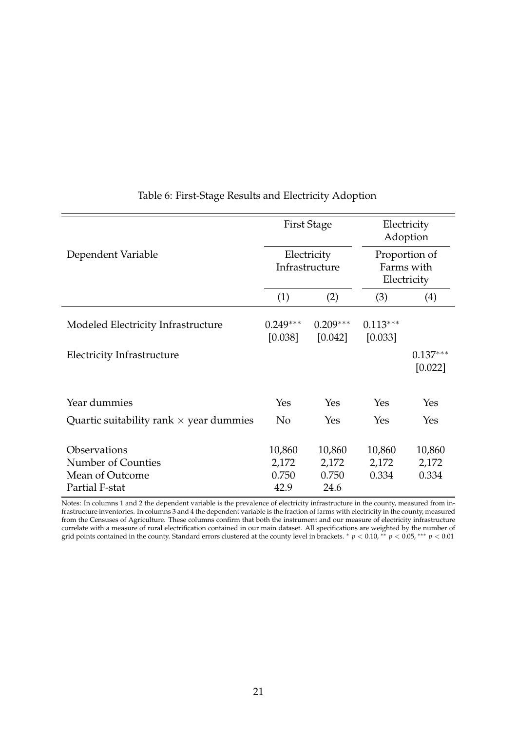Table 6: First-Stage Results and Electricity Adoption

| | First Stage | | Electricity Adoption | |
|---|---|---|---|---|
| Dependent Variable | Electricity Infrastructure | | Proportion of Farms with Electricity | |
| | (1) | (2) | (3) | (4) |
| Modeled Electricity Infrastructure | 0.249*** | 0.209*** | 0.113*** | |
| | [0.038] | [0.042] | [0.033] | |
| Electricity Infrastructure | | | | 0.137*** |
| | | | | [0.022] |
| Year dummies | Yes | Yes | Yes | Yes |
| Quartic suitability rank × year dummies | No | Yes | Yes | Yes |
| Observations | 10,860 | 10,860 | 10,860 | 10,860 |
| Number of Counties | 2,172 | 2,172 | 2,172 | 2,172 |
| Mean of Outcome | 0.750 | 0.750 | 0.334 | 0.334 |
| Partial F-stat | 42.9 | 24.6 | | |

Notes: In columns 1 and 2 the dependent variable is the prevalence of electricity infrastructure in the county, measured from infrastructure inventories. In columns 3 and 4 the dependent variable is the fraction of farms with electricity in the county, measured from the Censuses of Agriculture. These columns confirm that both the instrument and our measure of electricity infrastructure correlate with a measure of rural electrification contained in our main dataset. All specifications are weighted by the number of grid points contained in the county. Standard errors clustered at the county level in brackets. * $p < 0.10$, ** $p < 0.05$, *** $p < 0.01$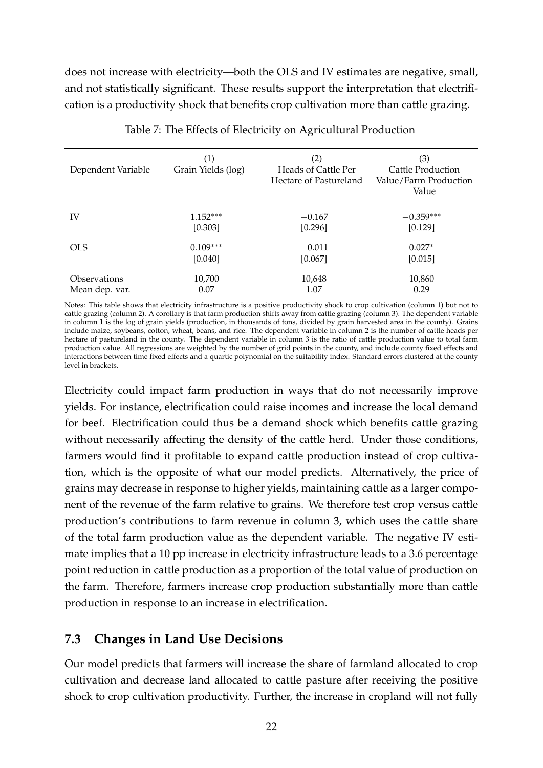does not increase with electricity—both the OLS and IV estimates are negative, small, and not statistically significant. These results support the interpretation that electrification is a productivity shock that benefits crop cultivation more than cattle grazing.

Table 7: The Effects of Electricity on Agricultural Production

| Dependent Variable | (1)<br>Grain Yields (log) | (2)<br>Heads of Cattle Per Hectare of Pastureland | (3)<br>Cattle Production Value/Farm Production Value |
|---|---|---|---|
| IV | $1.152^{***}$ | $-0.167$ | $-0.359^{***}$ |
| | [0.303] | [0.296] | [0.129] |
| OLS | $0.109^{***}$ | $-0.011$ | $0.027^{*}$ |
| | [0.040] | [0.067] | [0.015] |
| Observations | 10,700 | 10,648 | 10,860 |
| Mean dep. var. | 0.07 | 1.07 | 0.29 |

Notes: This table shows that electricity infrastructure is a positive productivity shock to crop cultivation (column 1) but not to cattle grazing (column 2). A corollary is that farm production shifts away from cattle grazing (column 3). The dependent variable in column 1 is the log of grain yields (production, in thousands of tons, divided by grain harvested area in the county). Grains include maize, soybeans, cotton, wheat, beans, and rice. The dependent variable in column 2 is the number of cattle heads per hectare of pastureland in the county. The dependent variable in column 3 is the ratio of cattle production value to total farm production value. All regressions are weighted by the number of grid points in the county, and include county fixed effects and interactions between time fixed effects and a quartic polynomial on the suitability index. Standard errors clustered at the county level in brackets.

Electricity could impact farm production in ways that do not necessarily improve yields. For instance, electrification could raise incomes and increase the local demand for beef. Electrification could thus be a demand shock which benefits cattle grazing without necessarily affecting the density of the cattle herd. Under those conditions, farmers would find it profitable to expand cattle production instead of crop cultivation, which is the opposite of what our model predicts. Alternatively, the price of grains may decrease in response to higher yields, maintaining cattle as a larger component of the revenue of the farm relative to grains. We therefore test crop versus cattle production's contributions to farm revenue in column 3, which uses the cattle share of the total farm production value as the dependent variable. The negative IV estimate implies that a 10 pp increase in electricity infrastructure leads to a 3.6 percentage point reduction in cattle production as a proportion of the total value of production on the farm. Therefore, farmers increase crop production substantially more than cattle production in response to an increase in electrification.

## 7.3 Changes in Land Use Decisions

Our model predicts that farmers will increase the share of farmland allocated to crop cultivation and decrease land allocated to cattle pasture after receiving the positive shock to crop cultivation productivity. Further, the increase in cropland will not fully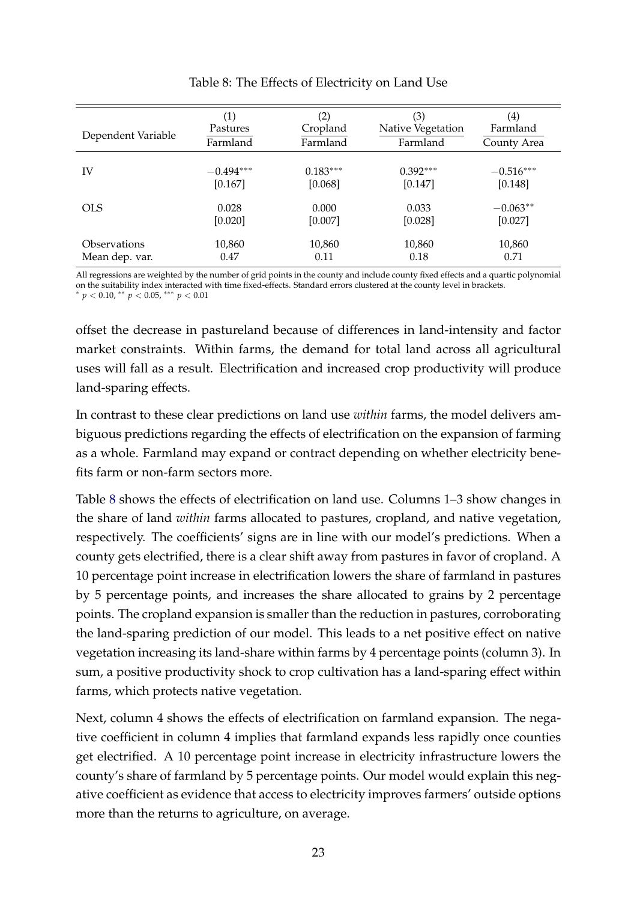Table 8: The Effects of Electricity on Land Use

| Dependent Variable | (1) Pastures / Farmland | (2) Cropland / Farmland | (3) Native Vegetation / Farmland | (4) Farmland / County Area |
|---|---|---|---|---|
| IV | $-0.494^{***}$ | $0.183^{***}$ | $0.392^{***}$ | $-0.516^{***}$ |
| | [0.167] | [0.068] | [0.147] | [0.148] |
| OLS | 0.028 | 0.000 | 0.033 | $-0.063^{**}$ |
| | [0.020] | [0.007] | [0.028] | [0.027] |
| Observations | 10,860 | 10,860 | 10,860 | 10,860 |
| Mean dep. var. | 0.47 | 0.11 | 0.18 | 0.71 |

All regressions are weighted by the number of grid points in the county and include county fixed effects and a quartic polynomial on the suitability index interacted with time fixed-effects. Standard errors clustered at the county level in brackets.
$^{*}$ $p < 0.10$, $^{**}$ $p < 0.05$, $^{***}$ $p < 0.01$

offset the decrease in pastureland because of differences in land-intensity and factor market constraints. Within farms, the demand for total land across all agricultural uses will fall as a result. Electrification and increased crop productivity will produce land-sparing effects.

In contrast to these clear predictions on land use *within* farms, the model delivers ambiguous predictions regarding the effects of electrification on the expansion of farming as a whole. Farmland may expand or contract depending on whether electricity benefits farm or non-farm sectors more.

Table 8 shows the effects of electrification on land use. Columns 1–3 show changes in the share of land *within* farms allocated to pastures, cropland, and native vegetation, respectively. The coefficients' signs are in line with our model's predictions. When a county gets electrified, there is a clear shift away from pastures in favor of cropland. A 10 percentage point increase in electrification lowers the share of farmland in pastures by 5 percentage points, and increases the share allocated to grains by 2 percentage points. The cropland expansion is smaller than the reduction in pastures, corroborating the land-sparing prediction of our model. This leads to a net positive effect on native vegetation increasing its land-share within farms by 4 percentage points (column 3). In sum, a positive productivity shock to crop cultivation has a land-sparing effect within farms, which protects native vegetation.

Next, column 4 shows the effects of electrification on farmland expansion. The negative coefficient in column 4 implies that farmland expands less rapidly once counties get electrified. A 10 percentage point increase in electricity infrastructure lowers the county's share of farmland by 5 percentage points. Our model would explain this negative coefficient as evidence that access to electricity improves farmers' outside options more than the returns to agriculture, on average.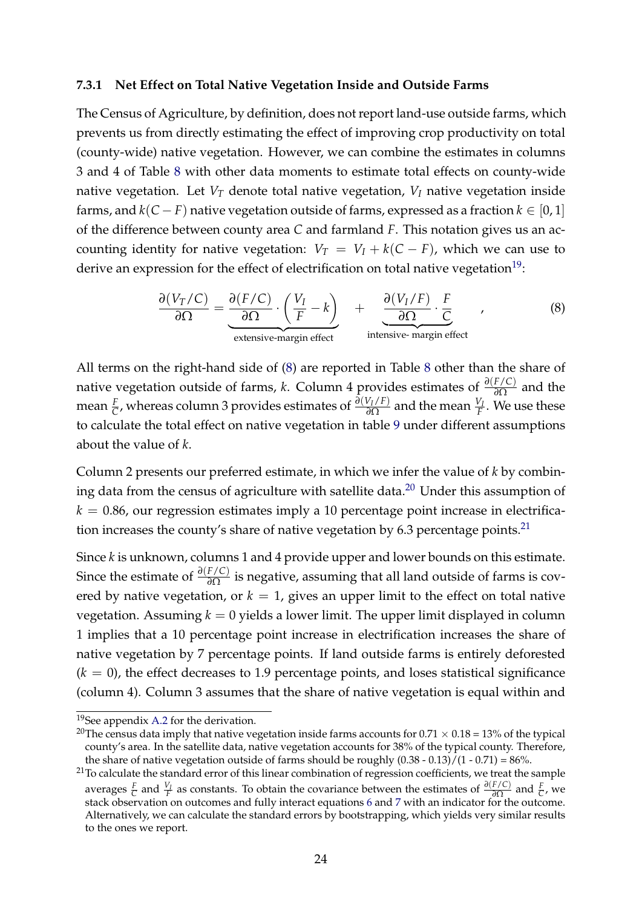#### 7.3.1 Net Effect on Total Native Vegetation Inside and Outside Farms

The Census of Agriculture, by definition, does not report land-use outside farms, which prevents us from directly estimating the effect of improving crop productivity on total (county-wide) native vegetation. However, we can combine the estimates in columns 3 and 4 of Table 8 with other data moments to estimate total effects on county-wide native vegetation. Let $V_T$ denote total native vegetation, $V_I$ native vegetation inside farms, and $k(C-F)$ native vegetation outside of farms, expressed as a fraction $k \in [0,1]$ of the difference between county area $C$ and farmland $F$. This notation gives us an accounting identity for native vegetation: $V_T = V_I + k(C-F)$, which we can use to derive an expression for the effect of electrification on total native vegetation[19]:

$$\frac{\partial(V_T/C)}{\partial\Omega} = \underbrace{\frac{\partial(F/C)}{\partial\Omega}\cdot\left(\frac{V_I}{F}-k\right)}_{\text{extensive-margin effect}} \quad + \quad \underbrace{\frac{\partial(V_I/F)}{\partial\Omega}\cdot\frac{F}{C}}_{\text{intensive- margin effect}} \quad , \tag{8}$$

All terms on the right-hand side of (8) are reported in Table 8 other than the share of native vegetation outside of farms, $k$. Column 4 provides estimates of $\frac{\partial(F/C)}{\partial\Omega}$ and the mean $\frac{F}{C}$, whereas column 3 provides estimates of $\frac{\partial(V_I/F)}{\partial\Omega}$ and the mean $\frac{V_I}{F}$. We use these to calculate the total effect on native vegetation in table 9 under different assumptions about the value of $k$.

Column 2 presents our preferred estimate, in which we infer the value of $k$ by combining data from the census of agriculture with satellite data.[20] Under this assumption of $k = 0.86$, our regression estimates imply a 10 percentage point increase in electrification increases the county's share of native vegetation by 6.3 percentage points.[21]

Since $k$ is unknown, columns 1 and 4 provide upper and lower bounds on this estimate. Since the estimate of $\frac{\partial(F/C)}{\partial\Omega}$ is negative, assuming that all land outside of farms is covered by native vegetation, or $k = 1$, gives an upper limit to the effect on total native vegetation. Assuming $k = 0$ yields a lower limit. The upper limit displayed in column 1 implies that a 10 percentage point increase in electrification increases the share of native vegetation by 7 percentage points. If land outside farms is entirely deforested ($k = 0$), the effect decreases to 1.9 percentage points, and loses statistical significance (column 4). Column 3 assumes that the share of native vegetation is equal within and

[19] See appendix A.2 for the derivation.

[20] The census data imply that native vegetation inside farms accounts for $0.71 \times 0.18$ = 13% of the typical county's area. In the satellite data, native vegetation accounts for 38% of the typical county. Therefore, the share of native vegetation outside of farms should be roughly (0.38 - 0.13)/(1 - 0.71) = 86%.

[21] To calculate the standard error of this linear combination of regression coefficients, we treat the sample averages $\frac{F}{C}$ and $\frac{V_I}{F}$ as constants. To obtain the covariance between the estimates of $\frac{\partial(F/C)}{\partial\Omega}$ and $\frac{F}{C}$, we stack observation on outcomes and fully interact equations 6 and 7 with an indicator for the outcome. Alternatively, we can calculate the standard errors by bootstrapping, which yields very similar results to the ones we report.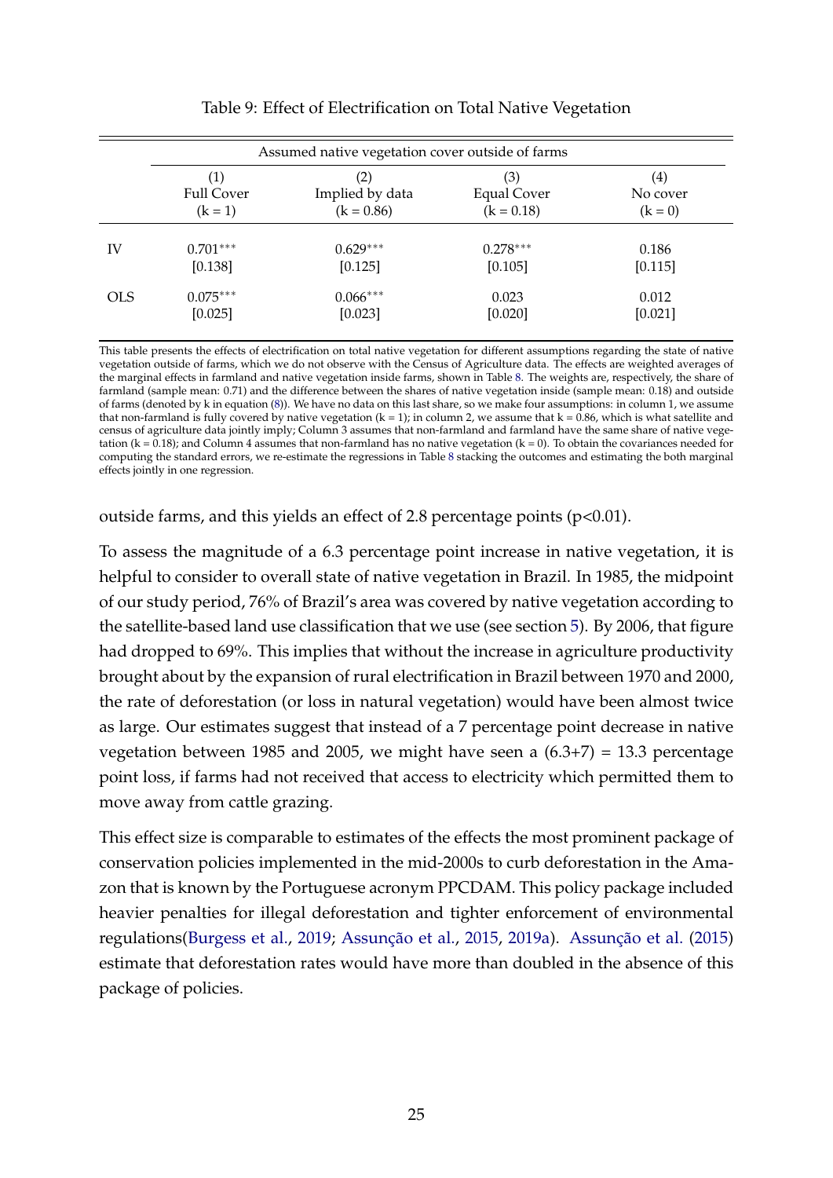Table 9: Effect of Electrification on Total Native Vegetation

| | Assumed native vegetation cover outside of farms | | | |
|---|---|---|---|---|
| | (1) Full Cover (k = 1) | (2) Implied by data (k = 0.86) | (3) Equal Cover (k = 0.18) | (4) No cover (k = 0) |
| IV | 0.701*** | 0.629*** | 0.278*** | 0.186 |
| | [0.138] | [0.125] | [0.105] | [0.115] |
| OLS | 0.075*** | 0.066*** | 0.023 | 0.012 |
| | [0.025] | [0.023] | [0.020] | [0.021] |

This table presents the effects of electrification on total native vegetation for different assumptions regarding the state of native vegetation outside of farms, which we do not observe with the Census of Agriculture data. The effects are weighted averages of the marginal effects in farmland and native vegetation inside farms, shown in Table 8. The weights are, respectively, the share of farmland (sample mean: 0.71) and the difference between the shares of native vegetation inside (sample mean: 0.18) and outside of farms (denoted by k in equation (8)). We have no data on this last share, so we make four assumptions: in column 1, we assume that non-farmland is fully covered by native vegetation (k = 1); in column 2, we assume that k = 0.86, which is what satellite and census of agriculture data jointly imply; Column 3 assumes that non-farmland and farmland have the same share of native vegetation (k = 0.18); and Column 4 assumes that non-farmland has no native vegetation (k = 0). To obtain the covariances needed for computing the standard errors, we re-estimate the regressions in Table 8 stacking the outcomes and estimating the both marginal effects jointly in one regression.

outside farms, and this yields an effect of 2.8 percentage points ($p<0.01$).

To assess the magnitude of a 6.3 percentage point increase in native vegetation, it is helpful to consider to overall state of native vegetation in Brazil. In 1985, the midpoint of our study period, 76% of Brazil's area was covered by native vegetation according to the satellite-based land use classification that we use (see section 5). By 2006, that figure had dropped to 69%. This implies that without the increase in agriculture productivity brought about by the expansion of rural electrification in Brazil between 1970 and 2000, the rate of deforestation (or loss in natural vegetation) would have been almost twice as large. Our estimates suggest that instead of a 7 percentage point decrease in native vegetation between 1985 and 2005, we might have seen a (6.3+7) = 13.3 percentage point loss, if farms had not received that access to electricity which permitted them to move away from cattle grazing.

This effect size is comparable to estimates of the effects the most prominent package of conservation policies implemented in the mid-2000s to curb deforestation in the Amazon that is known by the Portuguese acronym PPCDAM. This policy package included heavier penalties for illegal deforestation and tighter enforcement of environmental regulations(Burgess et al., 2019; Assunção et al., 2015, 2019a). Assunção et al. (2015) estimate that deforestation rates would have more than doubled in the absence of this package of policies.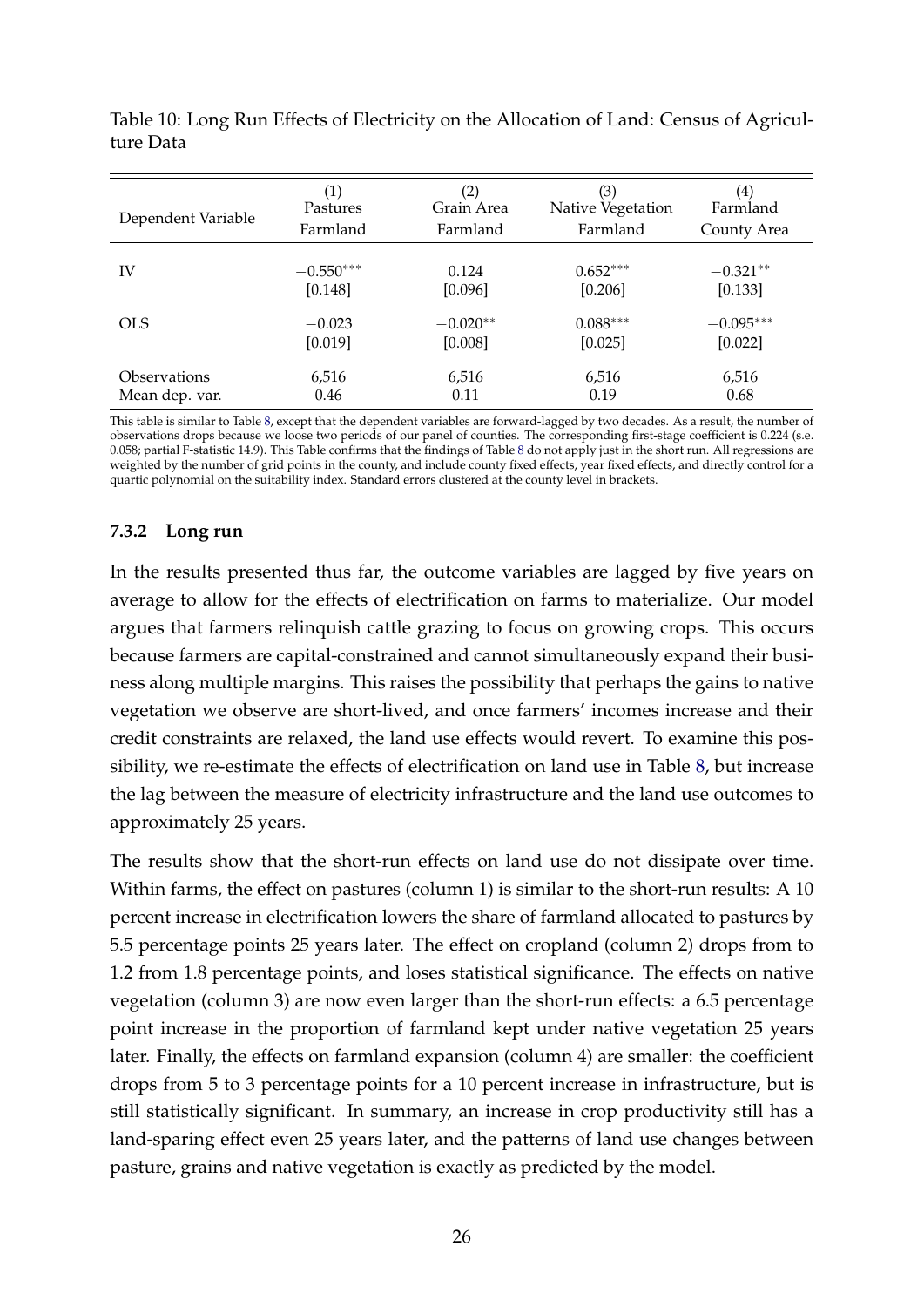Table 10: Long Run Effects of Electricity on the Allocation of Land: Census of Agriculture Data

| Dependent Variable | (1) Pastures / Farmland | (2) Grain Area / Farmland | (3) Native Vegetation / Farmland | (4) Farmland / County Area |
|---|---|---|---|---|
| IV | $-0.550^{***}$ | 0.124 | $0.652^{***}$ | $-0.321^{**}$ |
| | [0.148] | [0.096] | [0.206] | [0.133] |
| OLS | $-0.023$ | $-0.020^{**}$ | $0.088^{***}$ | $-0.095^{***}$ |
| | [0.019] | [0.008] | [0.025] | [0.022] |
| Observations | 6,516 | 6,516 | 6,516 | 6,516 |
| Mean dep. var. | 0.46 | 0.11 | 0.19 | 0.68 |

This table is similar to Table 8, except that the dependent variables are forward-lagged by two decades. As a result, the number of observations drops because we loose two periods of our panel of counties. The corresponding first-stage coefficient is 0.224 (s.e. 0.058; partial F-statistic 14.9). This Table confirms that the findings of Table 8 do not apply just in the short run. All regressions are weighted by the number of grid points in the county, and include county fixed effects, year fixed effects, and directly control for a quartic polynomial on the suitability index. Standard errors clustered at the county level in brackets.

### 7.3.2 Long run

In the results presented thus far, the outcome variables are lagged by five years on average to allow for the effects of electrification on farms to materialize. Our model argues that farmers relinquish cattle grazing to focus on growing crops. This occurs because farmers are capital-constrained and cannot simultaneously expand their business along multiple margins. This raises the possibility that perhaps the gains to native vegetation we observe are short-lived, and once farmers' incomes increase and their credit constraints are relaxed, the land use effects would revert. To examine this possibility, we re-estimate the effects of electrification on land use in Table 8, but increase the lag between the measure of electricity infrastructure and the land use outcomes to approximately 25 years.

The results show that the short-run effects on land use do not dissipate over time. Within farms, the effect on pastures (column 1) is similar to the short-run results: A 10 percent increase in electrification lowers the share of farmland allocated to pastures by 5.5 percentage points 25 years later. The effect on cropland (column 2) drops from to 1.2 from 1.8 percentage points, and loses statistical significance. The effects on native vegetation (column 3) are now even larger than the short-run effects: a 6.5 percentage point increase in the proportion of farmland kept under native vegetation 25 years later. Finally, the effects on farmland expansion (column 4) are smaller: the coefficient drops from 5 to 3 percentage points for a 10 percent increase in infrastructure, but is still statistically significant. In summary, an increase in crop productivity still has a land-sparing effect even 25 years later, and the patterns of land use changes between pasture, grains and native vegetation is exactly as predicted by the model.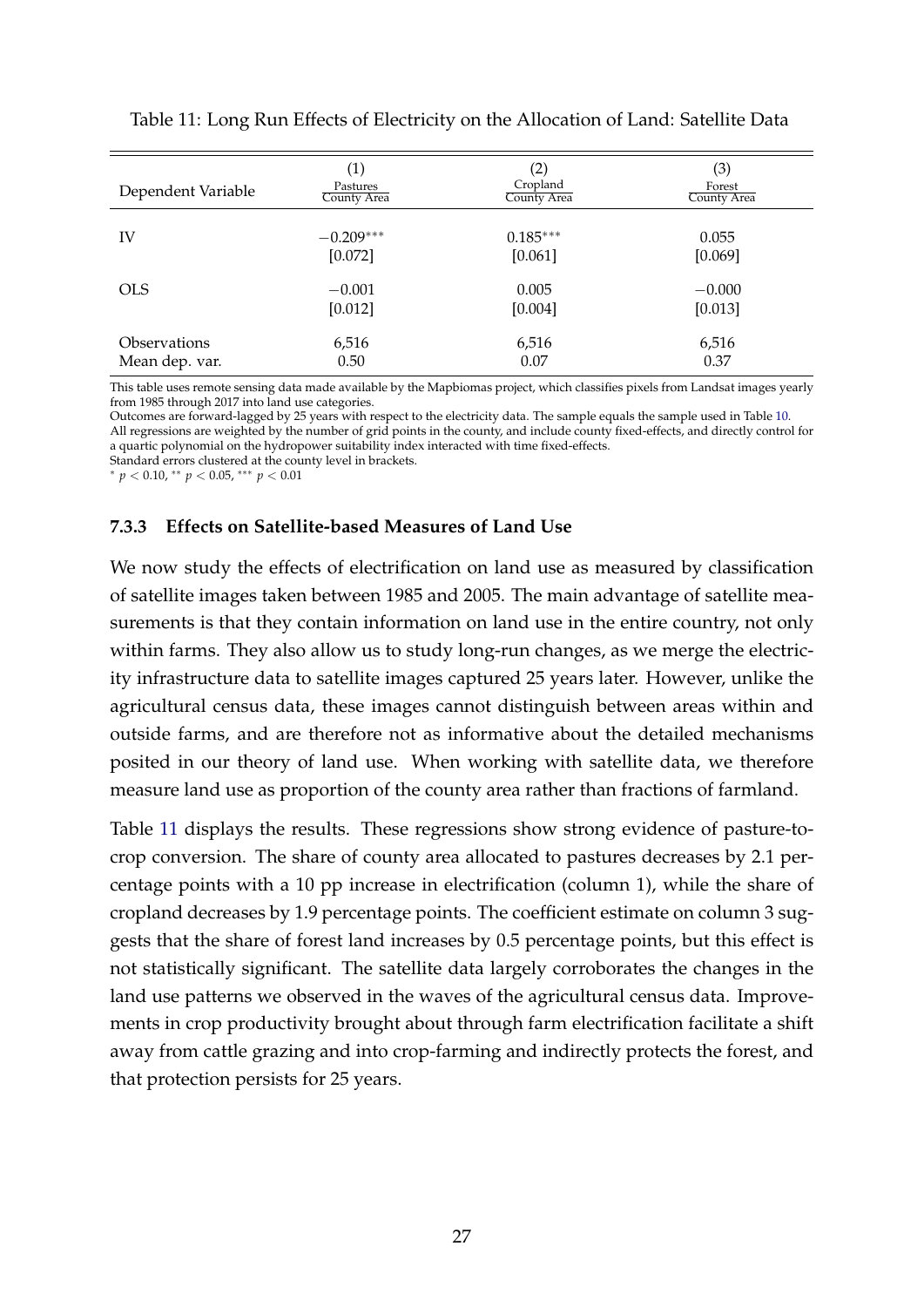Table 11: Long Run Effects of Electricity on the Allocation of Land: Satellite Data

| Dependent Variable | (1) $\frac{\text{Pastures}}{\text{County Area}}$ | (2) $\frac{\text{Cropland}}{\text{County Area}}$ | (3) $\frac{\text{Forest}}{\text{County Area}}$ |
|---|---|---|---|
| IV | $-0.209^{***}$ | $0.185^{***}$ | 0.055 |
| | [0.072] | [0.061] | [0.069] |
| OLS | $-0.001$ | 0.005 | $-0.000$ |
| | [0.012] | [0.004] | [0.013] |
| Observations | 6,516 | 6,516 | 6,516 |
| Mean dep. var. | 0.50 | 0.07 | 0.37 |

This table uses remote sensing data made available by the Mapbiomas project, which classifies pixels from Landsat images yearly from 1985 through 2017 into land use categories.
Outcomes are forward-lagged by 25 years with respect to the electricity data. The sample equals the sample used in Table 10.
All regressions are weighted by the number of grid points in the county, and include county fixed-effects, and directly control for a quartic polynomial on the hydropower suitability index interacted with time fixed-effects.
Standard errors clustered at the county level in brackets.
$^{*}$ $p < 0.10$, $^{**}$ $p < 0.05$, $^{***}$ $p < 0.01$

#### 7.3.3 Effects on Satellite-based Measures of Land Use

We now study the effects of electrification on land use as measured by classification of satellite images taken between 1985 and 2005. The main advantage of satellite measurements is that they contain information on land use in the entire country, not only within farms. They also allow us to study long-run changes, as we merge the electricity infrastructure data to satellite images captured 25 years later. However, unlike the agricultural census data, these images cannot distinguish between areas within and outside farms, and are therefore not as informative about the detailed mechanisms posited in our theory of land use. When working with satellite data, we therefore measure land use as proportion of the county area rather than fractions of farmland.

Table 11 displays the results. These regressions show strong evidence of pasture-to-crop conversion. The share of county area allocated to pastures decreases by 2.1 percentage points with a 10 pp increase in electrification (column 1), while the share of cropland decreases by 1.9 percentage points. The coefficient estimate on column 3 suggests that the share of forest land increases by 0.5 percentage points, but this effect is not statistically significant. The satellite data largely corroborates the changes in the land use patterns we observed in the waves of the agricultural census data. Improvements in crop productivity brought about through farm electrification facilitate a shift away from cattle grazing and into crop-farming and indirectly protects the forest, and that protection persists for 25 years.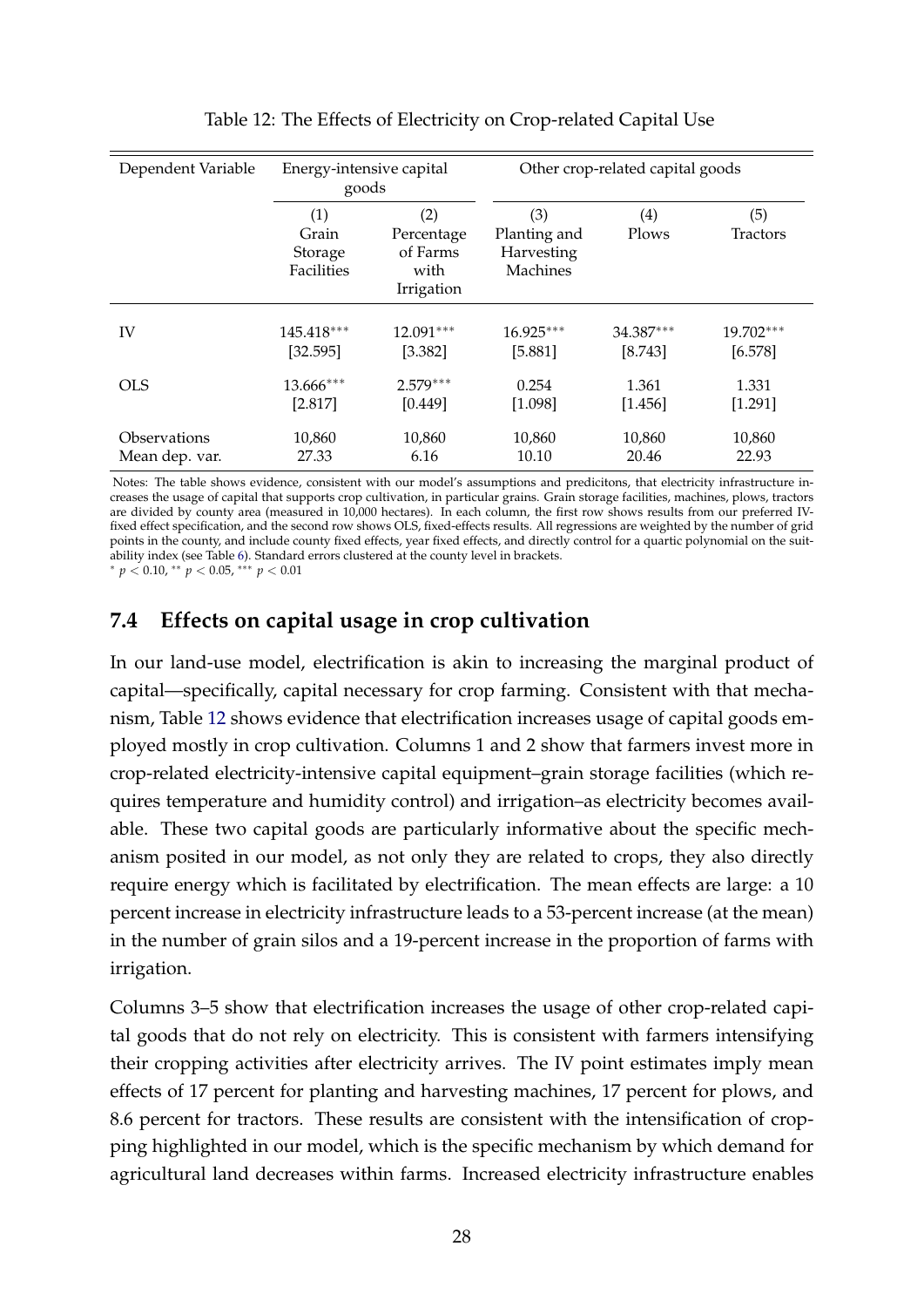Table 12: The Effects of Electricity on Crop-related Capital Use

| Dependent Variable | Energy-intensive capital goods | | Other crop-related capital goods | | |
|---|---|---|---|---|---|
| | (1) Grain Storage Facilities | (2) Percentage of Farms with Irrigation | (3) Planting and Harvesting Machines | (4) Plows | (5) Tractors |
| IV | 145.418*** | 12.091*** | 16.925*** | 34.387*** | 19.702*** |
| | [32.595] | [3.382] | [5.881] | [8.743] | [6.578] |
| OLS | 13.666*** | 2.579*** | 0.254 | 1.361 | 1.331 |
| | [2.817] | [0.449] | [1.098] | [1.456] | [1.291] |
| Observations | 10,860 | 10,860 | 10,860 | 10,860 | 10,860 |
| Mean dep. var. | 27.33 | 6.16 | 10.10 | 20.46 | 22.93 |

Notes: The table shows evidence, consistent with our model's assumptions and predicitons, that electricity infrastructure increases the usage of capital that supports crop cultivation, in particular grains. Grain storage facilities, machines, plows, tractors are divided by county area (measured in 10,000 hectares). In each column, the first row shows results from our preferred IV-fixed effect specification, and the second row shows OLS, fixed-effects results. All regressions are weighted by the number of grid points in the county, and include county fixed effects, year fixed effects, and directly control for a quartic polynomial on the suitability index (see Table 6). Standard errors clustered at the county level in brackets.
* $p < 0.10$, ** $p < 0.05$, *** $p < 0.01$

## 7.4 Effects on capital usage in crop cultivation

In our land-use model, electrification is akin to increasing the marginal product of capital—specifically, capital necessary for crop farming. Consistent with that mechanism, Table 12 shows evidence that electrification increases usage of capital goods employed mostly in crop cultivation. Columns 1 and 2 show that farmers invest more in crop-related electricity-intensive capital equipment–grain storage facilities (which requires temperature and humidity control) and irrigation–as electricity becomes available. These two capital goods are particularly informative about the specific mechanism posited in our model, as not only they are related to crops, they also directly require energy which is facilitated by electrification. The mean effects are large: a 10 percent increase in electricity infrastructure leads to a 53-percent increase (at the mean) in the number of grain silos and a 19-percent increase in the proportion of farms with irrigation.

Columns 3–5 show that electrification increases the usage of other crop-related capital goods that do not rely on electricity. This is consistent with farmers intensifying their cropping activities after electricity arrives. The IV point estimates imply mean effects of 17 percent for planting and harvesting machines, 17 percent for plows, and 8.6 percent for tractors. These results are consistent with the intensification of cropping highlighted in our model, which is the specific mechanism by which demand for agricultural land decreases within farms. Increased electricity infrastructure enables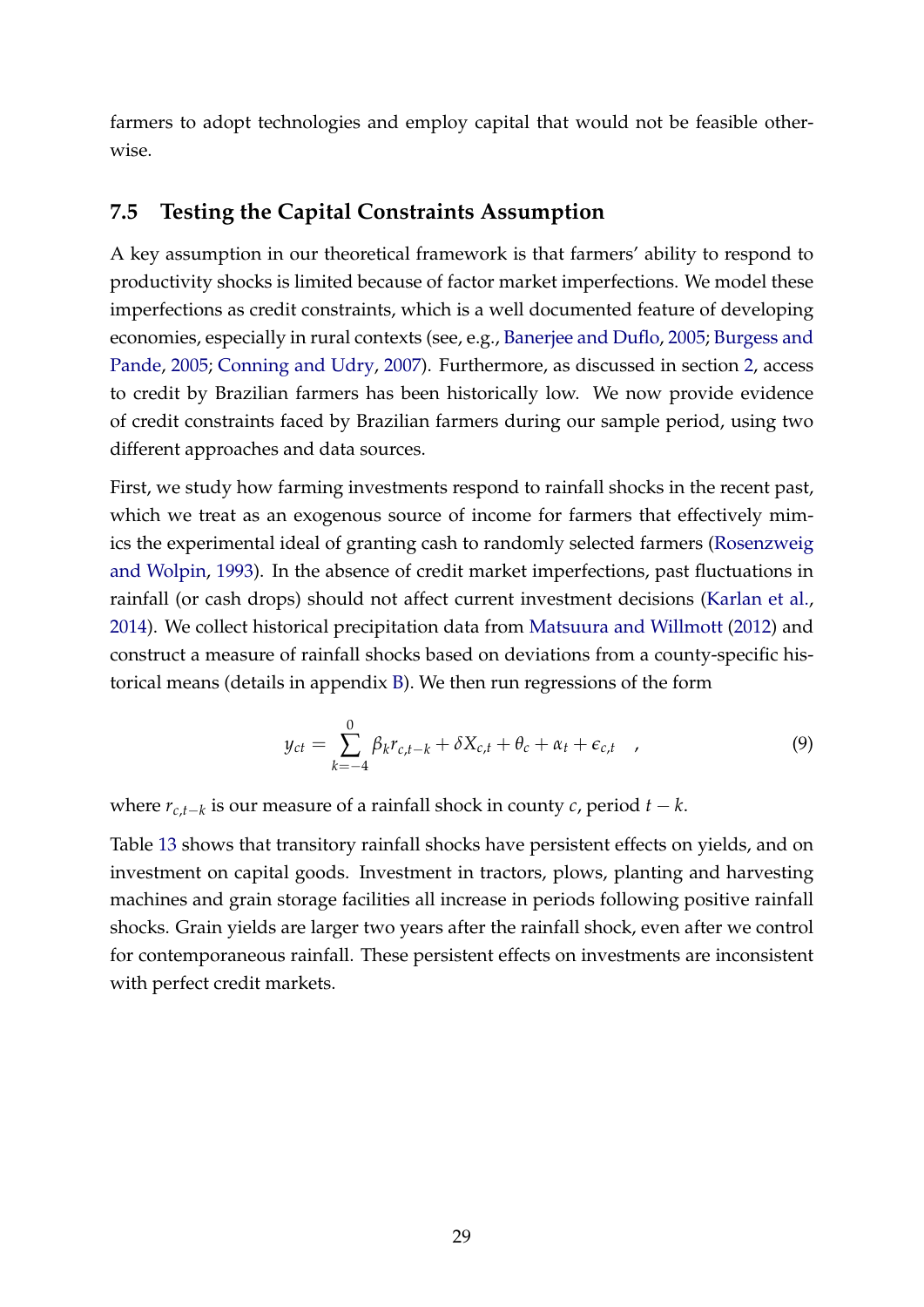farmers to adopt technologies and employ capital that would not be feasible otherwise.

### 7.5 Testing the Capital Constraints Assumption

A key assumption in our theoretical framework is that farmers' ability to respond to productivity shocks is limited because of factor market imperfections. We model these imperfections as credit constraints, which is a well documented feature of developing economies, especially in rural contexts (see, e.g., Banerjee and Duflo, 2005; Burgess and Pande, 2005; Conning and Udry, 2007). Furthermore, as discussed in section 2, access to credit by Brazilian farmers has been historically low. We now provide evidence of credit constraints faced by Brazilian farmers during our sample period, using two different approaches and data sources.

First, we study how farming investments respond to rainfall shocks in the recent past, which we treat as an exogenous source of income for farmers that effectively mimics the experimental ideal of granting cash to randomly selected farmers (Rosenzweig and Wolpin, 1993). In the absence of credit market imperfections, past fluctuations in rainfall (or cash drops) should not affect current investment decisions (Karlan et al., 2014). We collect historical precipitation data from Matsuura and Willmott (2012) and construct a measure of rainfall shocks based on deviations from a county-specific historical means (details in appendix B). We then run regressions of the form

$$y_{ct} = \sum_{k=-4}^{0} \beta_k r_{c,t-k} + \delta X_{c,t} + \theta_c + \alpha_t + \epsilon_{c,t} \quad , \tag{9}$$

where $r_{c,t-k}$ is our measure of a rainfall shock in county $c$, period $t-k$.

Table 13 shows that transitory rainfall shocks have persistent effects on yields, and on investment on capital goods. Investment in tractors, plows, planting and harvesting machines and grain storage facilities all increase in periods following positive rainfall shocks. Grain yields are larger two years after the rainfall shock, even after we control for contemporaneous rainfall. These persistent effects on investments are inconsistent with perfect credit markets.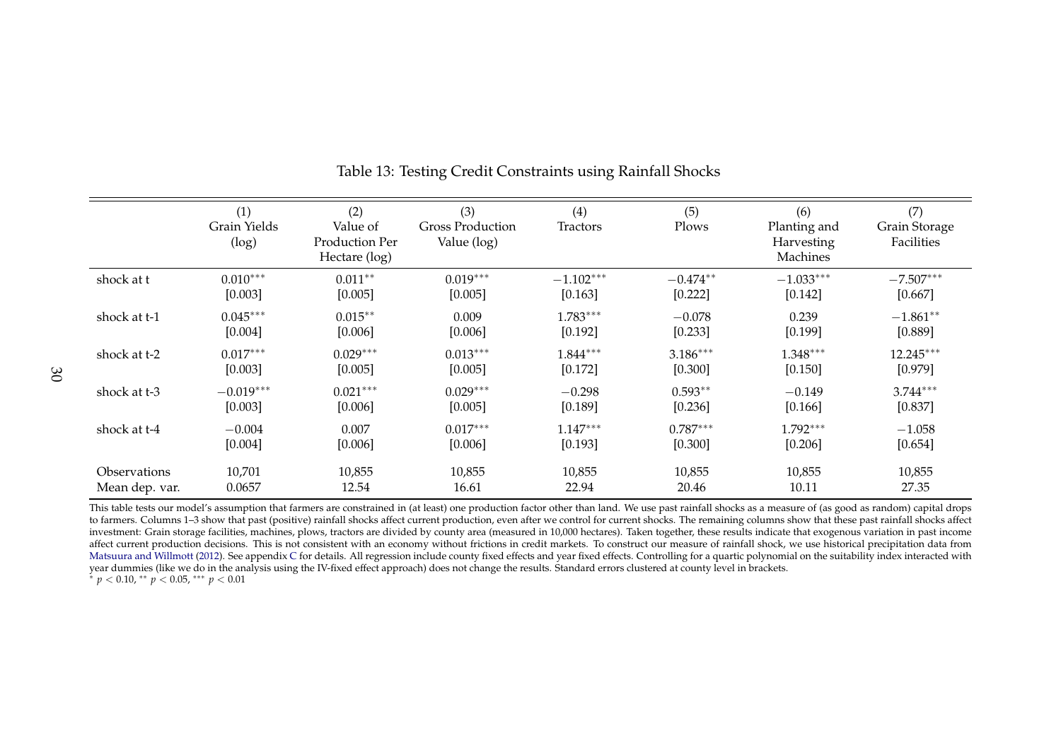Table 13: Testing Credit Constraints using Rainfall Shocks

| | (1) Grain Yields (log) | (2) Value of Production Per Hectare (log) | (3) Gross Production Value (log) | (4) Tractors | (5) Plows | (6) Planting and Harvesting Machines | (7) Grain Storage Facilities |
|---|---|---|---|---|---|---|---|
| shock at t | $0.010^{***}$ | $0.011^{**}$ | $0.019^{***}$ | $-1.102^{***}$ | $-0.474^{**}$ | $-1.033^{***}$ | $-7.507^{***}$ |
| | [0.003] | [0.005] | [0.005] | [0.163] | [0.222] | [0.142] | [0.667] |
| shock at t-1 | $0.045^{***}$ | $0.015^{**}$ | 0.009 | $1.783^{***}$ | $-0.078$ | 0.239 | $-1.861^{**}$ |
| | [0.004] | [0.006] | [0.006] | [0.192] | [0.233] | [0.199] | [0.889] |
| shock at t-2 | $0.017^{***}$ | $0.029^{***}$ | $0.013^{***}$ | $1.844^{***}$ | $3.186^{***}$ | $1.348^{***}$ | $12.245^{***}$ |
| | [0.003] | [0.005] | [0.005] | [0.172] | [0.300] | [0.150] | [0.979] |
| shock at t-3 | $-0.019^{***}$ | $0.021^{***}$ | $0.029^{***}$ | $-0.298$ | $0.593^{**}$ | $-0.149$ | $3.744^{***}$ |
| | [0.003] | [0.006] | [0.005] | [0.189] | [0.236] | [0.166] | [0.837] |
| shock at t-4 | $-0.004$ | 0.007 | $0.017^{***}$ | $1.147^{***}$ | $0.787^{***}$ | $1.792^{***}$ | $-1.058$ |
| | [0.004] | [0.006] | [0.006] | [0.193] | [0.300] | [0.206] | [0.654] |
| Observations | 10,701 | 10,855 | 10,855 | 10,855 | 10,855 | 10,855 | 10,855 |
| Mean dep. var. | 0.0657 | 12.54 | 16.61 | 22.94 | 20.46 | 10.11 | 27.35 |

This table tests our model's assumption that farmers are constrained in (at least) one production factor other than land. We use past rainfall shocks as a measure of (as good as random) capital drops to farmers. Columns 1–3 show that past (positive) rainfall shocks affect current production, even after we control for current shocks. The remaining columns show that these past rainfall shocks affect investment: Grain storage facilities, machines, plows, tractors are divided by county area (measured in 10,000 hectares). Taken together, these results indicate that exogenous variation in past income affect current production decisions. This is not consistent with an economy without frictions in credit markets. To construct our measure of rainfall shock, we use historical precipitation data from Matsuura and Willmott (2012). See appendix C for details. All regression include county fixed effects and year fixed effects. Controlling for a quartic polynomial on the suitability index interacted with year dummies (like we do in the analysis using the IV-fixed effect approach) does not change the results. Standard errors clustered at county level in brackets.

$^{*}$ $p < 0.10$, $^{**}$ $p < 0.05$, $^{***}$ $p < 0.01$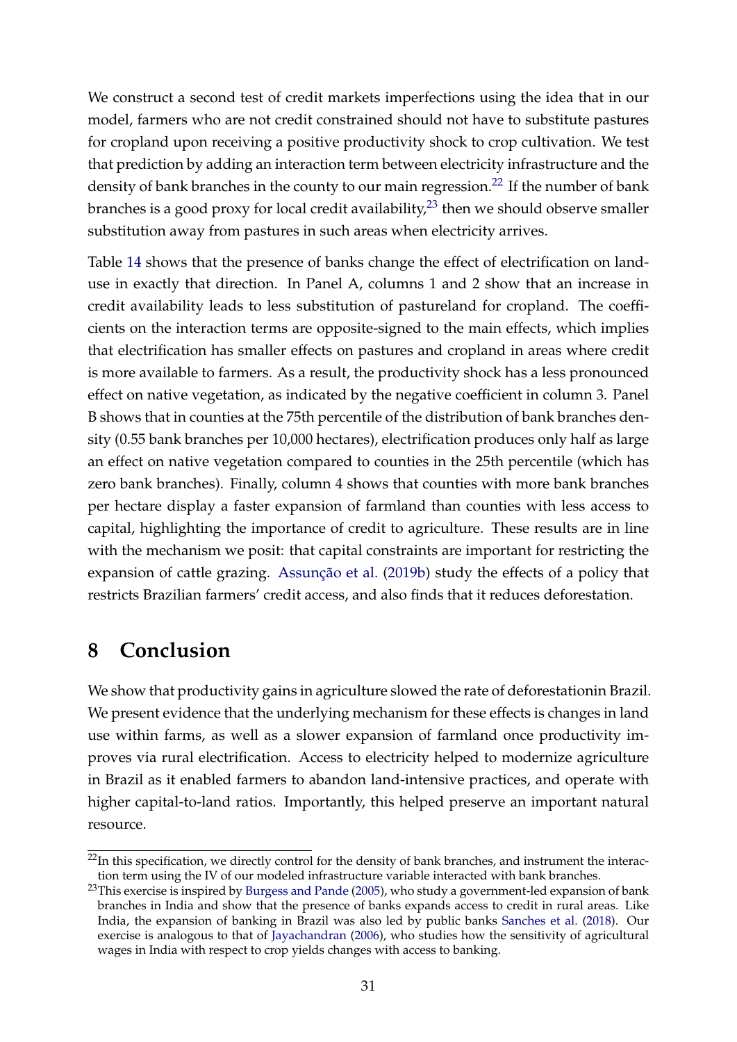We construct a second test of credit markets imperfections using the idea that in our model, farmers who are not credit constrained should not have to substitute pastures for cropland upon receiving a positive productivity shock to crop cultivation. We test that prediction by adding an interaction term between electricity infrastructure and the density of bank branches in the county to our main regression.[22] If the number of bank branches is a good proxy for local credit availability,[23] then we should observe smaller substitution away from pastures in such areas when electricity arrives.

Table 14 shows that the presence of banks change the effect of electrification on land-use in exactly that direction. In Panel A, columns 1 and 2 show that an increase in credit availability leads to less substitution of pastureland for cropland. The coefficients on the interaction terms are opposite-signed to the main effects, which implies that electrification has smaller effects on pastures and cropland in areas where credit is more available to farmers. As a result, the productivity shock has a less pronounced effect on native vegetation, as indicated by the negative coefficient in column 3. Panel B shows that in counties at the 75th percentile of the distribution of bank branches density (0.55 bank branches per 10,000 hectares), electrification produces only half as large an effect on native vegetation compared to counties in the 25th percentile (which has zero bank branches). Finally, column 4 shows that counties with more bank branches per hectare display a faster expansion of farmland than counties with less access to capital, highlighting the importance of credit to agriculture. These results are in line with the mechanism we posit: that capital constraints are important for restricting the expansion of cattle grazing. Assunção et al. (2019b) study the effects of a policy that restricts Brazilian farmers' credit access, and also finds that it reduces deforestation.

# 8 Conclusion

We show that productivity gains in agriculture slowed the rate of deforestationin Brazil. We present evidence that the underlying mechanism for these effects is changes in land use within farms, as well as a slower expansion of farmland once productivity improves via rural electrification. Access to electricity helped to modernize agriculture in Brazil as it enabled farmers to abandon land-intensive practices, and operate with higher capital-to-land ratios. Importantly, this helped preserve an important natural resource.

[22] In this specification, we directly control for the density of bank branches, and instrument the interaction term using the IV of our modeled infrastructure variable interacted with bank branches.

[23] This exercise is inspired by Burgess and Pande (2005), who study a government-led expansion of bank branches in India and show that the presence of banks expands access to credit in rural areas. Like India, the expansion of banking in Brazil was also led by public banks Sanches et al. (2018). Our exercise is analogous to that of Jayachandran (2006), who studies how the sensitivity of agricultural wages in India with respect to crop yields changes with access to banking.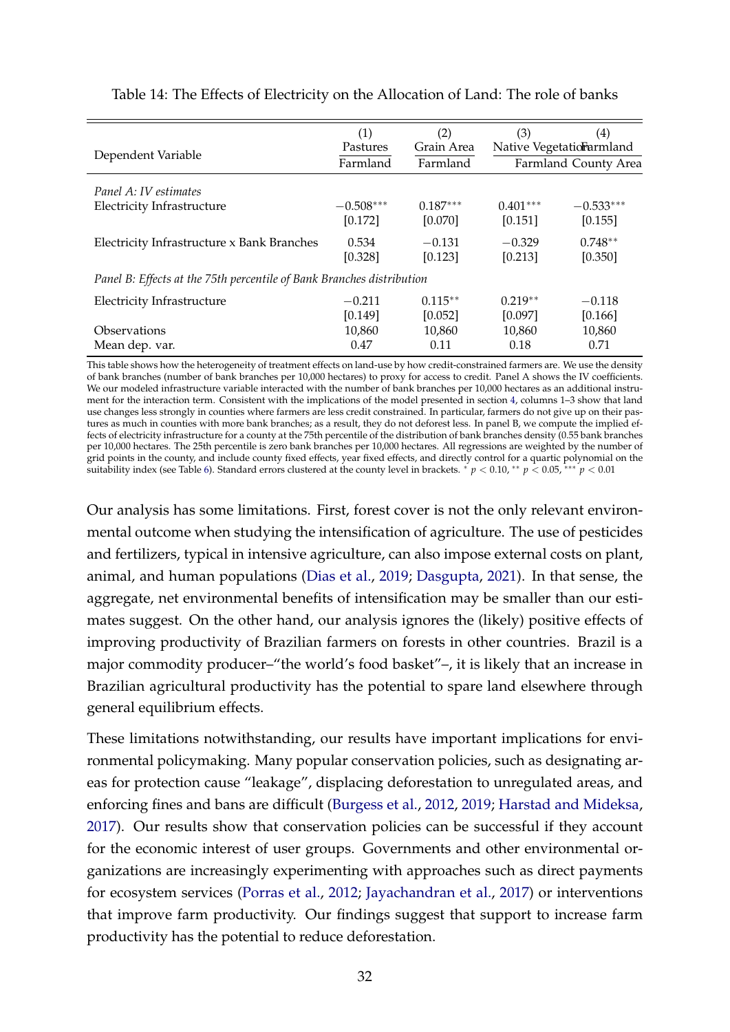Table 14: The Effects of Electricity on the Allocation of Land: The role of banks

| Dependent Variable | (1) Pastures / Farmland | (2) Grain Area / Farmland | (3) Native Vegetation / Farmland | (4) Farmland / County Area |
|---|---|---|---|---|
| *Panel A: IV estimates* | | | | |
| Electricity Infrastructure | $-0.508^{***}$ | $0.187^{***}$ | $0.401^{***}$ | $-0.533^{***}$ |
| | [0.172] | [0.070] | [0.151] | [0.155] |
| Electricity Infrastructure x Bank Branches | 0.534 | $-0.131$ | $-0.329$ | $0.748^{**}$ |
| | [0.328] | [0.123] | [0.213] | [0.350] |
| *Panel B: Effects at the 75th percentile of Bank Branches distribution* | | | | |
| Electricity Infrastructure | $-0.211$ | $0.115^{**}$ | $0.219^{**}$ | $-0.118$ |
| | [0.149] | [0.052] | [0.097] | [0.166] |
| Observations | 10,860 | 10,860 | 10,860 | 10,860 |
| Mean dep. var. | 0.47 | 0.11 | 0.18 | 0.71 |

This table shows how the heterogeneity of treatment effects on land-use by how credit-constrained farmers are. We use the density of bank branches (number of bank branches per 10,000 hectares) to proxy for access to credit. Panel A shows the IV coefficients. We our modeled infrastructure variable interacted with the number of bank branches per 10,000 hectares as an additional instrument for the interaction term. Consistent with the implications of the model presented in section 4, columns 1–3 show that land use changes less strongly in counties where farmers are less credit constrained. In particular, farmers do not give up on their pastures as much in counties with more bank branches; as a result, they do not deforest less. In panel B, we compute the implied effects of electricity infrastructure for a county at the 75th percentile of the distribution of bank branches density (0.55 bank branches per 10,000 hectares. The 25th percentile is zero bank branches per 10,000 hectares. All regressions are weighted by the number of grid points in the county, and include county fixed effects, year fixed effects, and directly control for a quartic polynomial on the suitability index (see Table 6). Standard errors clustered at the county level in brackets. $^{*}$ $p < 0.10$, $^{**}$ $p < 0.05$, $^{***}$ $p < 0.01$

Our analysis has some limitations. First, forest cover is not the only relevant environmental outcome when studying the intensification of agriculture. The use of pesticides and fertilizers, typical in intensive agriculture, can also impose external costs on plant, animal, and human populations (Dias et al., 2019; Dasgupta, 2021). In that sense, the aggregate, net environmental benefits of intensification may be smaller than our estimates suggest. On the other hand, our analysis ignores the (likely) positive effects of improving productivity of Brazilian farmers on forests in other countries. Brazil is a major commodity producer–"the world's food basket"–, it is likely that an increase in Brazilian agricultural productivity has the potential to spare land elsewhere through general equilibrium effects.

These limitations notwithstanding, our results have important implications for environmental policymaking. Many popular conservation policies, such as designating areas for protection cause "leakage", displacing deforestation to unregulated areas, and enforcing fines and bans are difficult (Burgess et al., 2012, 2019; Harstad and Mideksa, 2017). Our results show that conservation policies can be successful if they account for the economic interest of user groups. Governments and other environmental organizations are increasingly experimenting with approaches such as direct payments for ecosystem services (Porras et al., 2012; Jayachandran et al., 2017) or interventions that improve farm productivity. Our findings suggest that support to increase farm productivity has the potential to reduce deforestation.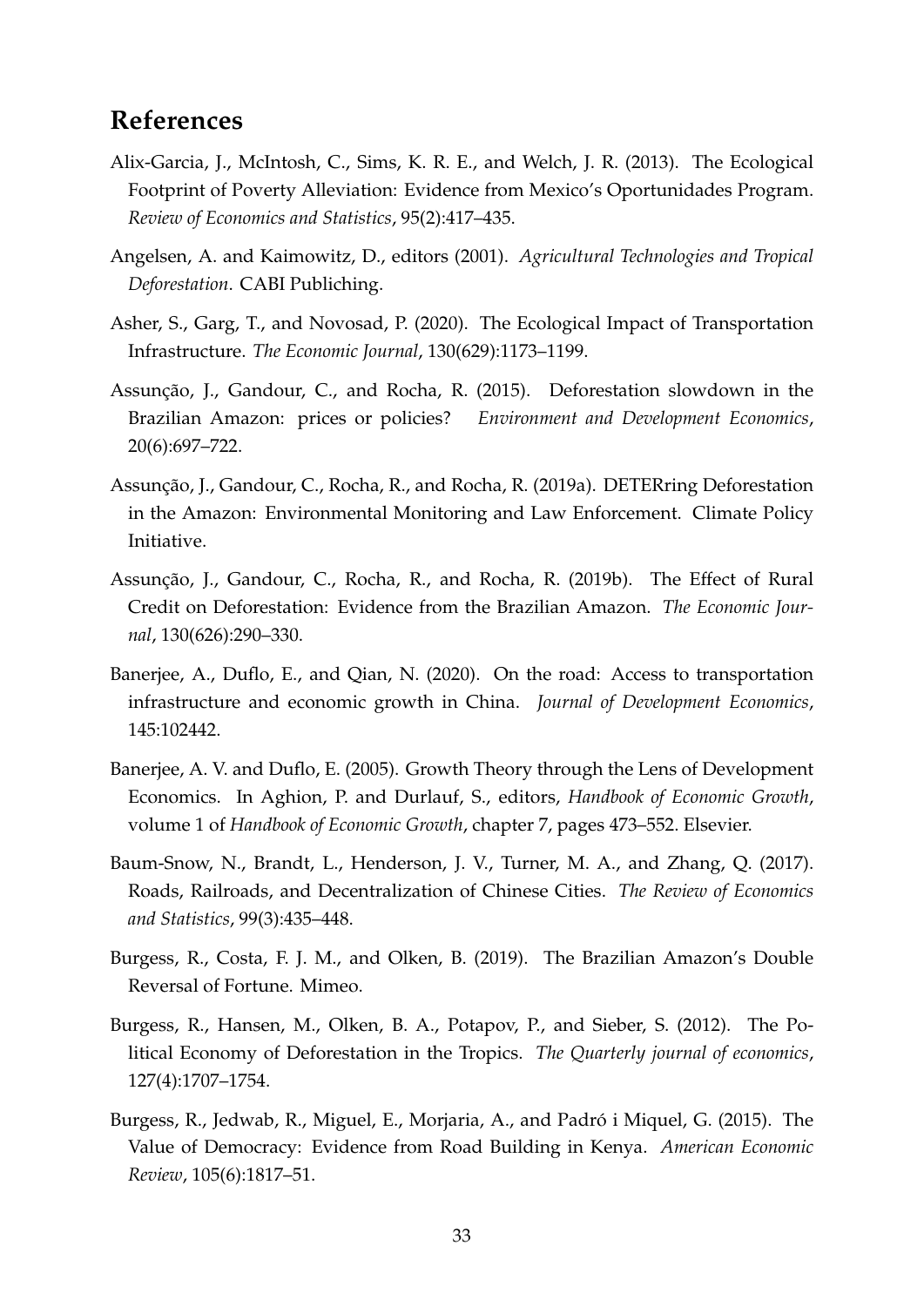# References

Alix-Garcia, J., McIntosh, C., Sims, K. R. E., and Welch, J. R. (2013). The Ecological Footprint of Poverty Alleviation: Evidence from Mexico's Oportunidades Program. *Review of Economics and Statistics*, 95(2):417–435.

Angelsen, A. and Kaimowitz, D., editors (2001). *Agricultural Technologies and Tropical Deforestation*. CABI Publiching.

Asher, S., Garg, T., and Novosad, P. (2020). The Ecological Impact of Transportation Infrastructure. *The Economic Journal*, 130(629):1173–1199.

Assunção, J., Gandour, C., and Rocha, R. (2015). Deforestation slowdown in the Brazilian Amazon: prices or policies? *Environment and Development Economics*, 20(6):697–722.

Assunção, J., Gandour, C., Rocha, R., and Rocha, R. (2019a). DETERring Deforestation in the Amazon: Environmental Monitoring and Law Enforcement. Climate Policy Initiative.

Assunção, J., Gandour, C., Rocha, R., and Rocha, R. (2019b). The Effect of Rural Credit on Deforestation: Evidence from the Brazilian Amazon. *The Economic Journal*, 130(626):290–330.

Banerjee, A., Duflo, E., and Qian, N. (2020). On the road: Access to transportation infrastructure and economic growth in China. *Journal of Development Economics*, 145:102442.

Banerjee, A. V. and Duflo, E. (2005). Growth Theory through the Lens of Development Economics. In Aghion, P. and Durlauf, S., editors, *Handbook of Economic Growth*, volume 1 of *Handbook of Economic Growth*, chapter 7, pages 473–552. Elsevier.

Baum-Snow, N., Brandt, L., Henderson, J. V., Turner, M. A., and Zhang, Q. (2017). Roads, Railroads, and Decentralization of Chinese Cities. *The Review of Economics and Statistics*, 99(3):435–448.

Burgess, R., Costa, F. J. M., and Olken, B. (2019). The Brazilian Amazon's Double Reversal of Fortune. Mimeo.

Burgess, R., Hansen, M., Olken, B. A., Potapov, P., and Sieber, S. (2012). The Political Economy of Deforestation in the Tropics. *The Quarterly journal of economics*, 127(4):1707–1754.

Burgess, R., Jedwab, R., Miguel, E., Morjaria, A., and Padró i Miquel, G. (2015). The Value of Democracy: Evidence from Road Building in Kenya. *American Economic Review*, 105(6):1817–51.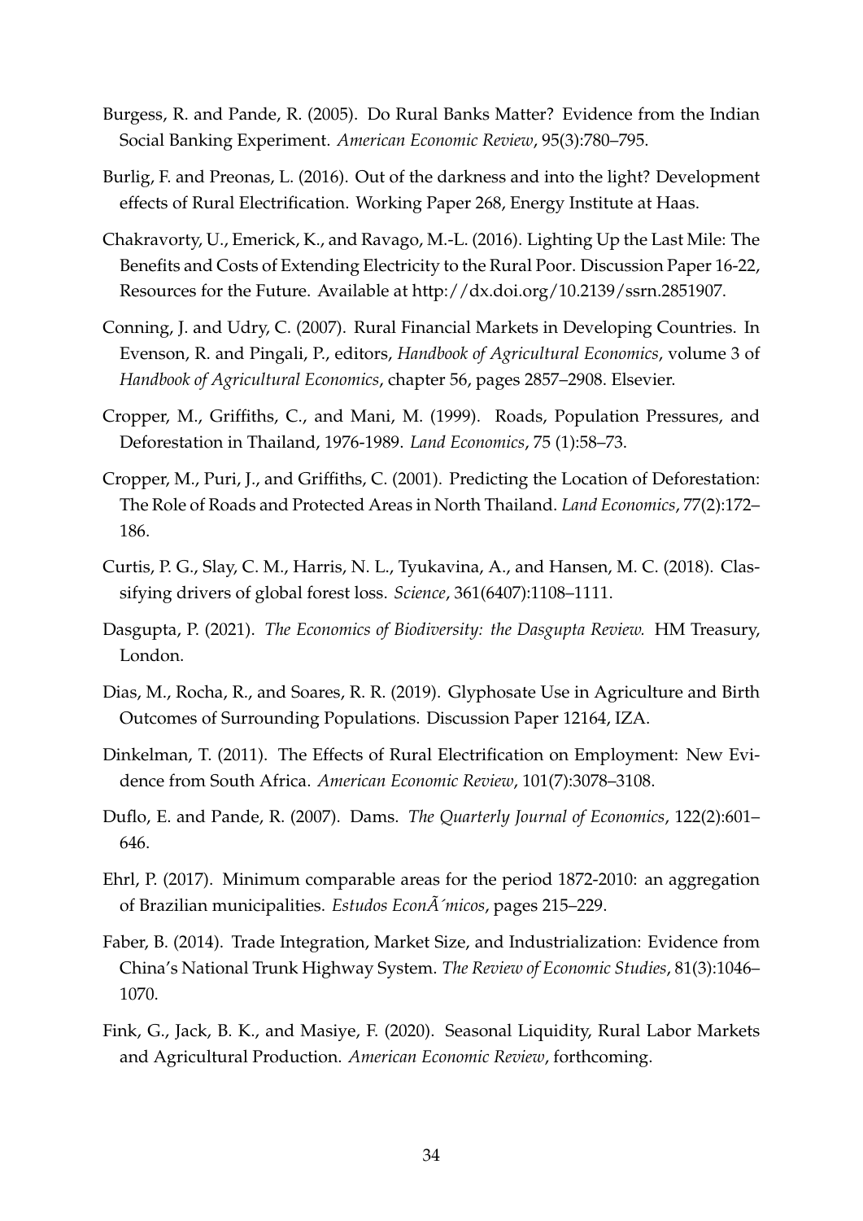Burgess, R. and Pande, R. (2005). Do Rural Banks Matter? Evidence from the Indian Social Banking Experiment. *American Economic Review*, 95(3):780–795.

Burlig, F. and Preonas, L. (2016). Out of the darkness and into the light? Development effects of Rural Electrification. Working Paper 268, Energy Institute at Haas.

Chakravorty, U., Emerick, K., and Ravago, M.-L. (2016). Lighting Up the Last Mile: The Benefits and Costs of Extending Electricity to the Rural Poor. Discussion Paper 16-22, Resources for the Future. Available at http://dx.doi.org/10.2139/ssrn.2851907.

Conning, J. and Udry, C. (2007). Rural Financial Markets in Developing Countries. In Evenson, R. and Pingali, P., editors, *Handbook of Agricultural Economics*, volume 3 of *Handbook of Agricultural Economics*, chapter 56, pages 2857–2908. Elsevier.

Cropper, M., Griffiths, C., and Mani, M. (1999). Roads, Population Pressures, and Deforestation in Thailand, 1976-1989. *Land Economics*, 75 (1):58–73.

Cropper, M., Puri, J., and Griffiths, C. (2001). Predicting the Location of Deforestation: The Role of Roads and Protected Areas in North Thailand. *Land Economics*, 77(2):172–186.

Curtis, P. G., Slay, C. M., Harris, N. L., Tyukavina, A., and Hansen, M. C. (2018). Classifying drivers of global forest loss. *Science*, 361(6407):1108–1111.

Dasgupta, P. (2021). *The Economics of Biodiversity: the Dasgupta Review.* HM Treasury, London.

Dias, M., Rocha, R., and Soares, R. R. (2019). Glyphosate Use in Agriculture and Birth Outcomes of Surrounding Populations. Discussion Paper 12164, IZA.

Dinkelman, T. (2011). The Effects of Rural Electrification on Employment: New Evidence from South Africa. *American Economic Review*, 101(7):3078–3108.

Duflo, E. and Pande, R. (2007). Dams. *The Quarterly Journal of Economics*, 122(2):601–646.

Ehrl, P. (2017). Minimum comparable areas for the period 1872-2010: an aggregation of Brazilian municipalities. *Estudos EconÃ´micos*, pages 215–229.

Faber, B. (2014). Trade Integration, Market Size, and Industrialization: Evidence from China's National Trunk Highway System. *The Review of Economic Studies*, 81(3):1046–1070.

Fink, G., Jack, B. K., and Masiye, F. (2020). Seasonal Liquidity, Rural Labor Markets and Agricultural Production. *American Economic Review*, forthcoming.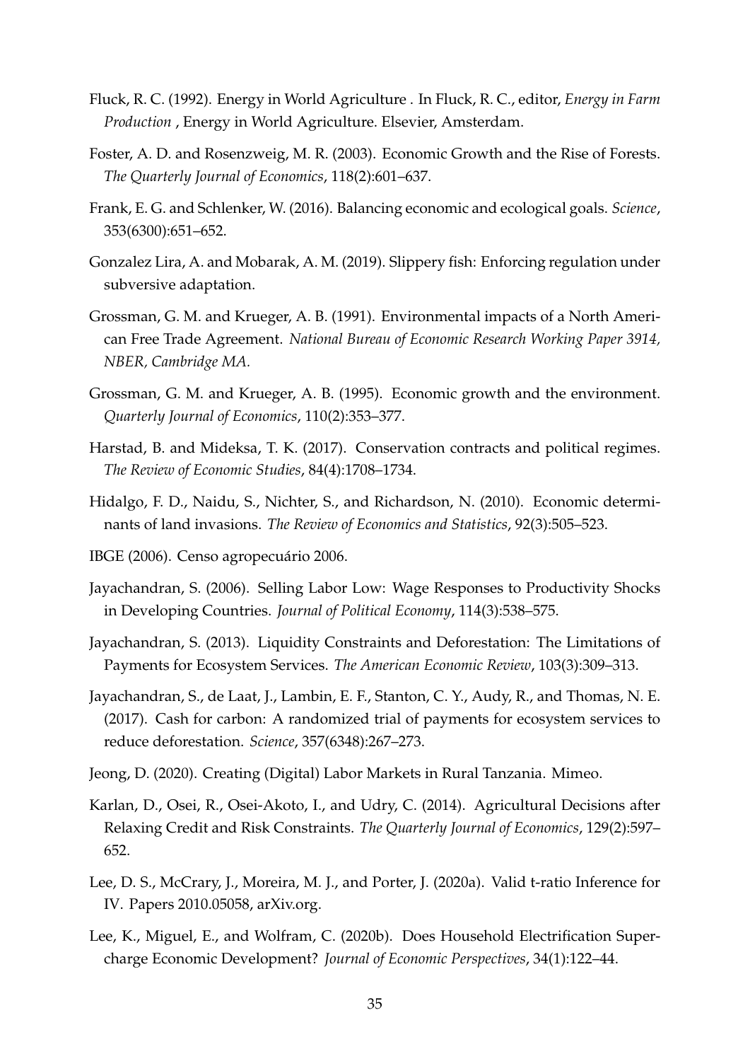Fluck, R. C. (1992). Energy in World Agriculture . In Fluck, R. C., editor, *Energy in Farm Production* , Energy in World Agriculture. Elsevier, Amsterdam.

Foster, A. D. and Rosenzweig, M. R. (2003). Economic Growth and the Rise of Forests. *The Quarterly Journal of Economics*, 118(2):601–637.

Frank, E. G. and Schlenker, W. (2016). Balancing economic and ecological goals. *Science*, 353(6300):651–652.

Gonzalez Lira, A. and Mobarak, A. M. (2019). Slippery fish: Enforcing regulation under subversive adaptation.

Grossman, G. M. and Krueger, A. B. (1991). Environmental impacts of a North American Free Trade Agreement. *National Bureau of Economic Research Working Paper 3914, NBER, Cambridge MA.*

Grossman, G. M. and Krueger, A. B. (1995). Economic growth and the environment. *Quarterly Journal of Economics*, 110(2):353–377.

Harstad, B. and Mideksa, T. K. (2017). Conservation contracts and political regimes. *The Review of Economic Studies*, 84(4):1708–1734.

Hidalgo, F. D., Naidu, S., Nichter, S., and Richardson, N. (2010). Economic determinants of land invasions. *The Review of Economics and Statistics*, 92(3):505–523.

IBGE (2006). Censo agropecuário 2006.

Jayachandran, S. (2006). Selling Labor Low: Wage Responses to Productivity Shocks in Developing Countries. *Journal of Political Economy*, 114(3):538–575.

Jayachandran, S. (2013). Liquidity Constraints and Deforestation: The Limitations of Payments for Ecosystem Services. *The American Economic Review*, 103(3):309–313.

Jayachandran, S., de Laat, J., Lambin, E. F., Stanton, C. Y., Audy, R., and Thomas, N. E. (2017). Cash for carbon: A randomized trial of payments for ecosystem services to reduce deforestation. *Science*, 357(6348):267–273.

Jeong, D. (2020). Creating (Digital) Labor Markets in Rural Tanzania. Mimeo.

Karlan, D., Osei, R., Osei-Akoto, I., and Udry, C. (2014). Agricultural Decisions after Relaxing Credit and Risk Constraints. *The Quarterly Journal of Economics*, 129(2):597–652.

Lee, D. S., McCrary, J., Moreira, M. J., and Porter, J. (2020a). Valid t-ratio Inference for IV. Papers 2010.05058, arXiv.org.

Lee, K., Miguel, E., and Wolfram, C. (2020b). Does Household Electrification Supercharge Economic Development? *Journal of Economic Perspectives*, 34(1):122–44.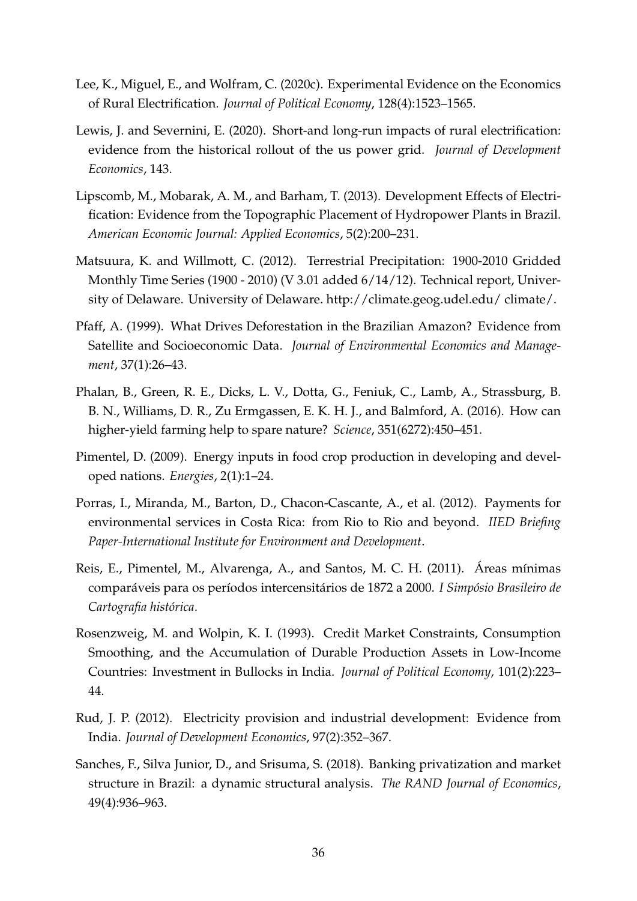Lee, K., Miguel, E., and Wolfram, C. (2020c). Experimental Evidence on the Economics of Rural Electrification. *Journal of Political Economy*, 128(4):1523–1565.

Lewis, J. and Severnini, E. (2020). Short-and long-run impacts of rural electrification: evidence from the historical rollout of the us power grid. *Journal of Development Economics*, 143.

Lipscomb, M., Mobarak, A. M., and Barham, T. (2013). Development Effects of Electrification: Evidence from the Topographic Placement of Hydropower Plants in Brazil. *American Economic Journal: Applied Economics*, 5(2):200–231.

Matsuura, K. and Willmott, C. (2012). Terrestrial Precipitation: 1900-2010 Gridded Monthly Time Series (1900 - 2010) (V 3.01 added 6/14/12). Technical report, University of Delaware. University of Delaware. http://climate.geog.udel.edu/ climate/.

Pfaff, A. (1999). What Drives Deforestation in the Brazilian Amazon? Evidence from Satellite and Socioeconomic Data. *Journal of Environmental Economics and Management*, 37(1):26–43.

Phalan, B., Green, R. E., Dicks, L. V., Dotta, G., Feniuk, C., Lamb, A., Strassburg, B. B. N., Williams, D. R., Zu Ermgassen, E. K. H. J., and Balmford, A. (2016). How can higher-yield farming help to spare nature? *Science*, 351(6272):450–451.

Pimentel, D. (2009). Energy inputs in food crop production in developing and developed nations. *Energies*, 2(1):1–24.

Porras, I., Miranda, M., Barton, D., Chacon-Cascante, A., et al. (2012). Payments for environmental services in Costa Rica: from Rio to Rio and beyond. *IIED Briefing Paper-International Institute for Environment and Development*.

Reis, E., Pimentel, M., Alvarenga, A., and Santos, M. C. H. (2011). Áreas mínimas comparáveis para os períodos intercensitários de 1872 a 2000. *I Simpósio Brasileiro de Cartografia histórica*.

Rosenzweig, M. and Wolpin, K. I. (1993). Credit Market Constraints, Consumption Smoothing, and the Accumulation of Durable Production Assets in Low-Income Countries: Investment in Bullocks in India. *Journal of Political Economy*, 101(2):223–44.

Rud, J. P. (2012). Electricity provision and industrial development: Evidence from India. *Journal of Development Economics*, 97(2):352–367.

Sanches, F., Silva Junior, D., and Srisuma, S. (2018). Banking privatization and market structure in Brazil: a dynamic structural analysis. *The RAND Journal of Economics*, 49(4):936–963.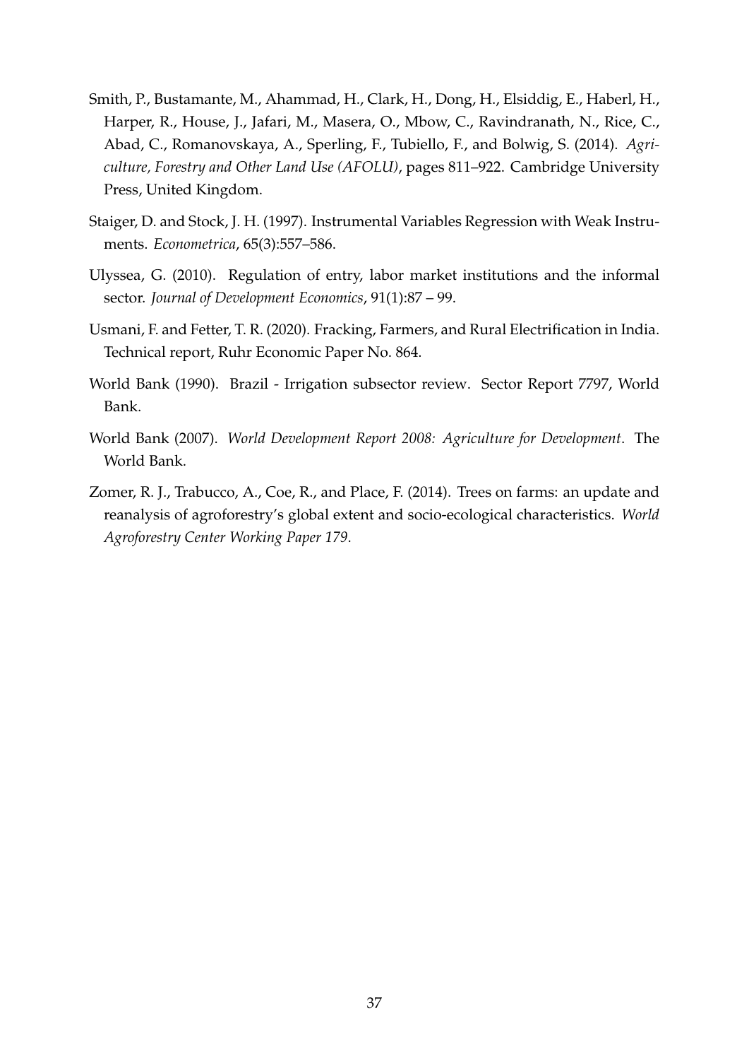Smith, P., Bustamante, M., Ahammad, H., Clark, H., Dong, H., Elsiddig, E., Haberl, H., Harper, R., House, J., Jafari, M., Masera, O., Mbow, C., Ravindranath, N., Rice, C., Abad, C., Romanovskaya, A., Sperling, F., Tubiello, F., and Bolwig, S. (2014). *Agriculture, Forestry and Other Land Use (AFOLU)*, pages 811–922. Cambridge University Press, United Kingdom.

Staiger, D. and Stock, J. H. (1997). Instrumental Variables Regression with Weak Instruments. *Econometrica*, 65(3):557–586.

Ulyssea, G. (2010). Regulation of entry, labor market institutions and the informal sector. *Journal of Development Economics*, 91(1):87 – 99.

Usmani, F. and Fetter, T. R. (2020). Fracking, Farmers, and Rural Electrification in India. Technical report, Ruhr Economic Paper No. 864.

World Bank (1990). Brazil - Irrigation subsector review. Sector Report 7797, World Bank.

World Bank (2007). *World Development Report 2008: Agriculture for Development*. The World Bank.

Zomer, R. J., Trabucco, A., Coe, R., and Place, F. (2014). Trees on farms: an update and reanalysis of agroforestry's global extent and socio-ecological characteristics. *World Agroforestry Center Working Paper 179*.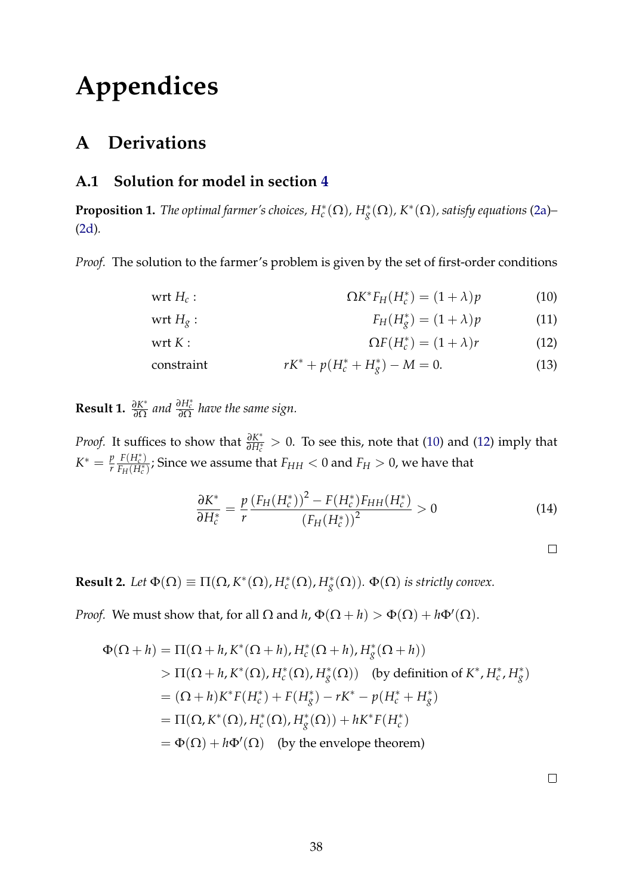# Appendices

## A Derivations

### A.1 Solution for model in section 4

**Proposition 1.** *The optimal farmer's choices, $H_c^*(\Omega)$, $H_g^*(\Omega)$, $K^*(\Omega)$, satisfy equations (2a)–(2d).*

*Proof.* The solution to the farmer's problem is given by the set of first-order conditions

$$\text{wrt } H_c: \qquad \Omega K^* F_H(H_c^*) = (1+\lambda)p \tag{10}$$

$$\text{wrt } H_g: \qquad F_H(H_g^*) = (1+\lambda)p \tag{11}$$

$$\text{wrt } K: \qquad \Omega F(H_c^*) = (1+\lambda)r \tag{12}$$

$$\text{constraint} \qquad rK^* + p(H_c^* + H_g^*) - M = 0. \tag{13}$$

**Result 1.** *$\frac{\partial K^*}{\partial \Omega}$ and $\frac{\partial H_c^*}{\partial \Omega}$ have the same sign.*

*Proof.* It suffices to show that $\frac{\partial K^*}{\partial H_c^*} > 0$. To see this, note that (10) and (12) imply that $K^* = \frac{p}{r}\frac{F(H_c^*)}{F_H(H_c^*)}$; Since we assume that $F_{HH} < 0$ and $F_H > 0$, we have that

$$\frac{\partial K^*}{\partial H_c^*} = \frac{p}{r}\frac{(F_H(H_c^*))^2 - F(H_c^*)F_{HH}(H_c^*)}{(F_H(H_c^*))^2} > 0 \tag{14}$$

□

**Result 2.** *Let $\Phi(\Omega) \equiv \Pi(\Omega, K^*(\Omega), H_c^*(\Omega), H_g^*(\Omega))$. $\Phi(\Omega)$ is strictly convex.*

*Proof.* We must show that, for all $\Omega$ and $h$, $\Phi(\Omega + h) > \Phi(\Omega) + h\Phi'(\Omega)$.

$$\begin{aligned}
\Phi(\Omega + h) &= \Pi(\Omega + h, K^*(\Omega + h), H_c^*(\Omega + h), H_g^*(\Omega + h)) \\
&> \Pi(\Omega + h, K^*(\Omega), H_c^*(\Omega), H_g^*(\Omega)) \quad \text{(by definition of } K^*, H_c^*, H_g^*) \\
&= (\Omega + h)K^*F(H_c^*) + F(H_g^*) - rK^* - p(H_c^* + H_g^*) \\
&= \Pi(\Omega, K^*(\Omega), H_c^*(\Omega), H_g^*(\Omega)) + hK^*F(H_c^*) \\
&= \Phi(\Omega) + h\Phi'(\Omega) \quad \text{(by the envelope theorem)}
\end{aligned}$$

□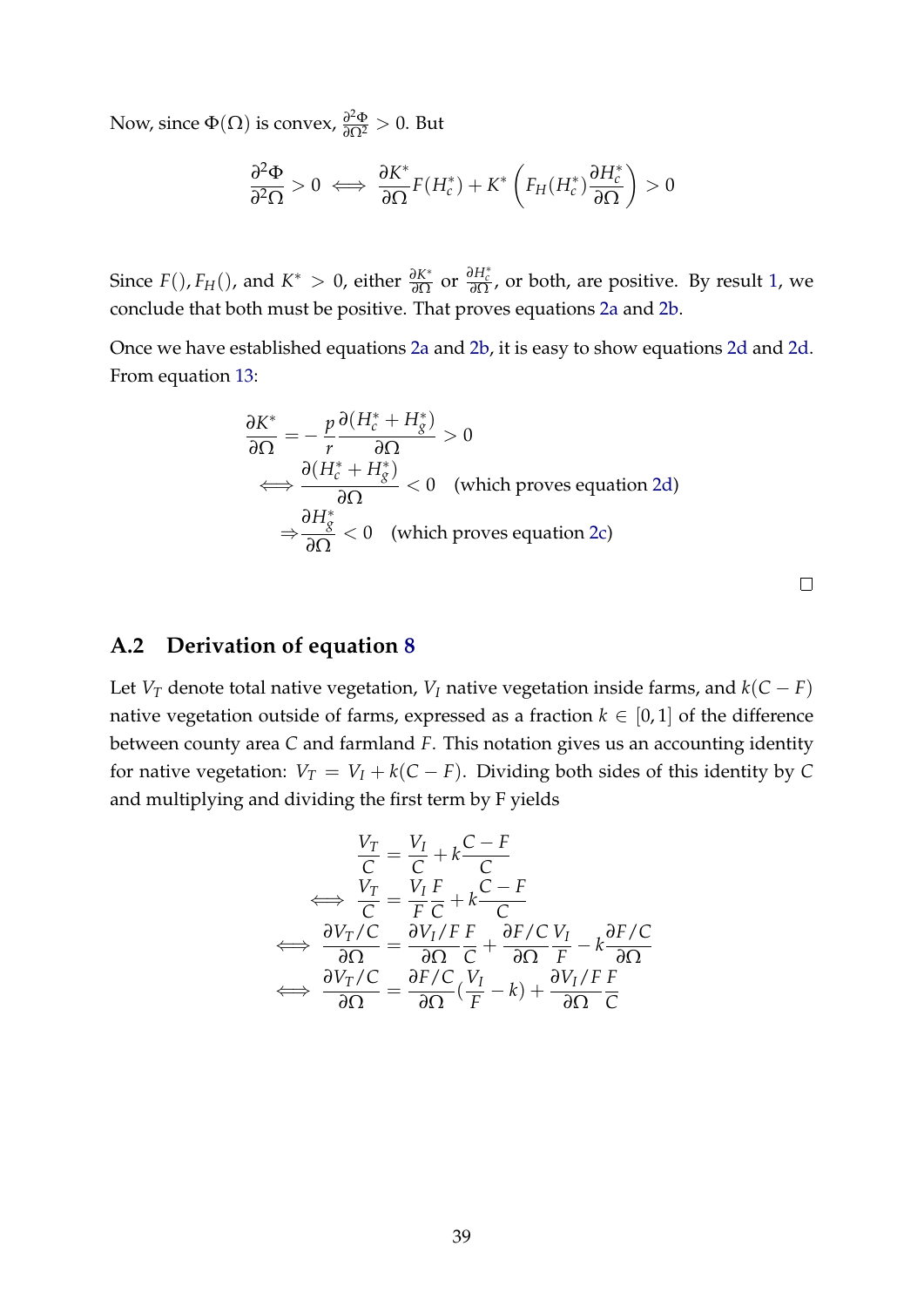Now, since $\Phi(\Omega)$ is convex, $\frac{\partial^2 \Phi}{\partial \Omega^2} > 0$. But

$$\frac{\partial^2 \Phi}{\partial^2 \Omega} > 0 \iff \frac{\partial K^*}{\partial \Omega} F(H_c^*) + K^* \left( F_H(H_c^*) \frac{\partial H_c^*}{\partial \Omega} \right) > 0$$

Since $F(), F_H()$, and $K^* > 0$, either $\frac{\partial K^*}{\partial \Omega}$ or $\frac{\partial H_c^*}{\partial \Omega}$, or both, are positive. By result 1, we conclude that both must be positive. That proves equations 2a and 2b.

Once we have established equations 2a and 2b, it is easy to show equations 2d and 2d. From equation 13:

$$\begin{aligned}
\frac{\partial K^*}{\partial \Omega} &= -\frac{p}{r} \frac{\partial (H_c^* + H_g^*)}{\partial \Omega} > 0 \\
\iff & \frac{\partial (H_c^* + H_g^*)}{\partial \Omega} < 0 \quad \text{(which proves equation 2d)} \\
\Rightarrow & \frac{\partial H_g^*}{\partial \Omega} < 0 \quad \text{(which proves equation 2c)}
\end{aligned}$$

□

## A.2 Derivation of equation 8

Let $V_T$ denote total native vegetation, $V_I$ native vegetation inside farms, and $k(C - F)$ native vegetation outside of farms, expressed as a fraction $k \in [0, 1]$ of the difference between county area $C$ and farmland $F$. This notation gives us an accounting identity for native vegetation: $V_T = V_I + k(C - F)$. Dividing both sides of this identity by $C$ and multiplying and dividing the first term by F yields

$$\begin{aligned}
& \frac{V_T}{C} = \frac{V_I}{C} + k\frac{C - F}{C} \\
\iff & \frac{V_T}{C} = \frac{V_I}{F}\frac{F}{C} + k\frac{C - F}{C} \\
\iff & \frac{\partial V_T / C}{\partial \Omega} = \frac{\partial V_I / F}{\partial \Omega}\frac{F}{C} + \frac{\partial F / C}{\partial \Omega}\frac{V_I}{F} - k\frac{\partial F / C}{\partial \Omega} \\
\iff & \frac{\partial V_T / C}{\partial \Omega} = \frac{\partial F / C}{\partial \Omega}\left(\frac{V_I}{F} - k\right) + \frac{\partial V_I / F}{\partial \Omega}\frac{F}{C}
\end{aligned}$$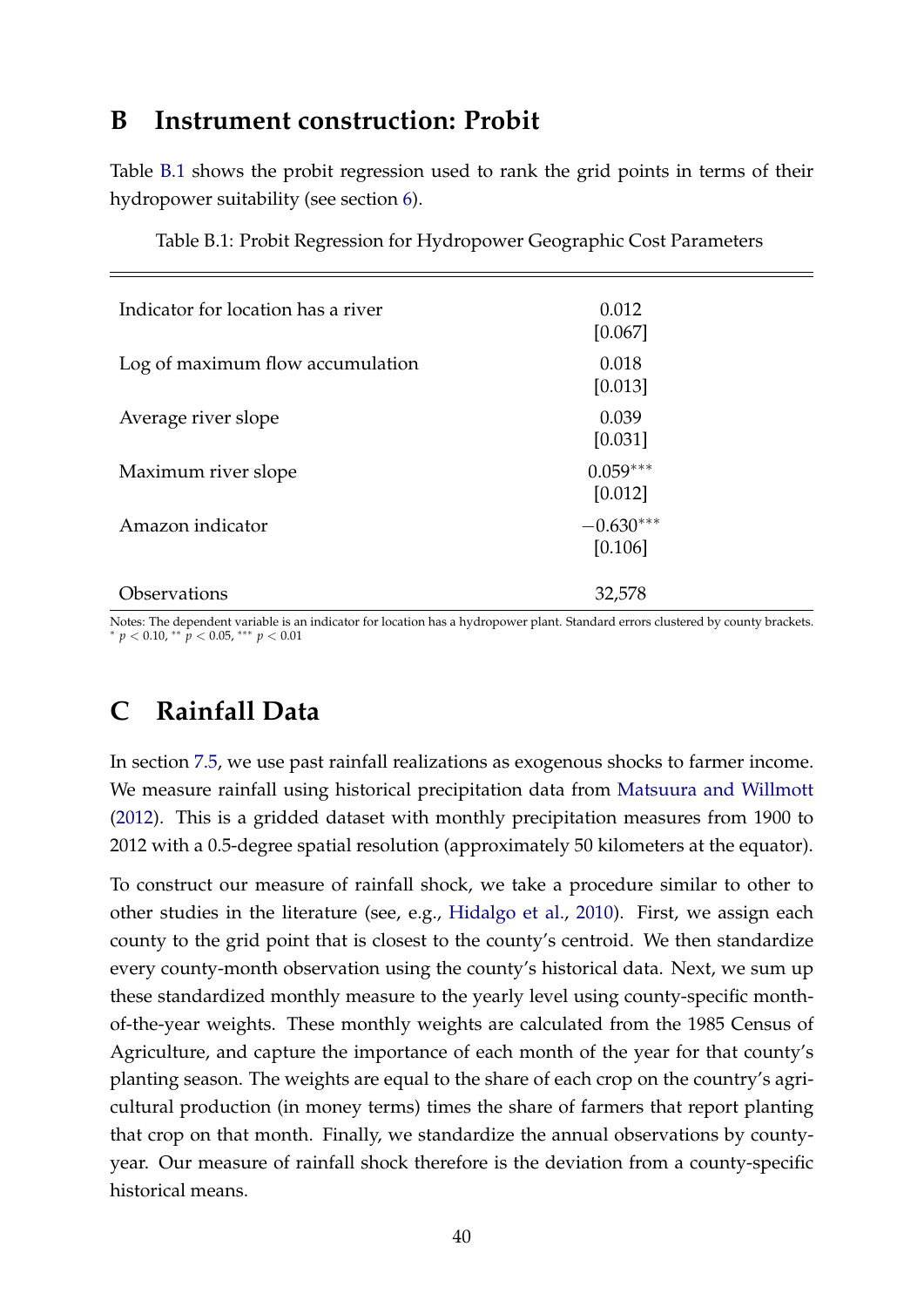# B Instrument construction: Probit

Table B.1 shows the probit regression used to rank the grid points in terms of their hydropower suitability (see section 6).

Table B.1: Probit Regression for Hydropower Geographic Cost Parameters

| | |
|---|---|
| Indicator for location has a river | 0.012 |
| | [0.067] |
| Log of maximum flow accumulation | 0.018 |
| | [0.013] |
| Average river slope | 0.039 |
| | [0.031] |
| Maximum river slope | $0.059^{***}$ |
| | [0.012] |
| Amazon indicator | $-0.630^{***}$ |
| | [0.106] |
| Observations | 32,578 |

Notes: The dependent variable is an indicator for location has a hydropower plant. Standard errors clustered by county brackets. $^{*}$ $p < 0.10$, $^{**}$ $p < 0.05$, $^{***}$ $p < 0.01$

# C Rainfall Data

In section 7.5, we use past rainfall realizations as exogenous shocks to farmer income. We measure rainfall using historical precipitation data from Matsuura and Willmott (2012). This is a gridded dataset with monthly precipitation measures from 1900 to 2012 with a 0.5-degree spatial resolution (approximately 50 kilometers at the equator).

To construct our measure of rainfall shock, we take a procedure similar to other to other studies in the literature (see, e.g., Hidalgo et al., 2010). First, we assign each county to the grid point that is closest to the county's centroid. We then standardize every county-month observation using the county's historical data. Next, we sum up these standardized monthly measure to the yearly level using county-specific month-of-the-year weights. These monthly weights are calculated from the 1985 Census of Agriculture, and capture the importance of each month of the year for that county's planting season. The weights are equal to the share of each crop on the country's agricultural production (in money terms) times the share of farmers that report planting that crop on that month. Finally, we standardize the annual observations by county-year. Our measure of rainfall shock therefore is the deviation from a county-specific historical means.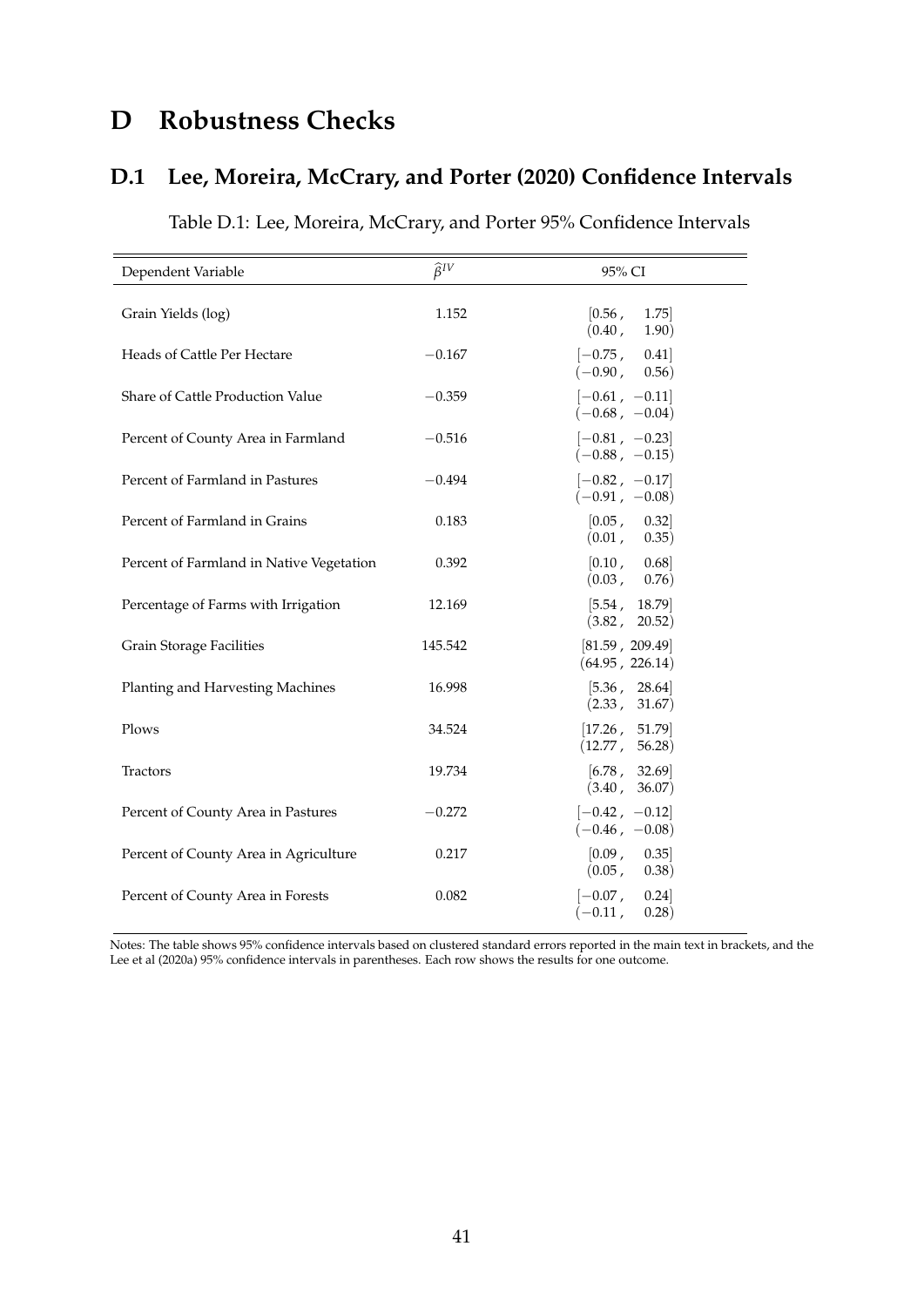# D Robustness Checks

## D.1 Lee, Moreira, McCrary, and Porter (2020) Confidence Intervals

Table D.1: Lee, Moreira, McCrary, and Porter 95% Confidence Intervals

| Dependent Variable | $\widehat{\beta}^{IV}$ | 95% CI |
|---|---|---|
| Grain Yields (log) | 1.152 | $[0.56\,,\ \ 1.75]$ <br> $(0.40\,,\ \ 1.90)$ |
| Heads of Cattle Per Hectare | $-0.167$ | $[-0.75\,,\ \ 0.41]$ <br> $(-0.90\,,\ \ 0.56)$ |
| Share of Cattle Production Value | $-0.359$ | $[-0.61\,,\ -0.11]$ <br> $(-0.68\,,\ -0.04)$ |
| Percent of County Area in Farmland | $-0.516$ | $[-0.81\,,\ -0.23]$ <br> $(-0.88\,,\ -0.15)$ |
| Percent of Farmland in Pastures | $-0.494$ | $[-0.82\,,\ -0.17]$ <br> $(-0.91\,,\ -0.08)$ |
| Percent of Farmland in Grains | 0.183 | $[0.05\,,\ \ 0.32]$ <br> $(0.01\,,\ \ 0.35)$ |
| Percent of Farmland in Native Vegetation | 0.392 | $[0.10\,,\ \ 0.68]$ <br> $(0.03\,,\ \ 0.76)$ |
| Percentage of Farms with Irrigation | 12.169 | $[5.54\,,\ \ 18.79]$ <br> $(3.82\,,\ \ 20.52)$ |
| Grain Storage Facilities | 145.542 | $[81.59\,,\ 209.49]$ <br> $(64.95\,,\ 226.14)$ |
| Planting and Harvesting Machines | 16.998 | $[5.36\,,\ \ 28.64]$ <br> $(2.33\,,\ \ 31.67)$ |
| Plows | 34.524 | $[17.26\,,\ \ 51.79]$ <br> $(12.77\,,\ \ 56.28)$ |
| Tractors | 19.734 | $[6.78\,,\ \ 32.69]$ <br> $(3.40\,,\ \ 36.07)$ |
| Percent of County Area in Pastures | $-0.272$ | $[-0.42\,,\ -0.12]$ <br> $(-0.46\,,\ -0.08)$ |
| Percent of County Area in Agriculture | 0.217 | $[0.09\,,\ \ 0.35]$ <br> $(0.05\,,\ \ 0.38)$ |
| Percent of County Area in Forests | 0.082 | $[-0.07\,,\ \ 0.24]$ <br> $(-0.11\,,\ \ 0.28)$ |

Notes: The table shows 95% confidence intervals based on clustered standard errors reported in the main text in brackets, and the Lee et al (2020a) 95% confidence intervals in parentheses. Each row shows the results for one outcome.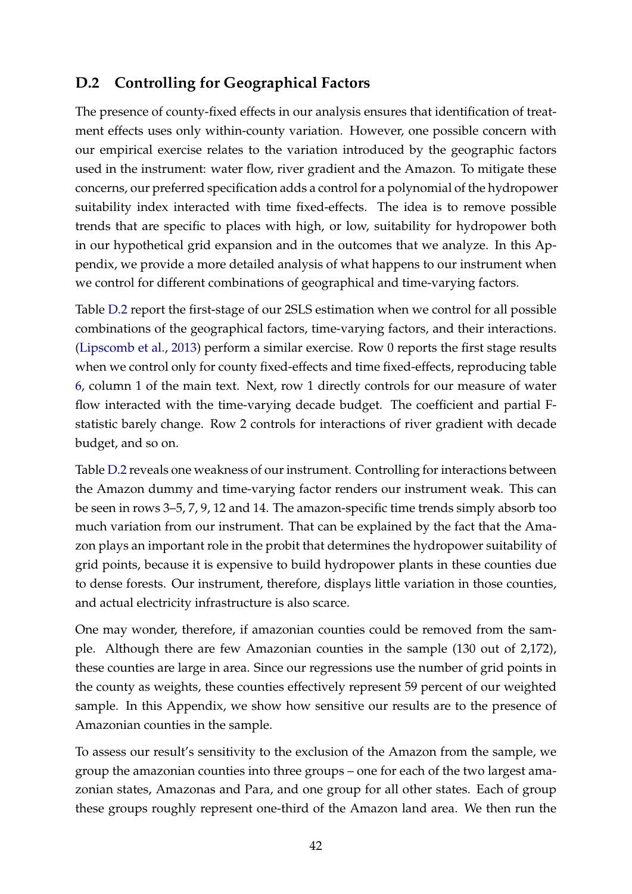## D.2 Controlling for Geographical Factors

The presence of county-fixed effects in our analysis ensures that identification of treatment effects uses only within-county variation. However, one possible concern with our empirical exercise relates to the variation introduced by the geographic factors used in the instrument: water flow, river gradient and the Amazon. To mitigate these concerns, our preferred specification adds a control for a polynomial of the hydropower suitability index interacted with time fixed-effects. The idea is to remove possible trends that are specific to places with high, or low, suitability for hydropower both in our hypothetical grid expansion and in the outcomes that we analyze. In this Appendix, we provide a more detailed analysis of what happens to our instrument when we control for different combinations of geographical and time-varying factors.

Table D.2 report the first-stage of our 2SLS estimation when we control for all possible combinations of the geographical factors, time-varying factors, and their interactions. (Lipscomb et al., 2013) perform a similar exercise. Row 0 reports the first stage results when we control only for county fixed-effects and time fixed-effects, reproducing table 6, column 1 of the main text. Next, row 1 directly controls for our measure of water flow interacted with the time-varying decade budget. The coefficient and partial F-statistic barely change. Row 2 controls for interactions of river gradient with decade budget, and so on.

Table D.2 reveals one weakness of our instrument. Controlling for interactions between the Amazon dummy and time-varying factor renders our instrument weak. This can be seen in rows 3–5, 7, 9, 12 and 14. The amazon-specific time trends simply absorb too much variation from our instrument. That can be explained by the fact that the Amazon plays an important role in the probit that determines the hydropower suitability of grid points, because it is expensive to build hydropower plants in these counties due to dense forests. Our instrument, therefore, displays little variation in those counties, and actual electricity infrastructure is also scarce.

One may wonder, therefore, if amazonian counties could be removed from the sample. Although there are few Amazonian counties in the sample (130 out of 2,172), these counties are large in area. Since our regressions use the number of grid points in the county as weights, these counties effectively represent 59 percent of our weighted sample. In this Appendix, we show how sensitive our results are to the presence of Amazonian counties in the sample.

To assess our result's sensitivity to the exclusion of the Amazon from the sample, we group the amazonian counties into three groups – one for each of the two largest amazonian states, Amazonas and Para, and one group for all other states. Each of group these groups roughly represent one-third of the Amazon land area. We then run the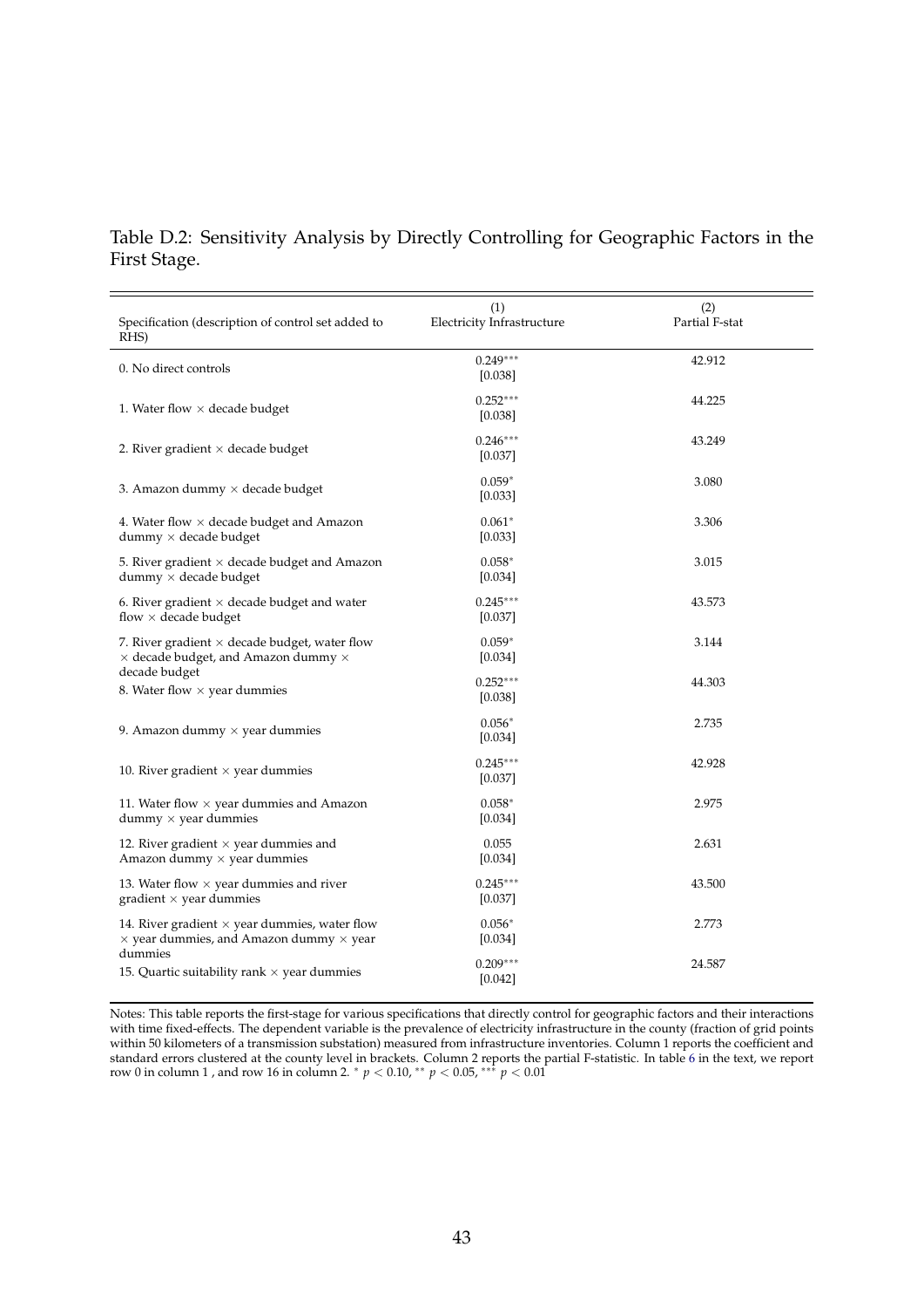Table D.2: Sensitivity Analysis by Directly Controlling for Geographic Factors in the First Stage.

| Specification (description of control set added to RHS) | (1) Electricity Infrastructure | (2) Partial F-stat |
|---|---|---|
| 0. No direct controls | $0.249^{***}$ [0.038] | 42.912 |
| 1. Water flow × decade budget | $0.252^{***}$ [0.038] | 44.225 |
| 2. River gradient × decade budget | $0.246^{***}$ [0.037] | 43.249 |
| 3. Amazon dummy × decade budget | $0.059^{*}$ [0.033] | 3.080 |
| 4. Water flow × decade budget and Amazon dummy × decade budget | $0.061^{*}$ [0.033] | 3.306 |
| 5. River gradient × decade budget and Amazon dummy × decade budget | $0.058^{*}$ [0.034] | 3.015 |
| 6. River gradient × decade budget and water flow × decade budget | $0.245^{***}$ [0.037] | 43.573 |
| 7. River gradient × decade budget, water flow × decade budget, and Amazon dummy × decade budget | $0.059^{*}$ [0.034] | 3.144 |
| 8. Water flow × year dummies | $0.252^{***}$ [0.038] | 44.303 |
| 9. Amazon dummy × year dummies | $0.056^{*}$ [0.034] | 2.735 |
| 10. River gradient × year dummies | $0.245^{***}$ [0.037] | 42.928 |
| 11. Water flow × year dummies and Amazon dummy × year dummies | $0.058^{*}$ [0.034] | 2.975 |
| 12. River gradient × year dummies and Amazon dummy × year dummies | 0.055 [0.034] | 2.631 |
| 13. Water flow × year dummies and river gradient × year dummies | $0.245^{***}$ [0.037] | 43.500 |
| 14. River gradient × year dummies, water flow × year dummies, and Amazon dummy × year dummies | $0.056^{*}$ [0.034] | 2.773 |
| 15. Quartic suitability rank × year dummies | $0.209^{***}$ [0.042] | 24.587 |

Notes: This table reports the first-stage for various specifications that directly control for geographic factors and their interactions with time fixed-effects. The dependent variable is the prevalence of electricity infrastructure in the county (fraction of grid points within 50 kilometers of a transmission substation) measured from infrastructure inventories. Column 1 reports the coefficient and standard errors clustered at the county level in brackets. Column 2 reports the partial F-statistic. In table 6 in the text, we report row 0 in column 1 , and row 16 in column 2. $^{*}$ $p < 0.10$, $^{**}$ $p < 0.05$, $^{***}$ $p < 0.01$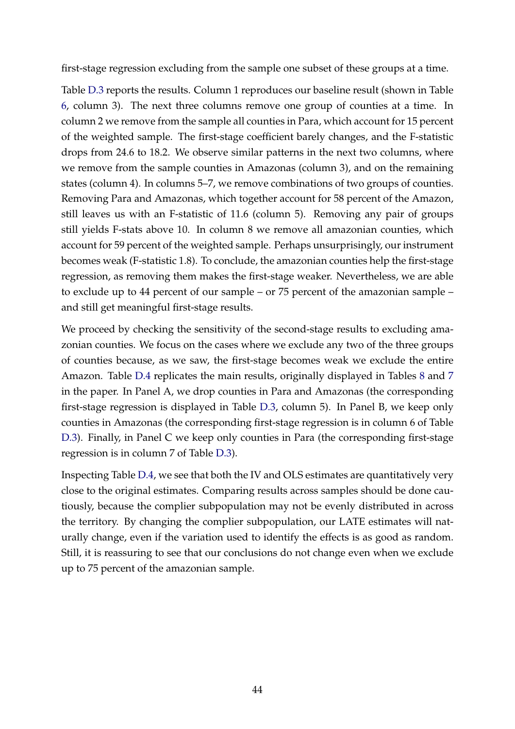first-stage regression excluding from the sample one subset of these groups at a time.

Table D.3 reports the results. Column 1 reproduces our baseline result (shown in Table 6, column 3). The next three columns remove one group of counties at a time. In column 2 we remove from the sample all counties in Para, which account for 15 percent of the weighted sample. The first-stage coefficient barely changes, and the F-statistic drops from 24.6 to 18.2. We observe similar patterns in the next two columns, where we remove from the sample counties in Amazonas (column 3), and on the remaining states (column 4). In columns 5–7, we remove combinations of two groups of counties. Removing Para and Amazonas, which together account for 58 percent of the Amazon, still leaves us with an F-statistic of 11.6 (column 5). Removing any pair of groups still yields F-stats above 10. In column 8 we remove all amazonian counties, which account for 59 percent of the weighted sample. Perhaps unsurprisingly, our instrument becomes weak (F-statistic 1.8). To conclude, the amazonian counties help the first-stage regression, as removing them makes the first-stage weaker. Nevertheless, we are able to exclude up to 44 percent of our sample – or 75 percent of the amazonian sample – and still get meaningful first-stage results.

We proceed by checking the sensitivity of the second-stage results to excluding amazonian counties. We focus on the cases where we exclude any two of the three groups of counties because, as we saw, the first-stage becomes weak we exclude the entire Amazon. Table D.4 replicates the main results, originally displayed in Tables 8 and 7 in the paper. In Panel A, we drop counties in Para and Amazonas (the corresponding first-stage regression is displayed in Table D.3, column 5). In Panel B, we keep only counties in Amazonas (the corresponding first-stage regression is in column 6 of Table D.3). Finally, in Panel C we keep only counties in Para (the corresponding first-stage regression is in column 7 of Table D.3).

Inspecting Table D.4, we see that both the IV and OLS estimates are quantitatively very close to the original estimates. Comparing results across samples should be done cautiously, because the complier subpopulation may not be evenly distributed in across the territory. By changing the complier subpopulation, our LATE estimates will naturally change, even if the variation used to identify the effects is as good as random. Still, it is reassuring to see that our conclusions do not change even when we exclude up to 75 percent of the amazonian sample.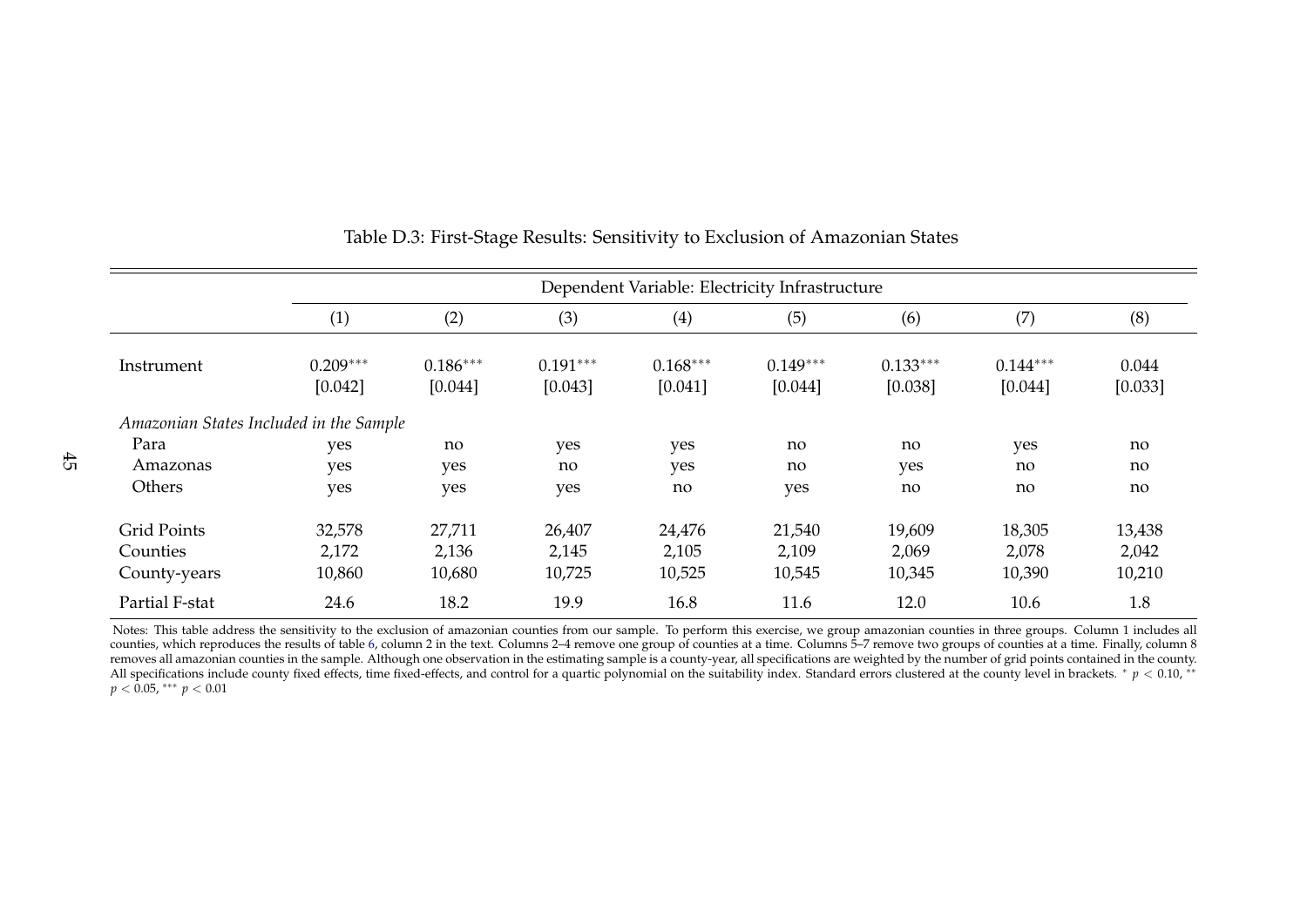Table D.3: First-Stage Results: Sensitivity to Exclusion of Amazonian States

| | Dependent Variable: Electricity Infrastructure | | | | | | | |
|---|---|---|---|---|---|---|---|---|
| | (1) | (2) | (3) | (4) | (5) | (6) | (7) | (8) |
| Instrument | 0.209*** | 0.186*** | 0.191*** | 0.168*** | 0.149*** | 0.133*** | 0.144*** | 0.044 |
| | [0.042] | [0.044] | [0.043] | [0.041] | [0.044] | [0.038] | [0.044] | [0.033] |
| *Amazonian States Included in the Sample* | | | | | | | | |
| Para | yes | no | yes | yes | no | no | yes | no |
| Amazonas | yes | yes | no | yes | no | yes | no | no |
| Others | yes | yes | yes | no | yes | no | no | no |
| Grid Points | 32,578 | 27,711 | 26,407 | 24,476 | 21,540 | 19,609 | 18,305 | 13,438 |
| Counties | 2,172 | 2,136 | 2,145 | 2,105 | 2,109 | 2,069 | 2,078 | 2,042 |
| County-years | 10,860 | 10,680 | 10,725 | 10,525 | 10,545 | 10,345 | 10,390 | 10,210 |
| Partial F-stat | 24.6 | 18.2 | 19.9 | 16.8 | 11.6 | 12.0 | 10.6 | 1.8 |

Notes: This table address the sensitivity to the exclusion of amazonian counties from our sample. To perform this exercise, we group amazonian counties in three groups. Column 1 includes all counties, which reproduces the results of table 6, column 2 in the text. Columns 2–4 remove one group of counties at a time. Columns 5–7 remove two groups of counties at a time. Finally, column 8 removes all amazonian counties in the sample. Although one observation in the estimating sample is a county-year, all specifications are weighted by the number of grid points contained in the county. All specifications include county fixed effects, time fixed-effects, and control for a quartic polynomial on the suitability index. Standard errors clustered at the county level in brackets. * $p < 0.10$, ** $p < 0.05$, *** $p < 0.01$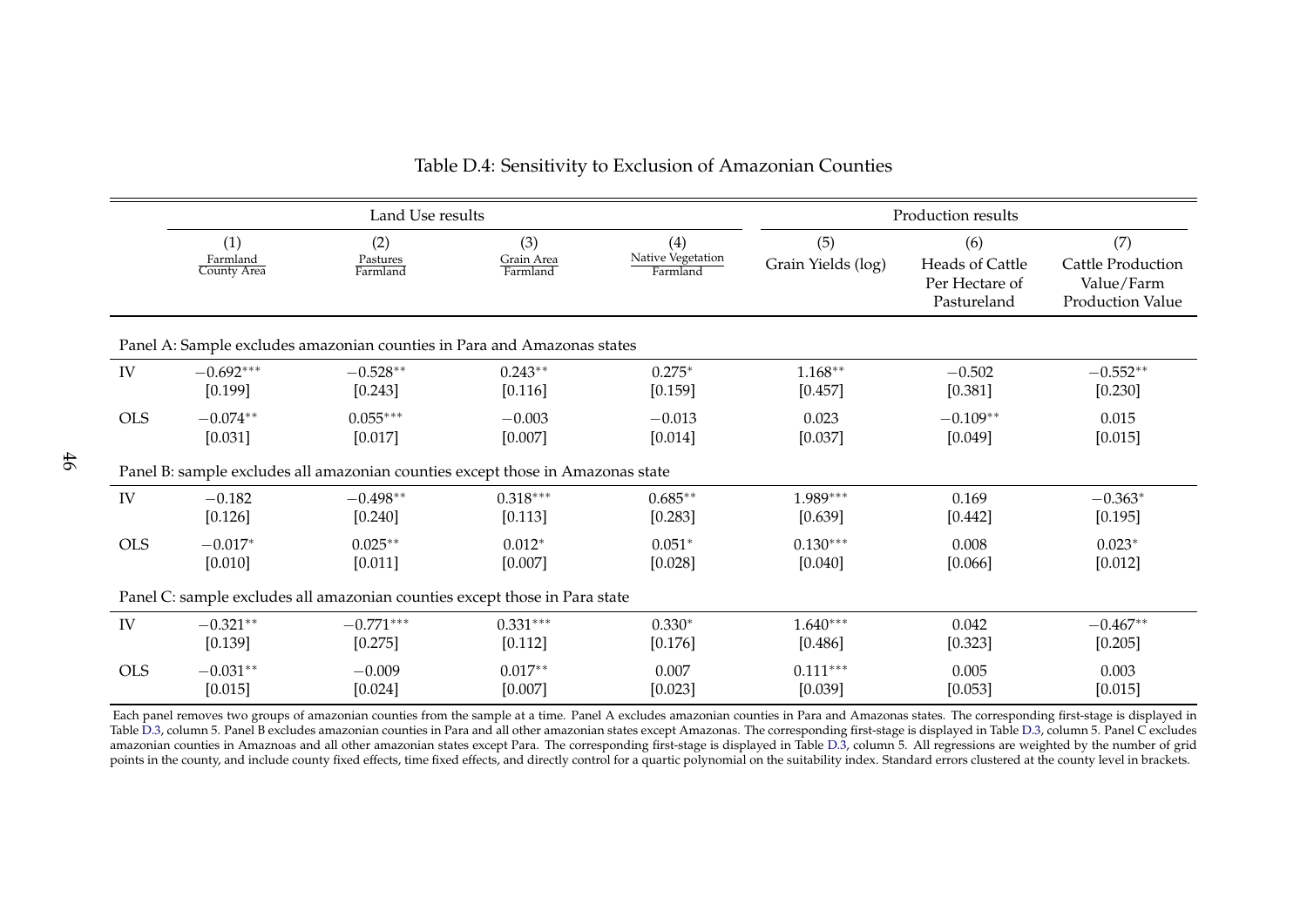Table D.4: Sensitivity to Exclusion of Amazonian Counties

| | Land Use results | | | | Production results | | |
|---|---|---|---|---|---|---|---|
| | (1) | (2) | (3) | (4) | (5) | (6) | (7) |
| | $\frac{\text{Farmland}}{\text{County Area}}$ | $\frac{\text{Pastures}}{\text{Farmland}}$ | $\frac{\text{Grain Area}}{\text{Farmland}}$ | $\frac{\text{Native Vegetation}}{\text{Farmland}}$ | Grain Yields (log) | Heads of Cattle Per Hectare of Pastureland | Cattle Production Value/Farm Production Value |
| **Panel A: Sample excludes amazonian counties in Para and Amazonas states** | | | | | | | |
| IV | $-0.692^{***}$ | $-0.528^{**}$ | $0.243^{**}$ | $0.275^{*}$ | $1.168^{**}$ | $-0.502$ | $-0.552^{**}$ |
| | [0.199] | [0.243] | [0.116] | [0.159] | [0.457] | [0.381] | [0.230] |
| OLS | $-0.074^{**}$ | $0.055^{***}$ | $-0.003$ | $-0.013$ | $0.023$ | $-0.109^{**}$ | $0.015$ |
| | [0.031] | [0.017] | [0.007] | [0.014] | [0.037] | [0.049] | [0.015] |
| **Panel B: sample excludes all amazonian counties except those in Amazonas state** | | | | | | | |
| IV | $-0.182$ | $-0.498^{**}$ | $0.318^{***}$ | $0.685^{**}$ | $1.989^{***}$ | $0.169$ | $-0.363^{*}$ |
| | [0.126] | [0.240] | [0.113] | [0.283] | [0.639] | [0.442] | [0.195] |
| OLS | $-0.017^{*}$ | $0.025^{**}$ | $0.012^{*}$ | $0.051^{*}$ | $0.130^{***}$ | $0.008$ | $0.023^{*}$ |
| | [0.010] | [0.011] | [0.007] | [0.028] | [0.040] | [0.066] | [0.012] |
| **Panel C: sample excludes all amazonian counties except those in Para state** | | | | | | | |
| IV | $-0.321^{**}$ | $-0.771^{***}$ | $0.331^{***}$ | $0.330^{*}$ | $1.640^{***}$ | $0.042$ | $-0.467^{**}$ |
| | [0.139] | [0.275] | [0.112] | [0.176] | [0.486] | [0.323] | [0.205] |
| OLS | $-0.031^{**}$ | $-0.009$ | $0.017^{**}$ | $0.007$ | $0.111^{***}$ | $0.005$ | $0.003$ |
| | [0.015] | [0.024] | [0.007] | [0.023] | [0.039] | [0.053] | [0.015] |

Each panel removes two groups of amazonian counties from the sample at a time. Panel A excludes amazonian counties in Para and Amazonas states. The corresponding first-stage is displayed in Table D.3, column 5. Panel B excludes amazonian counties in Para and all other amazonian states except Amazonas. The corresponding first-stage is displayed in Table D.3, column 5. Panel C excludes amazonian counties in Amaznoas and all other amazonian states except Para. The corresponding first-stage is displayed in Table D.3, column 5. All regressions are weighted by the number of grid points in the county, and include county fixed effects, time fixed effects, and directly control for a quartic polynomial on the suitability index. Standard errors clustered at the county level in brackets.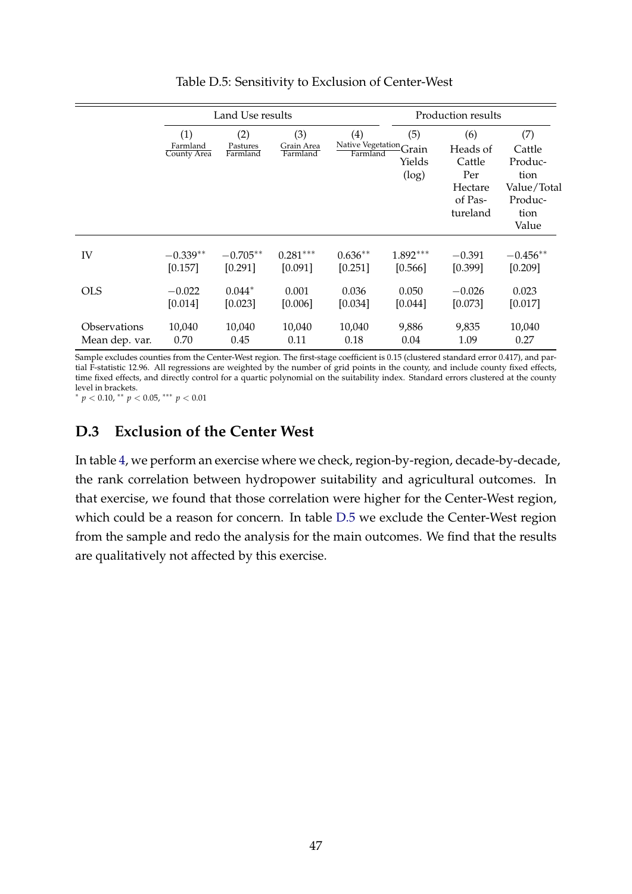Table D.5: Sensitivity to Exclusion of Center-West

| | Land Use results | | | | Production results | | |
|---|---|---|---|---|---|---|---|
| | (1) $\frac{\text{Farmland}}{\text{County Area}}$ | (2) $\frac{\text{Pastures}}{\text{Farmland}}$ | (3) $\frac{\text{Grain Area}}{\text{Farmland}}$ | (4) $\frac{\text{Native Vegetation}}{\text{Farmland}}$ | (5) Grain Yields (log) | (6) Heads of Cattle Per Hectare of Pastureland | (7) Cattle Production Value/Total Production Value |
| IV | $-0.339^{**}$ | $-0.705^{**}$ | $0.281^{***}$ | $0.636^{**}$ | $1.892^{***}$ | $-0.391$ | $-0.456^{**}$ |
| | [0.157] | [0.291] | [0.091] | [0.251] | [0.566] | [0.399] | [0.209] |
| OLS | $-0.022$ | $0.044^{*}$ | 0.001 | 0.036 | 0.050 | $-0.026$ | 0.023 |
| | [0.014] | [0.023] | [0.006] | [0.034] | [0.044] | [0.073] | [0.017] |
| Observations | 10,040 | 10,040 | 10,040 | 10,040 | 9,886 | 9,835 | 10,040 |
| Mean dep. var. | 0.70 | 0.45 | 0.11 | 0.18 | 0.04 | 1.09 | 0.27 |

Sample excludes counties from the Center-West region. The first-stage coefficient is 0.15 (clustered standard error 0.417), and partial F-statistic 12.96. All regressions are weighted by the number of grid points in the county, and include county fixed effects, time fixed effects, and directly control for a quartic polynomial on the suitability index. Standard errors clustered at the county level in brackets.
$^{*}$ $p < 0.10$, $^{**}$ $p < 0.05$, $^{***}$ $p < 0.01$

## D.3 Exclusion of the Center West

In table 4, we perform an exercise where we check, region-by-region, decade-by-decade, the rank correlation between hydropower suitability and agricultural outcomes. In that exercise, we found that those correlation were higher for the Center-West region, which could be a reason for concern. In table D.5 we exclude the Center-West region from the sample and redo the analysis for the main outcomes. We find that the results are qualitatively not affected by this exercise.